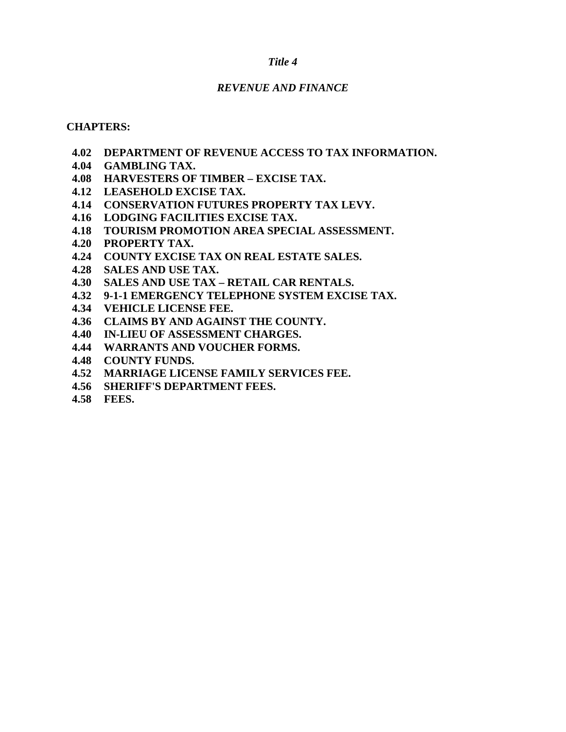# *Title 4*

## *REVENUE AND FINANCE*

**CHAPTERS:**

**4.02 DEPARTMENT OF REVENUE ACCESS TO TAX INFORMATION.**
**4.04 GAMBLING TAX.**
**4.08 HARVESTERS OF TIMBER – EXCISE TAX.**
**4.12 LEASEHOLD EXCISE TAX.**
**4.14 CONSERVATION FUTURES PROPERTY TAX LEVY.**
**4.16 LODGING FACILITIES EXCISE TAX.**
**4.18 TOURISM PROMOTION AREA SPECIAL ASSESSMENT.**
**4.20 PROPERTY TAX.**
**4.24 COUNTY EXCISE TAX ON REAL ESTATE SALES.**
**4.28 SALES AND USE TAX.**
**4.30 SALES AND USE TAX – RETAIL CAR RENTALS.**
**4.32 9-1-1 EMERGENCY TELEPHONE SYSTEM EXCISE TAX.**
**4.34 VEHICLE LICENSE FEE.**
**4.36 CLAIMS BY AND AGAINST THE COUNTY.**
**4.40 IN-LIEU OF ASSESSMENT CHARGES.**
**4.44 WARRANTS AND VOUCHER FORMS.**
**4.48 COUNTY FUNDS.**
**4.52 MARRIAGE LICENSE FAMILY SERVICES FEE.**
**4.56 SHERIFF'S DEPARTMENT FEES.**
**4.58 FEES.**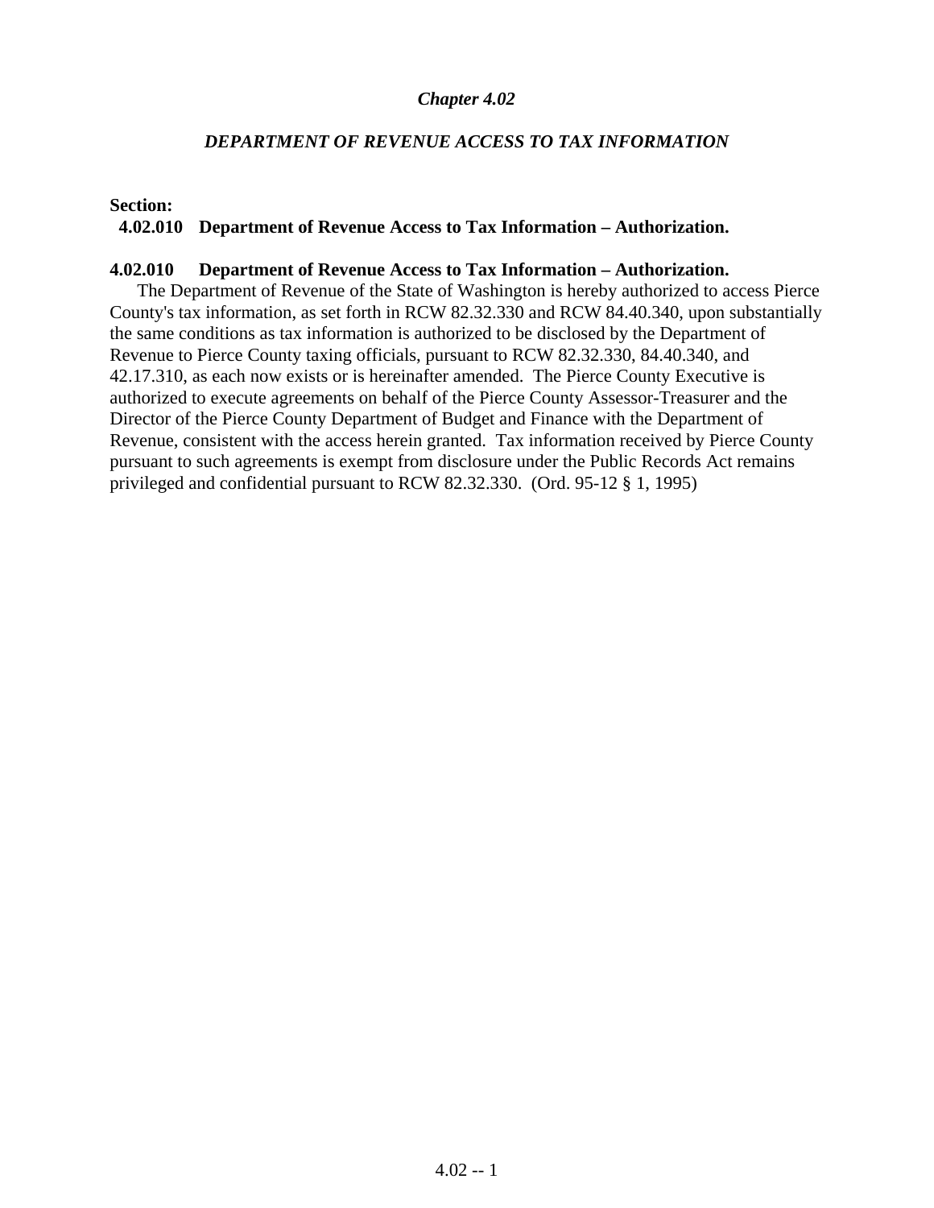## *Chapter 4.02*

### *DEPARTMENT OF REVENUE ACCESS TO TAX INFORMATION*

**Section:**

**4.02.010 Department of Revenue Access to Tax Information – Authorization.**

**4.02.010 Department of Revenue Access to Tax Information – Authorization.**

The Department of Revenue of the State of Washington is hereby authorized to access Pierce County's tax information, as set forth in RCW 82.32.330 and RCW 84.40.340, upon substantially the same conditions as tax information is authorized to be disclosed by the Department of Revenue to Pierce County taxing officials, pursuant to RCW 82.32.330, 84.40.340, and 42.17.310, as each now exists or is hereinafter amended. The Pierce County Executive is authorized to execute agreements on behalf of the Pierce County Assessor-Treasurer and the Director of the Pierce County Department of Budget and Finance with the Department of Revenue, consistent with the access herein granted. Tax information received by Pierce County pursuant to such agreements is exempt from disclosure under the Public Records Act remains privileged and confidential pursuant to RCW 82.32.330. (Ord. 95-12 § 1, 1995)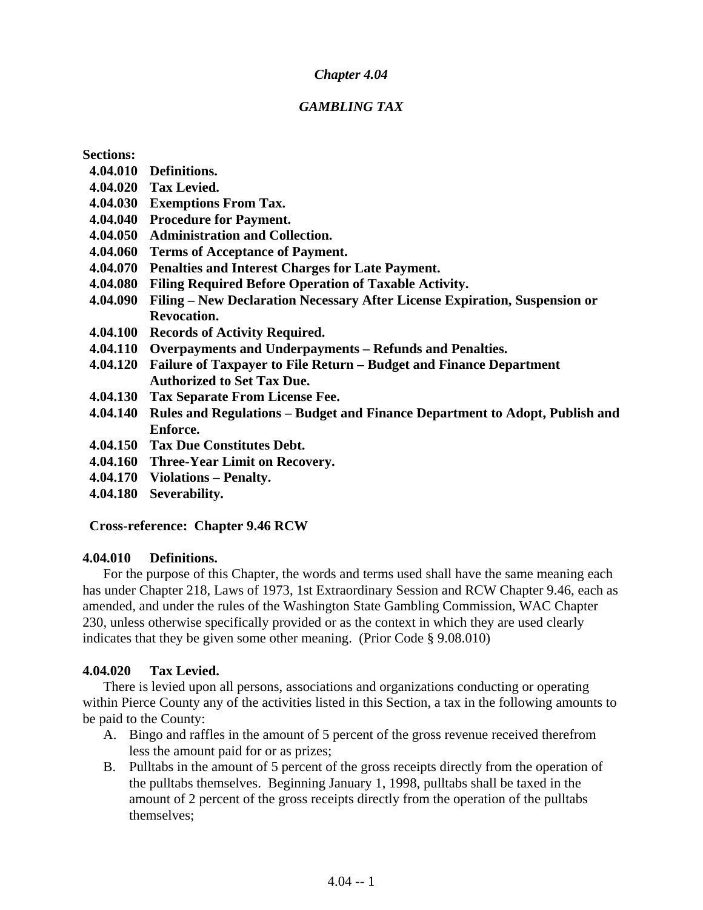## *Chapter 4.04*

## *GAMBLING TAX*

**Sections:**

**4.04.010 Definitions.**
**4.04.020 Tax Levied.**
**4.04.030 Exemptions From Tax.**
**4.04.040 Procedure for Payment.**
**4.04.050 Administration and Collection.**
**4.04.060 Terms of Acceptance of Payment.**
**4.04.070 Penalties and Interest Charges for Late Payment.**
**4.04.080 Filing Required Before Operation of Taxable Activity.**
**4.04.090 Filing – New Declaration Necessary After License Expiration, Suspension or Revocation.**
**4.04.100 Records of Activity Required.**
**4.04.110 Overpayments and Underpayments – Refunds and Penalties.**
**4.04.120 Failure of Taxpayer to File Return – Budget and Finance Department Authorized to Set Tax Due.**
**4.04.130 Tax Separate From License Fee.**
**4.04.140 Rules and Regulations – Budget and Finance Department to Adopt, Publish and Enforce.**
**4.04.150 Tax Due Constitutes Debt.**
**4.04.160 Three-Year Limit on Recovery.**
**4.04.170 Violations – Penalty.**
**4.04.180 Severability.**

**Cross-reference: Chapter 9.46 RCW**

### 4.04.010 Definitions.

For the purpose of this Chapter, the words and terms used shall have the same meaning each has under Chapter 218, Laws of 1973, 1st Extraordinary Session and RCW Chapter 9.46, each as amended, and under the rules of the Washington State Gambling Commission, WAC Chapter 230, unless otherwise specifically provided or as the context in which they are used clearly indicates that they be given some other meaning. (Prior Code § 9.08.010)

### 4.04.020 Tax Levied.

There is levied upon all persons, associations and organizations conducting or operating within Pierce County any of the activities listed in this Section, a tax in the following amounts to be paid to the County:

A. Bingo and raffles in the amount of 5 percent of the gross revenue received therefrom less the amount paid for or as prizes;
B. Pulltabs in the amount of 5 percent of the gross receipts directly from the operation of the pulltabs themselves. Beginning January 1, 1998, pulltabs shall be taxed in the amount of 2 percent of the gross receipts directly from the operation of the pulltabs themselves;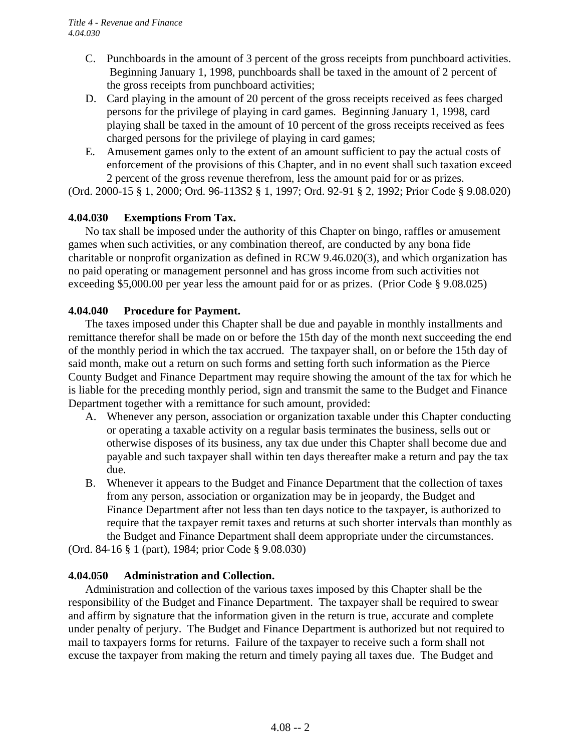C. Punchboards in the amount of 3 percent of the gross receipts from punchboard activities. Beginning January 1, 1998, punchboards shall be taxed in the amount of 2 percent of the gross receipts from punchboard activities;
D. Card playing in the amount of 20 percent of the gross receipts received as fees charged persons for the privilege of playing in card games. Beginning January 1, 1998, card playing shall be taxed in the amount of 10 percent of the gross receipts received as fees charged persons for the privilege of playing in card games;
E. Amusement games only to the extent of an amount sufficient to pay the actual costs of enforcement of the provisions of this Chapter, and in no event shall such taxation exceed 2 percent of the gross revenue therefrom, less the amount paid for or as prizes.

(Ord. 2000-15 § 1, 2000; Ord. 96-113S2 § 1, 1997; Ord. 92-91 § 2, 1992; Prior Code § 9.08.020)

### 4.04.030 Exemptions From Tax.

No tax shall be imposed under the authority of this Chapter on bingo, raffles or amusement games when such activities, or any combination thereof, are conducted by any bona fide charitable or nonprofit organization as defined in RCW 9.46.020(3), and which organization has no paid operating or management personnel and has gross income from such activities not exceeding $5,000.00 per year less the amount paid for or as prizes. (Prior Code § 9.08.025)

### 4.04.040 Procedure for Payment.

The taxes imposed under this Chapter shall be due and payable in monthly installments and remittance therefor shall be made on or before the 15th day of the month next succeeding the end of the monthly period in which the tax accrued. The taxpayer shall, on or before the 15th day of said month, make out a return on such forms and setting forth such information as the Pierce County Budget and Finance Department may require showing the amount of the tax for which he is liable for the preceding monthly period, sign and transmit the same to the Budget and Finance Department together with a remittance for such amount, provided:

A. Whenever any person, association or organization taxable under this Chapter conducting or operating a taxable activity on a regular basis terminates the business, sells out or otherwise disposes of its business, any tax due under this Chapter shall become due and payable and such taxpayer shall within ten days thereafter make a return and pay the tax due.
B. Whenever it appears to the Budget and Finance Department that the collection of taxes from any person, association or organization may be in jeopardy, the Budget and Finance Department after not less than ten days notice to the taxpayer, is authorized to require that the taxpayer remit taxes and returns at such shorter intervals than monthly as the Budget and Finance Department shall deem appropriate under the circumstances.

(Ord. 84-16 § 1 (part), 1984; prior Code § 9.08.030)

### 4.04.050 Administration and Collection.

Administration and collection of the various taxes imposed by this Chapter shall be the responsibility of the Budget and Finance Department. The taxpayer shall be required to swear and affirm by signature that the information given in the return is true, accurate and complete under penalty of perjury. The Budget and Finance Department is authorized but not required to mail to taxpayers forms for returns. Failure of the taxpayer to receive such a form shall not excuse the taxpayer from making the return and timely paying all taxes due. The Budget and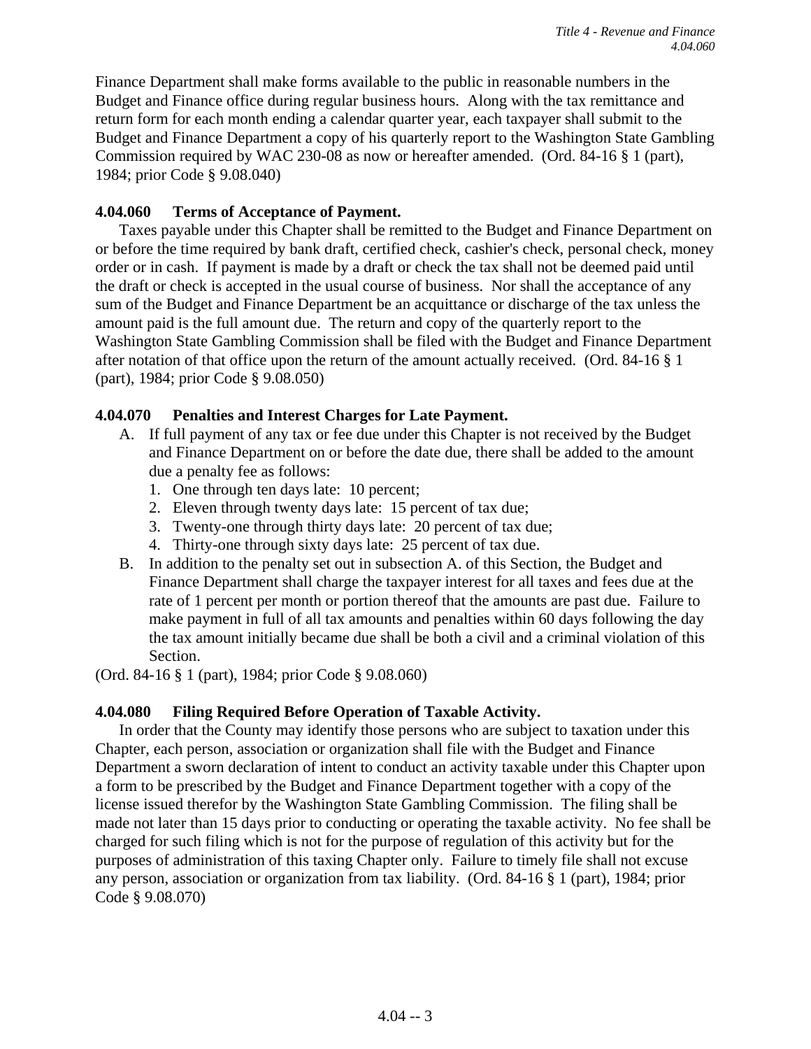Finance Department shall make forms available to the public in reasonable numbers in the Budget and Finance office during regular business hours. Along with the tax remittance and return form for each month ending a calendar quarter year, each taxpayer shall submit to the Budget and Finance Department a copy of his quarterly report to the Washington State Gambling Commission required by WAC 230-08 as now or hereafter amended. (Ord. 84-16 § 1 (part), 1984; prior Code § 9.08.040)

### 4.04.060 Terms of Acceptance of Payment.

Taxes payable under this Chapter shall be remitted to the Budget and Finance Department on or before the time required by bank draft, certified check, cashier's check, personal check, money order or in cash. If payment is made by a draft or check the tax shall not be deemed paid until the draft or check is accepted in the usual course of business. Nor shall the acceptance of any sum of the Budget and Finance Department be an acquittance or discharge of the tax unless the amount paid is the full amount due. The return and copy of the quarterly report to the Washington State Gambling Commission shall be filed with the Budget and Finance Department after notation of that office upon the return of the amount actually received. (Ord. 84-16 § 1 (part), 1984; prior Code § 9.08.050)

### 4.04.070 Penalties and Interest Charges for Late Payment.

A. If full payment of any tax or fee due under this Chapter is not received by the Budget and Finance Department on or before the date due, there shall be added to the amount due a penalty fee as follows:
   1. One through ten days late: 10 percent;
   2. Eleven through twenty days late: 15 percent of tax due;
   3. Twenty-one through thirty days late: 20 percent of tax due;
   4. Thirty-one through sixty days late: 25 percent of tax due.

B. In addition to the penalty set out in subsection A. of this Section, the Budget and Finance Department shall charge the taxpayer interest for all taxes and fees due at the rate of 1 percent per month or portion thereof that the amounts are past due. Failure to make payment in full of all tax amounts and penalties within 60 days following the day the tax amount initially became due shall be both a civil and a criminal violation of this Section.

(Ord. 84-16 § 1 (part), 1984; prior Code § 9.08.060)

### 4.04.080 Filing Required Before Operation of Taxable Activity.

In order that the County may identify those persons who are subject to taxation under this Chapter, each person, association or organization shall file with the Budget and Finance Department a sworn declaration of intent to conduct an activity taxable under this Chapter upon a form to be prescribed by the Budget and Finance Department together with a copy of the license issued therefor by the Washington State Gambling Commission. The filing shall be made not later than 15 days prior to conducting or operating the taxable activity. No fee shall be charged for such filing which is not for the purpose of regulation of this activity but for the purposes of administration of this taxing Chapter only. Failure to timely file shall not excuse any person, association or organization from tax liability. (Ord. 84-16 § 1 (part), 1984; prior Code § 9.08.070)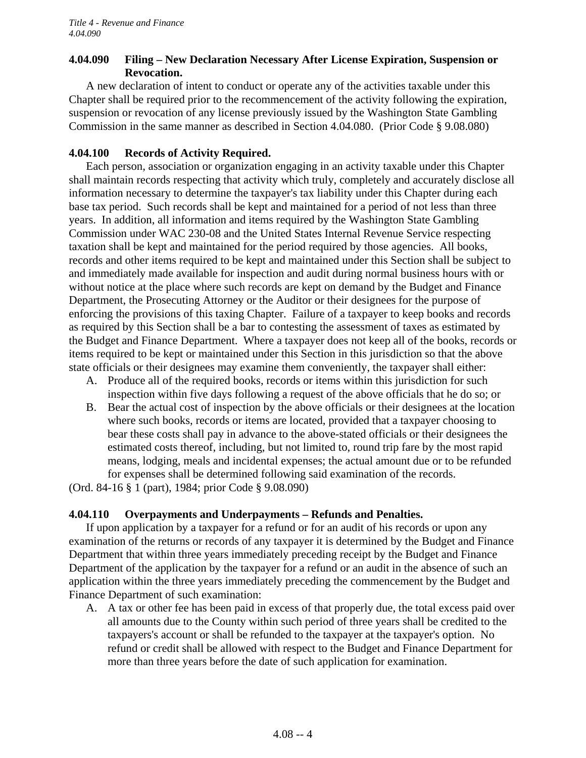### 4.04.090 Filing – New Declaration Necessary After License Expiration, Suspension or Revocation.

A new declaration of intent to conduct or operate any of the activities taxable under this Chapter shall be required prior to the recommencement of the activity following the expiration, suspension or revocation of any license previously issued by the Washington State Gambling Commission in the same manner as described in Section 4.04.080. (Prior Code § 9.08.080)

### 4.04.100 Records of Activity Required.

Each person, association or organization engaging in an activity taxable under this Chapter shall maintain records respecting that activity which truly, completely and accurately disclose all information necessary to determine the taxpayer's tax liability under this Chapter during each base tax period. Such records shall be kept and maintained for a period of not less than three years. In addition, all information and items required by the Washington State Gambling Commission under WAC 230-08 and the United States Internal Revenue Service respecting taxation shall be kept and maintained for the period required by those agencies. All books, records and other items required to be kept and maintained under this Section shall be subject to and immediately made available for inspection and audit during normal business hours with or without notice at the place where such records are kept on demand by the Budget and Finance Department, the Prosecuting Attorney or the Auditor or their designees for the purpose of enforcing the provisions of this taxing Chapter. Failure of a taxpayer to keep books and records as required by this Section shall be a bar to contesting the assessment of taxes as estimated by the Budget and Finance Department. Where a taxpayer does not keep all of the books, records or items required to be kept or maintained under this Section in this jurisdiction so that the above state officials or their designees may examine them conveniently, the taxpayer shall either:

A. Produce all of the required books, records or items within this jurisdiction for such inspection within five days following a request of the above officials that he do so; or
B. Bear the actual cost of inspection by the above officials or their designees at the location where such books, records or items are located, provided that a taxpayer choosing to bear these costs shall pay in advance to the above-stated officials or their designees the estimated costs thereof, including, but not limited to, round trip fare by the most rapid means, lodging, meals and incidental expenses; the actual amount due or to be refunded for expenses shall be determined following said examination of the records.

(Ord. 84-16 § 1 (part), 1984; prior Code § 9.08.090)

### 4.04.110 Overpayments and Underpayments – Refunds and Penalties.

If upon application by a taxpayer for a refund or for an audit of his records or upon any examination of the returns or records of any taxpayer it is determined by the Budget and Finance Department that within three years immediately preceding receipt by the Budget and Finance Department of the application by the taxpayer for a refund or an audit in the absence of such an application within the three years immediately preceding the commencement by the Budget and Finance Department of such examination:

A. A tax or other fee has been paid in excess of that properly due, the total excess paid over all amounts due to the County within such period of three years shall be credited to the taxpayers's account or shall be refunded to the taxpayer at the taxpayer's option. No refund or credit shall be allowed with respect to the Budget and Finance Department for more than three years before the date of such application for examination.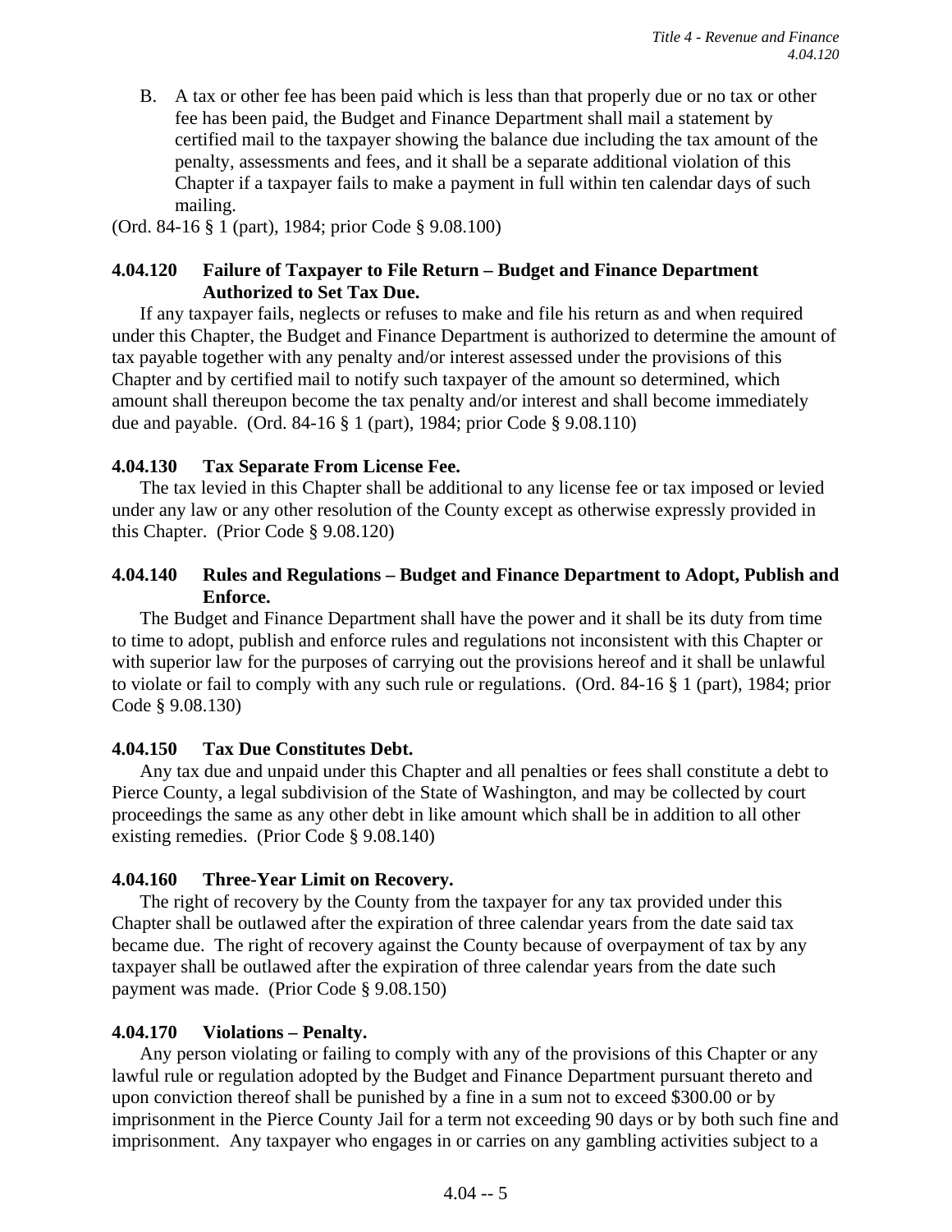B. A tax or other fee has been paid which is less than that properly due or no tax or other fee has been paid, the Budget and Finance Department shall mail a statement by certified mail to the taxpayer showing the balance due including the tax amount of the penalty, assessments and fees, and it shall be a separate additional violation of this Chapter if a taxpayer fails to make a payment in full within ten calendar days of such mailing.

(Ord. 84-16 § 1 (part), 1984; prior Code § 9.08.100)

### 4.04.120 Failure of Taxpayer to File Return – Budget and Finance Department Authorized to Set Tax Due.

If any taxpayer fails, neglects or refuses to make and file his return as and when required under this Chapter, the Budget and Finance Department is authorized to determine the amount of tax payable together with any penalty and/or interest assessed under the provisions of this Chapter and by certified mail to notify such taxpayer of the amount so determined, which amount shall thereupon become the tax penalty and/or interest and shall become immediately due and payable. (Ord. 84-16 § 1 (part), 1984; prior Code § 9.08.110)

### 4.04.130 Tax Separate From License Fee.

The tax levied in this Chapter shall be additional to any license fee or tax imposed or levied under any law or any other resolution of the County except as otherwise expressly provided in this Chapter. (Prior Code § 9.08.120)

### 4.04.140 Rules and Regulations – Budget and Finance Department to Adopt, Publish and Enforce.

The Budget and Finance Department shall have the power and it shall be its duty from time to time to adopt, publish and enforce rules and regulations not inconsistent with this Chapter or with superior law for the purposes of carrying out the provisions hereof and it shall be unlawful to violate or fail to comply with any such rule or regulations. (Ord. 84-16 § 1 (part), 1984; prior Code § 9.08.130)

### 4.04.150 Tax Due Constitutes Debt.

Any tax due and unpaid under this Chapter and all penalties or fees shall constitute a debt to Pierce County, a legal subdivision of the State of Washington, and may be collected by court proceedings the same as any other debt in like amount which shall be in addition to all other existing remedies. (Prior Code § 9.08.140)

### 4.04.160 Three-Year Limit on Recovery.

The right of recovery by the County from the taxpayer for any tax provided under this Chapter shall be outlawed after the expiration of three calendar years from the date said tax became due. The right of recovery against the County because of overpayment of tax by any taxpayer shall be outlawed after the expiration of three calendar years from the date such payment was made. (Prior Code § 9.08.150)

### 4.04.170 Violations – Penalty.

Any person violating or failing to comply with any of the provisions of this Chapter or any lawful rule or regulation adopted by the Budget and Finance Department pursuant thereto and upon conviction thereof shall be punished by a fine in a sum not to exceed $300.00 or by imprisonment in the Pierce County Jail for a term not exceeding 90 days or by both such fine and imprisonment. Any taxpayer who engages in or carries on any gambling activities subject to a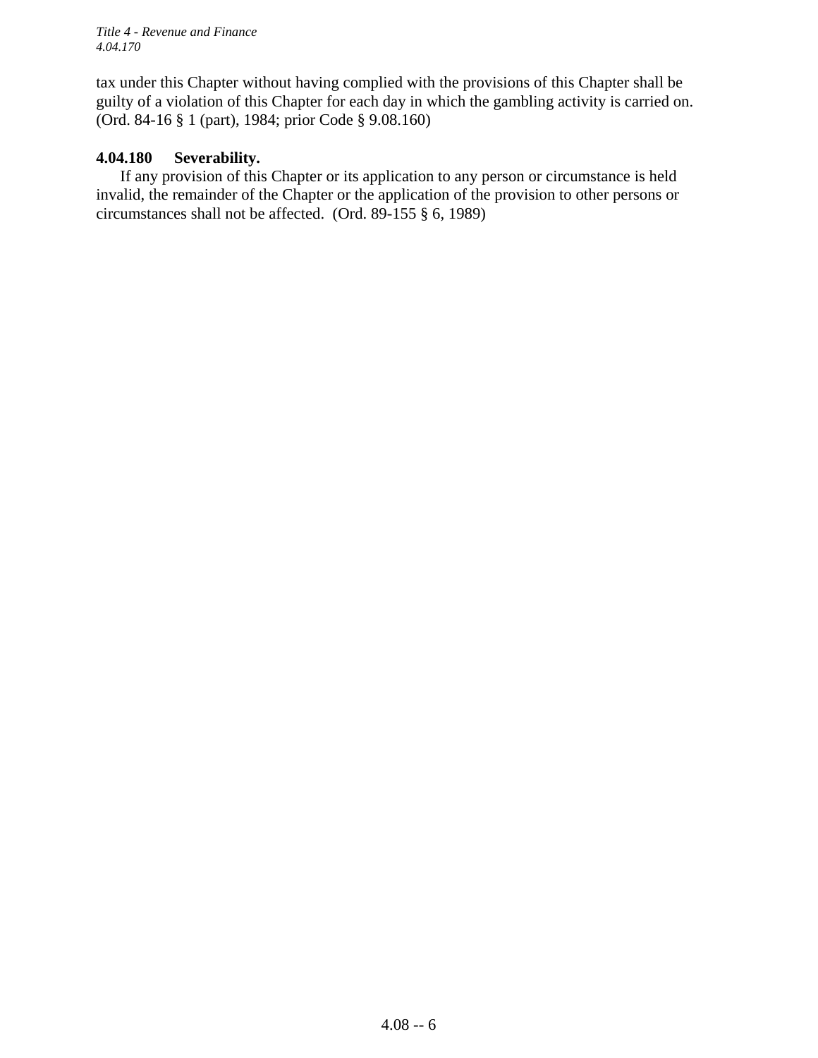tax under this Chapter without having complied with the provisions of this Chapter shall be guilty of a violation of this Chapter for each day in which the gambling activity is carried on. (Ord. 84-16 § 1 (part), 1984; prior Code § 9.08.160)

**4.04.180 Severability.**

If any provision of this Chapter or its application to any person or circumstance is held invalid, the remainder of the Chapter or the application of the provision to other persons or circumstances shall not be affected. (Ord. 89-155 § 6, 1989)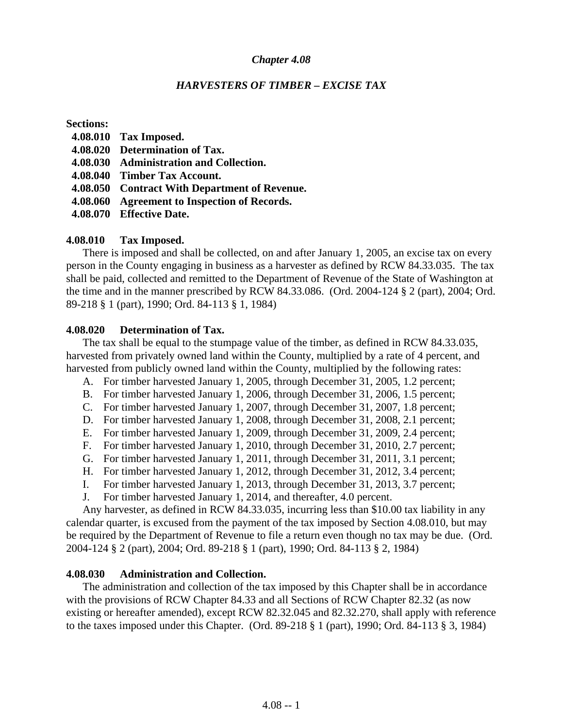## *Chapter 4.08*

## *HARVESTERS OF TIMBER – EXCISE TAX*

**Sections:**

- **4.08.010 Tax Imposed.**
- **4.08.020 Determination of Tax.**
- **4.08.030 Administration and Collection.**
- **4.08.040 Timber Tax Account.**
- **4.08.050 Contract With Department of Revenue.**
- **4.08.060 Agreement to Inspection of Records.**
- **4.08.070 Effective Date.**

### 4.08.010 Tax Imposed.

There is imposed and shall be collected, on and after January 1, 2005, an excise tax on every person in the County engaging in business as a harvester as defined by RCW 84.33.035. The tax shall be paid, collected and remitted to the Department of Revenue of the State of Washington at the time and in the manner prescribed by RCW 84.33.086. (Ord. 2004-124 § 2 (part), 2004; Ord. 89-218 § 1 (part), 1990; Ord. 84-113 § 1, 1984)

### 4.08.020 Determination of Tax.

The tax shall be equal to the stumpage value of the timber, as defined in RCW 84.33.035, harvested from privately owned land within the County, multiplied by a rate of 4 percent, and harvested from publicly owned land within the County, multiplied by the following rates:

A. For timber harvested January 1, 2005, through December 31, 2005, 1.2 percent;
B. For timber harvested January 1, 2006, through December 31, 2006, 1.5 percent;
C. For timber harvested January 1, 2007, through December 31, 2007, 1.8 percent;
D. For timber harvested January 1, 2008, through December 31, 2008, 2.1 percent;
E. For timber harvested January 1, 2009, through December 31, 2009, 2.4 percent;
F. For timber harvested January 1, 2010, through December 31, 2010, 2.7 percent;
G. For timber harvested January 1, 2011, through December 31, 2011, 3.1 percent;
H. For timber harvested January 1, 2012, through December 31, 2012, 3.4 percent;
I. For timber harvested January 1, 2013, through December 31, 2013, 3.7 percent;
J. For timber harvested January 1, 2014, and thereafter, 4.0 percent.

Any harvester, as defined in RCW 84.33.035, incurring less than $10.00 tax liability in any calendar quarter, is excused from the payment of the tax imposed by Section 4.08.010, but may be required by the Department of Revenue to file a return even though no tax may be due. (Ord. 2004-124 § 2 (part), 2004; Ord. 89-218 § 1 (part), 1990; Ord. 84-113 § 2, 1984)

### 4.08.030 Administration and Collection.

The administration and collection of the tax imposed by this Chapter shall be in accordance with the provisions of RCW Chapter 84.33 and all Sections of RCW Chapter 82.32 (as now existing or hereafter amended), except RCW 82.32.045 and 82.32.270, shall apply with reference to the taxes imposed under this Chapter. (Ord. 89-218 § 1 (part), 1990; Ord. 84-113 § 3, 1984)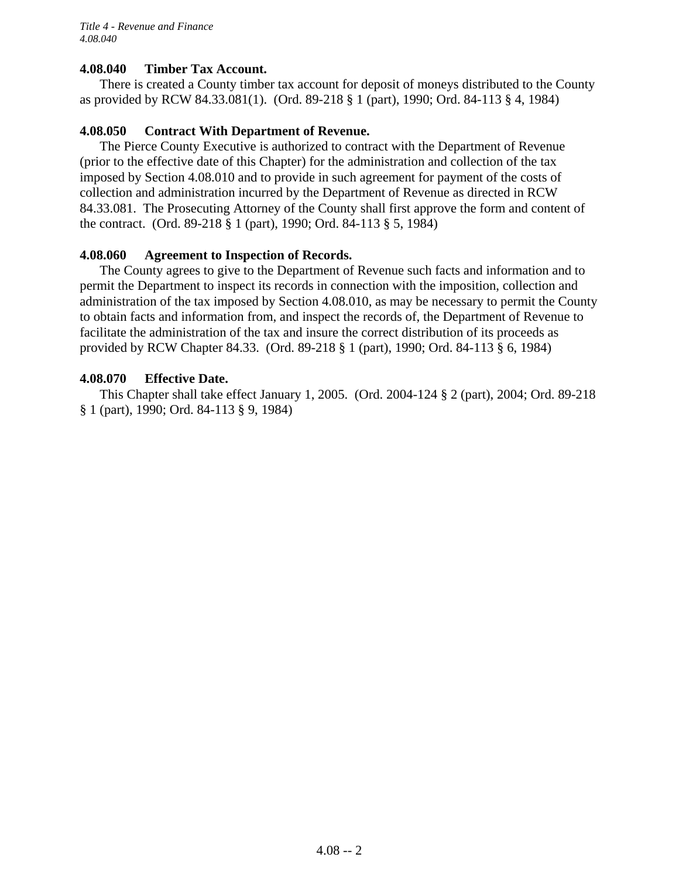### 4.08.040 Timber Tax Account.

There is created a County timber tax account for deposit of moneys distributed to the County as provided by RCW 84.33.081(1). (Ord. 89-218 § 1 (part), 1990; Ord. 84-113 § 4, 1984)

### 4.08.050 Contract With Department of Revenue.

The Pierce County Executive is authorized to contract with the Department of Revenue (prior to the effective date of this Chapter) for the administration and collection of the tax imposed by Section 4.08.010 and to provide in such agreement for payment of the costs of collection and administration incurred by the Department of Revenue as directed in RCW 84.33.081. The Prosecuting Attorney of the County shall first approve the form and content of the contract. (Ord. 89-218 § 1 (part), 1990; Ord. 84-113 § 5, 1984)

### 4.08.060 Agreement to Inspection of Records.

The County agrees to give to the Department of Revenue such facts and information and to permit the Department to inspect its records in connection with the imposition, collection and administration of the tax imposed by Section 4.08.010, as may be necessary to permit the County to obtain facts and information from, and inspect the records of, the Department of Revenue to facilitate the administration of the tax and insure the correct distribution of its proceeds as provided by RCW Chapter 84.33. (Ord. 89-218 § 1 (part), 1990; Ord. 84-113 § 6, 1984)

### 4.08.070 Effective Date.

This Chapter shall take effect January 1, 2005. (Ord. 2004-124 § 2 (part), 2004; Ord. 89-218 § 1 (part), 1990; Ord. 84-113 § 9, 1984)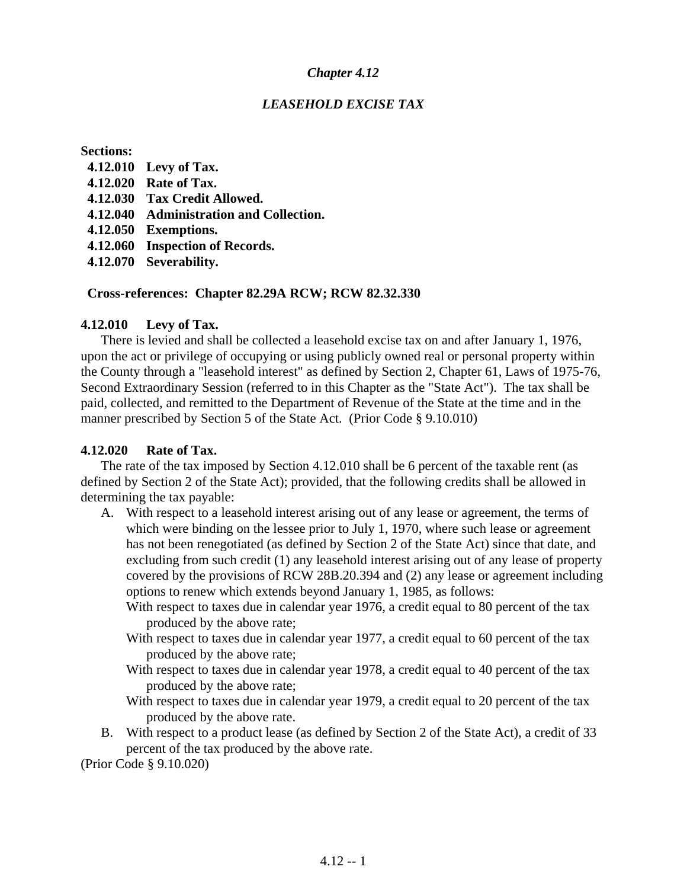# *Chapter 4.12*

## *LEASEHOLD EXCISE TAX*

**Sections:**

**4.12.010 Levy of Tax.**
**4.12.020 Rate of Tax.**
**4.12.030 Tax Credit Allowed.**
**4.12.040 Administration and Collection.**
**4.12.050 Exemptions.**
**4.12.060 Inspection of Records.**
**4.12.070 Severability.**

**Cross-references: Chapter 82.29A RCW; RCW 82.32.330**

### 4.12.010 Levy of Tax.

There is levied and shall be collected a leasehold excise tax on and after January 1, 1976, upon the act or privilege of occupying or using publicly owned real or personal property within the County through a "leasehold interest" as defined by Section 2, Chapter 61, Laws of 1975-76, Second Extraordinary Session (referred to in this Chapter as the "State Act"). The tax shall be paid, collected, and remitted to the Department of Revenue of the State at the time and in the manner prescribed by Section 5 of the State Act. (Prior Code § 9.10.010)

### 4.12.020 Rate of Tax.

The rate of the tax imposed by Section 4.12.010 shall be 6 percent of the taxable rent (as defined by Section 2 of the State Act); provided, that the following credits shall be allowed in determining the tax payable:

A. With respect to a leasehold interest arising out of any lease or agreement, the terms of which were binding on the lessee prior to July 1, 1970, where such lease or agreement has not been renegotiated (as defined by Section 2 of the State Act) since that date, and excluding from such credit (1) any leasehold interest arising out of any lease of property covered by the provisions of RCW 28B.20.394 and (2) any lease or agreement including options to renew which extends beyond January 1, 1985, as follows:

   With respect to taxes due in calendar year 1976, a credit equal to 80 percent of the tax produced by the above rate;

   With respect to taxes due in calendar year 1977, a credit equal to 60 percent of the tax produced by the above rate;

   With respect to taxes due in calendar year 1978, a credit equal to 40 percent of the tax produced by the above rate;

   With respect to taxes due in calendar year 1979, a credit equal to 20 percent of the tax produced by the above rate.

B. With respect to a product lease (as defined by Section 2 of the State Act), a credit of 33 percent of the tax produced by the above rate.

(Prior Code § 9.10.020)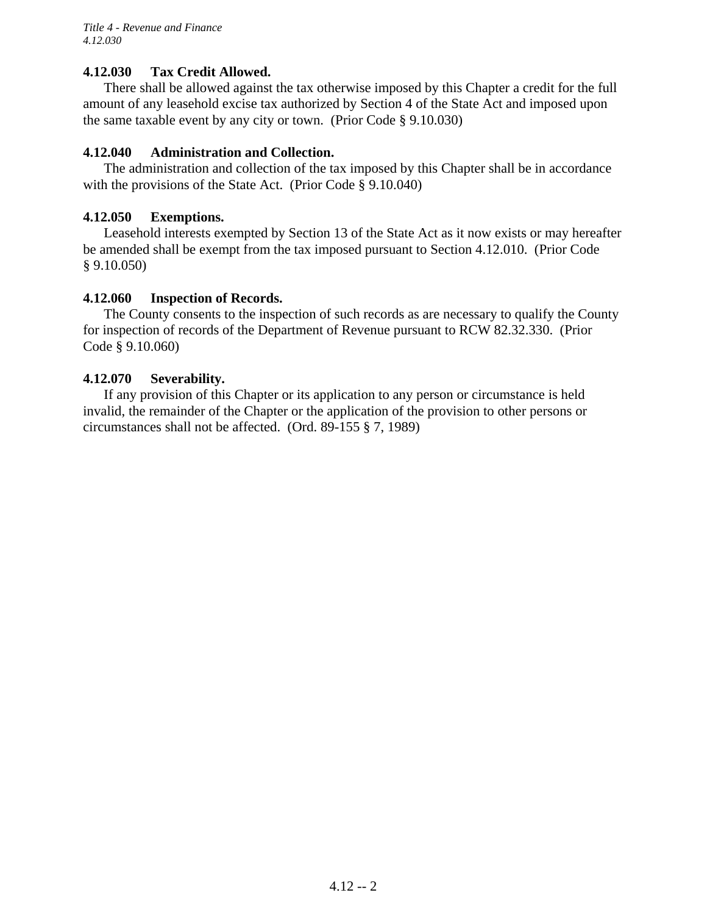### 4.12.030 Tax Credit Allowed.

There shall be allowed against the tax otherwise imposed by this Chapter a credit for the full amount of any leasehold excise tax authorized by Section 4 of the State Act and imposed upon the same taxable event by any city or town. (Prior Code § 9.10.030)

### 4.12.040 Administration and Collection.

The administration and collection of the tax imposed by this Chapter shall be in accordance with the provisions of the State Act. (Prior Code § 9.10.040)

### 4.12.050 Exemptions.

Leasehold interests exempted by Section 13 of the State Act as it now exists or may hereafter be amended shall be exempt from the tax imposed pursuant to Section 4.12.010. (Prior Code § 9.10.050)

### 4.12.060 Inspection of Records.

The County consents to the inspection of such records as are necessary to qualify the County for inspection of records of the Department of Revenue pursuant to RCW 82.32.330. (Prior Code § 9.10.060)

### 4.12.070 Severability.

If any provision of this Chapter or its application to any person or circumstance is held invalid, the remainder of the Chapter or the application of the provision to other persons or circumstances shall not be affected. (Ord. 89-155 § 7, 1989)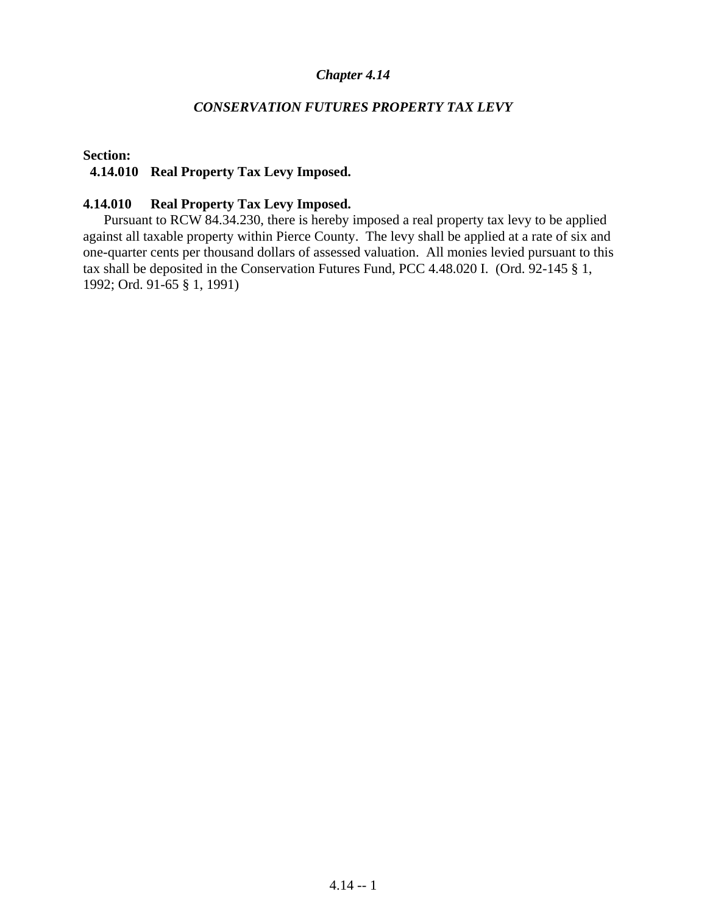# *Chapter 4.14*

## *CONSERVATION FUTURES PROPERTY TAX LEVY*

**Section:**
**4.14.010 Real Property Tax Levy Imposed.**

### 4.14.010 Real Property Tax Levy Imposed.

Pursuant to RCW 84.34.230, there is hereby imposed a real property tax levy to be applied against all taxable property within Pierce County. The levy shall be applied at a rate of six and one-quarter cents per thousand dollars of assessed valuation. All monies levied pursuant to this tax shall be deposited in the Conservation Futures Fund, PCC 4.48.020 I. (Ord. 92-145 § 1, 1992; Ord. 91-65 § 1, 1991)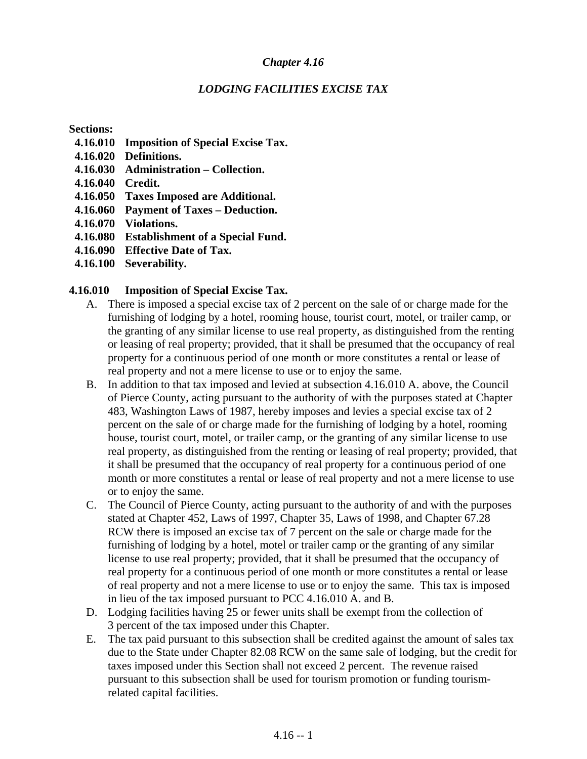## *Chapter 4.16*

## *LODGING FACILITIES EXCISE TAX*

**Sections:**

- **4.16.010 Imposition of Special Excise Tax.**
- **4.16.020 Definitions.**
- **4.16.030 Administration – Collection.**
- **4.16.040 Credit.**
- **4.16.050 Taxes Imposed are Additional.**
- **4.16.060 Payment of Taxes – Deduction.**
- **4.16.070 Violations.**
- **4.16.080 Establishment of a Special Fund.**
- **4.16.090 Effective Date of Tax.**
- **4.16.100 Severability.**

### 4.16.010 Imposition of Special Excise Tax.

A. There is imposed a special excise tax of 2 percent on the sale of or charge made for the furnishing of lodging by a hotel, rooming house, tourist court, motel, or trailer camp, or the granting of any similar license to use real property, as distinguished from the renting or leasing of real property; provided, that it shall be presumed that the occupancy of real property for a continuous period of one month or more constitutes a rental or lease of real property and not a mere license to use or to enjoy the same.

B. In addition to that tax imposed and levied at subsection 4.16.010 A. above, the Council of Pierce County, acting pursuant to the authority of with the purposes stated at Chapter 483, Washington Laws of 1987, hereby imposes and levies a special excise tax of 2 percent on the sale of or charge made for the furnishing of lodging by a hotel, rooming house, tourist court, motel, or trailer camp, or the granting of any similar license to use real property, as distinguished from the renting or leasing of real property; provided, that it shall be presumed that the occupancy of real property for a continuous period of one month or more constitutes a rental or lease of real property and not a mere license to use or to enjoy the same.

C. The Council of Pierce County, acting pursuant to the authority of and with the purposes stated at Chapter 452, Laws of 1997, Chapter 35, Laws of 1998, and Chapter 67.28 RCW there is imposed an excise tax of 7 percent on the sale or charge made for the furnishing of lodging by a hotel, motel or trailer camp or the granting of any similar license to use real property; provided, that it shall be presumed that the occupancy of real property for a continuous period of one month or more constitutes a rental or lease of real property and not a mere license to use or to enjoy the same. This tax is imposed in lieu of the tax imposed pursuant to PCC 4.16.010 A. and B.

D. Lodging facilities having 25 or fewer units shall be exempt from the collection of 3 percent of the tax imposed under this Chapter.

E. The tax paid pursuant to this subsection shall be credited against the amount of sales tax due to the State under Chapter 82.08 RCW on the same sale of lodging, but the credit for taxes imposed under this Section shall not exceed 2 percent. The revenue raised pursuant to this subsection shall be used for tourism promotion or funding tourism-related capital facilities.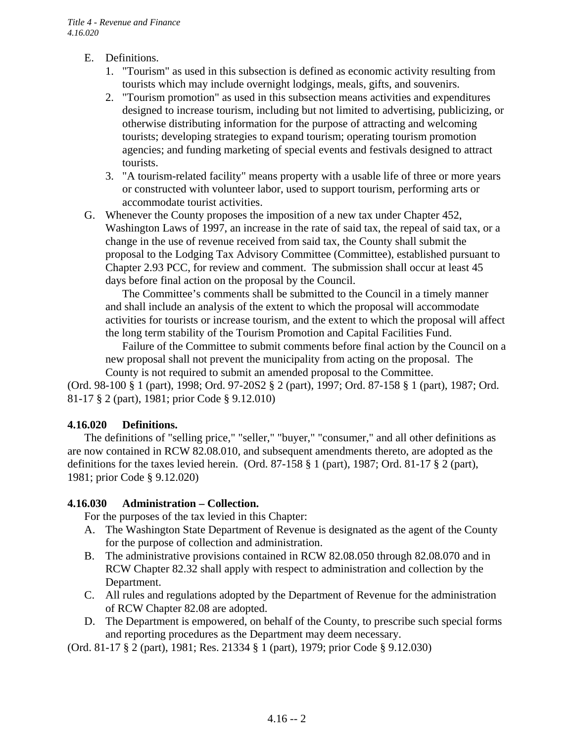E. Definitions.
   1. "Tourism" as used in this subsection is defined as economic activity resulting from tourists which may include overnight lodgings, meals, gifts, and souvenirs.
   2. "Tourism promotion" as used in this subsection means activities and expenditures designed to increase tourism, including but not limited to advertising, publicizing, or otherwise distributing information for the purpose of attracting and welcoming tourists; developing strategies to expand tourism; operating tourism promotion agencies; and funding marketing of special events and festivals designed to attract tourists.
   3. "A tourism-related facility" means property with a usable life of three or more years or constructed with volunteer labor, used to support tourism, performing arts or accommodate tourist activities.

G. Whenever the County proposes the imposition of a new tax under Chapter 452, Washington Laws of 1997, an increase in the rate of said tax, the repeal of said tax, or a change in the use of revenue received from said tax, the County shall submit the proposal to the Lodging Tax Advisory Committee (Committee), established pursuant to Chapter 2.93 PCC, for review and comment. The submission shall occur at least 45 days before final action on the proposal by the Council.

   The Committee's comments shall be submitted to the Council in a timely manner and shall include an analysis of the extent to which the proposal will accommodate activities for tourists or increase tourism, and the extent to which the proposal will affect the long term stability of the Tourism Promotion and Capital Facilities Fund.

   Failure of the Committee to submit comments before final action by the Council on a new proposal shall not prevent the municipality from acting on the proposal. The County is not required to submit an amended proposal to the Committee.

(Ord. 98-100 § 1 (part), 1998; Ord. 97-20S2 § 2 (part), 1997; Ord. 87-158 § 1 (part), 1987; Ord. 81-17 § 2 (part), 1981; prior Code § 9.12.010)

**4.16.020 Definitions.**

The definitions of "selling price," "seller," "buyer," "consumer," and all other definitions as are now contained in RCW 82.08.010, and subsequent amendments thereto, are adopted as the definitions for the taxes levied herein. (Ord. 87-158 § 1 (part), 1987; Ord. 81-17 § 2 (part), 1981; prior Code § 9.12.020)

**4.16.030 Administration – Collection.**

For the purposes of the tax levied in this Chapter:

A. The Washington State Department of Revenue is designated as the agent of the County for the purpose of collection and administration.
B. The administrative provisions contained in RCW 82.08.050 through 82.08.070 and in RCW Chapter 82.32 shall apply with respect to administration and collection by the Department.
C. All rules and regulations adopted by the Department of Revenue for the administration of RCW Chapter 82.08 are adopted.
D. The Department is empowered, on behalf of the County, to prescribe such special forms and reporting procedures as the Department may deem necessary.

(Ord. 81-17 § 2 (part), 1981; Res. 21334 § 1 (part), 1979; prior Code § 9.12.030)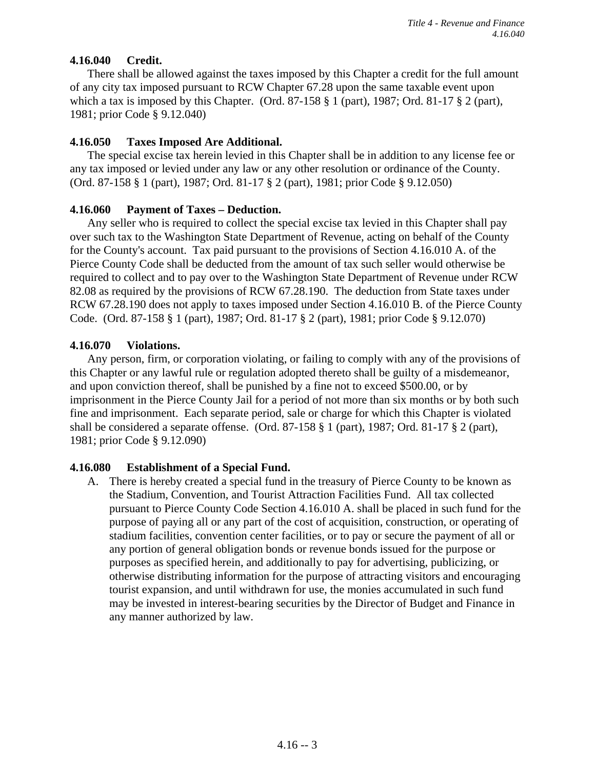### 4.16.040 Credit.

There shall be allowed against the taxes imposed by this Chapter a credit for the full amount of any city tax imposed pursuant to RCW Chapter 67.28 upon the same taxable event upon which a tax is imposed by this Chapter. (Ord. 87-158 § 1 (part), 1987; Ord. 81-17 § 2 (part), 1981; prior Code § 9.12.040)

### 4.16.050 Taxes Imposed Are Additional.

The special excise tax herein levied in this Chapter shall be in addition to any license fee or any tax imposed or levied under any law or any other resolution or ordinance of the County. (Ord. 87-158 § 1 (part), 1987; Ord. 81-17 § 2 (part), 1981; prior Code § 9.12.050)

### 4.16.060 Payment of Taxes – Deduction.

Any seller who is required to collect the special excise tax levied in this Chapter shall pay over such tax to the Washington State Department of Revenue, acting on behalf of the County for the County's account. Tax paid pursuant to the provisions of Section 4.16.010 A. of the Pierce County Code shall be deducted from the amount of tax such seller would otherwise be required to collect and to pay over to the Washington State Department of Revenue under RCW 82.08 as required by the provisions of RCW 67.28.190. The deduction from State taxes under RCW 67.28.190 does not apply to taxes imposed under Section 4.16.010 B. of the Pierce County Code. (Ord. 87-158 § 1 (part), 1987; Ord. 81-17 § 2 (part), 1981; prior Code § 9.12.070)

### 4.16.070 Violations.

Any person, firm, or corporation violating, or failing to comply with any of the provisions of this Chapter or any lawful rule or regulation adopted thereto shall be guilty of a misdemeanor, and upon conviction thereof, shall be punished by a fine not to exceed $500.00, or by imprisonment in the Pierce County Jail for a period of not more than six months or by both such fine and imprisonment. Each separate period, sale or charge for which this Chapter is violated shall be considered a separate offense. (Ord. 87-158 § 1 (part), 1987; Ord. 81-17 § 2 (part), 1981; prior Code § 9.12.090)

### 4.16.080 Establishment of a Special Fund.

A. There is hereby created a special fund in the treasury of Pierce County to be known as the Stadium, Convention, and Tourist Attraction Facilities Fund. All tax collected pursuant to Pierce County Code Section 4.16.010 A. shall be placed in such fund for the purpose of paying all or any part of the cost of acquisition, construction, or operating of stadium facilities, convention center facilities, or to pay or secure the payment of all or any portion of general obligation bonds or revenue bonds issued for the purpose or purposes as specified herein, and additionally to pay for advertising, publicizing, or otherwise distributing information for the purpose of attracting visitors and encouraging tourist expansion, and until withdrawn for use, the monies accumulated in such fund may be invested in interest-bearing securities by the Director of Budget and Finance in any manner authorized by law.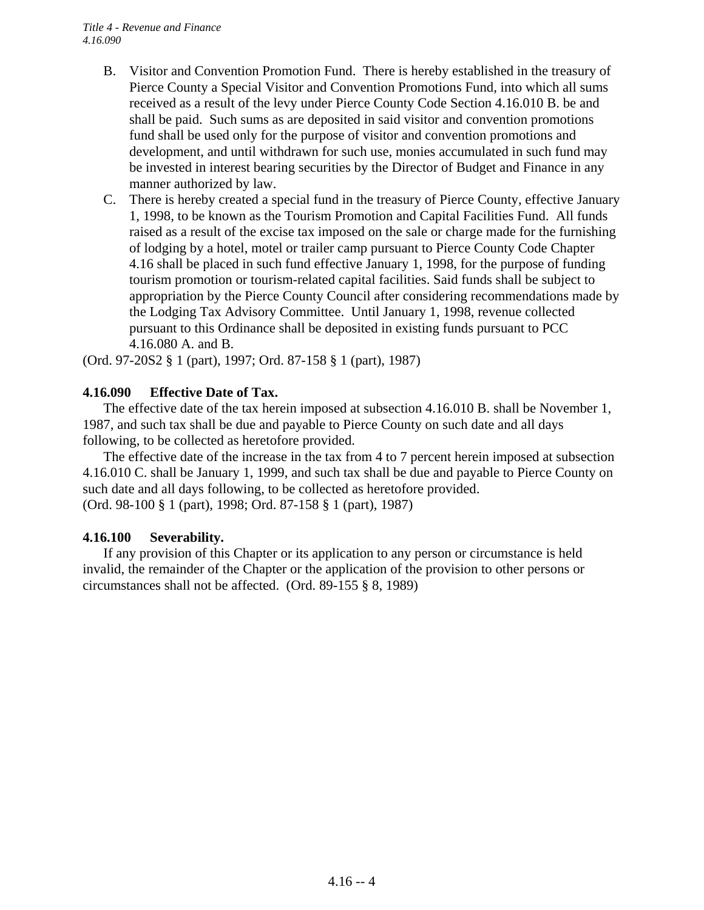B. Visitor and Convention Promotion Fund. There is hereby established in the treasury of Pierce County a Special Visitor and Convention Promotions Fund, into which all sums received as a result of the levy under Pierce County Code Section 4.16.010 B. be and shall be paid. Such sums as are deposited in said visitor and convention promotions fund shall be used only for the purpose of visitor and convention promotions and development, and until withdrawn for such use, monies accumulated in such fund may be invested in interest bearing securities by the Director of Budget and Finance in any manner authorized by law.

C. There is hereby created a special fund in the treasury of Pierce County, effective January 1, 1998, to be known as the Tourism Promotion and Capital Facilities Fund. All funds raised as a result of the excise tax imposed on the sale or charge made for the furnishing of lodging by a hotel, motel or trailer camp pursuant to Pierce County Code Chapter 4.16 shall be placed in such fund effective January 1, 1998, for the purpose of funding tourism promotion or tourism-related capital facilities. Said funds shall be subject to appropriation by the Pierce County Council after considering recommendations made by the Lodging Tax Advisory Committee. Until January 1, 1998, revenue collected pursuant to this Ordinance shall be deposited in existing funds pursuant to PCC 4.16.080 A. and B.

(Ord. 97-20S2 § 1 (part), 1997; Ord. 87-158 § 1 (part), 1987)

**4.16.090 Effective Date of Tax.**

The effective date of the tax herein imposed at subsection 4.16.010 B. shall be November 1, 1987, and such tax shall be due and payable to Pierce County on such date and all days following, to be collected as heretofore provided.

The effective date of the increase in the tax from 4 to 7 percent herein imposed at subsection 4.16.010 C. shall be January 1, 1999, and such tax shall be due and payable to Pierce County on such date and all days following, to be collected as heretofore provided.
(Ord. 98-100 § 1 (part), 1998; Ord. 87-158 § 1 (part), 1987)

**4.16.100 Severability.**

If any provision of this Chapter or its application to any person or circumstance is held invalid, the remainder of the Chapter or the application of the provision to other persons or circumstances shall not be affected. (Ord. 89-155 § 8, 1989)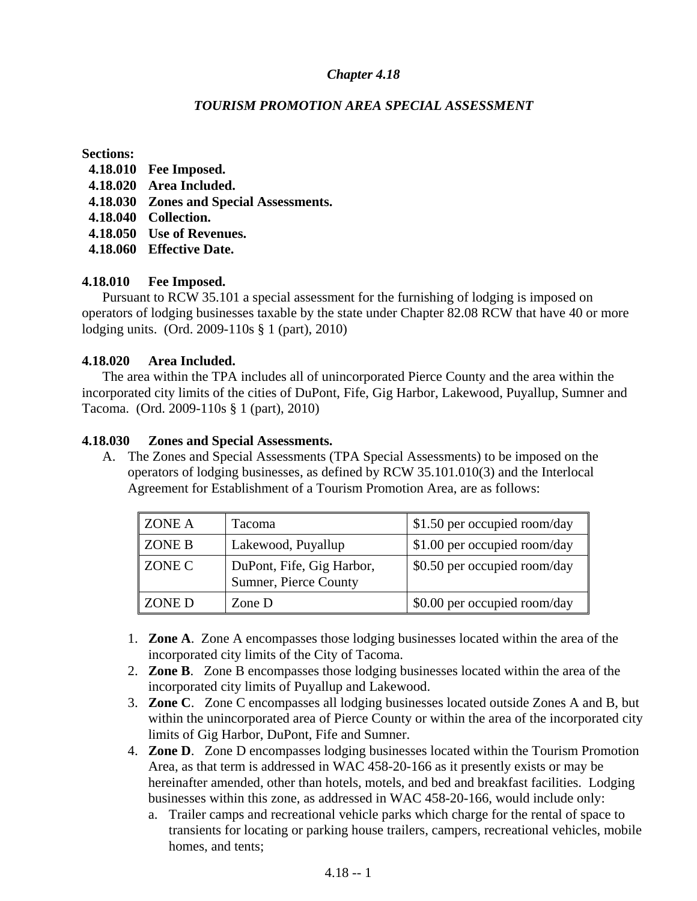## *Chapter 4.18*

### *TOURISM PROMOTION AREA SPECIAL ASSESSMENT*

**Sections:**

- **4.18.010 Fee Imposed.**
- **4.18.020 Area Included.**
- **4.18.030 Zones and Special Assessments.**
- **4.18.040 Collection.**
- **4.18.050 Use of Revenues.**
- **4.18.060 Effective Date.**

**4.18.010 Fee Imposed.**

Pursuant to RCW 35.101 a special assessment for the furnishing of lodging is imposed on operators of lodging businesses taxable by the state under Chapter 82.08 RCW that have 40 or more lodging units. (Ord. 2009-110s § 1 (part), 2010)

**4.18.020 Area Included.**

The area within the TPA includes all of unincorporated Pierce County and the area within the incorporated city limits of the cities of DuPont, Fife, Gig Harbor, Lakewood, Puyallup, Sumner and Tacoma. (Ord. 2009-110s § 1 (part), 2010)

**4.18.030 Zones and Special Assessments.**

A. The Zones and Special Assessments (TPA Special Assessments) to be imposed on the operators of lodging businesses, as defined by RCW 35.101.010(3) and the Interlocal Agreement for Establishment of a Tourism Promotion Area, are as follows:

| | | |
|---|---|---|
| ZONE A | Tacoma | $1.50 per occupied room/day |
| ZONE B | Lakewood, Puyallup | $1.00 per occupied room/day |
| ZONE C | DuPont, Fife, Gig Harbor, Sumner, Pierce County | $0.50 per occupied room/day |
| ZONE D | Zone D | $0.00 per occupied room/day |

1. **Zone A**. Zone A encompasses those lodging businesses located within the area of the incorporated city limits of the City of Tacoma.
2. **Zone B**. Zone B encompasses those lodging businesses located within the area of the incorporated city limits of Puyallup and Lakewood.
3. **Zone C**. Zone C encompasses all lodging businesses located outside Zones A and B, but within the unincorporated area of Pierce County or within the area of the incorporated city limits of Gig Harbor, DuPont, Fife and Sumner.
4. **Zone D**. Zone D encompasses lodging businesses located within the Tourism Promotion Area, as that term is addressed in WAC 458-20-166 as it presently exists or may be hereinafter amended, other than hotels, motels, and bed and breakfast facilities. Lodging businesses within this zone, as addressed in WAC 458-20-166, would include only:
   a. Trailer camps and recreational vehicle parks which charge for the rental of space to transients for locating or parking house trailers, campers, recreational vehicles, mobile homes, and tents;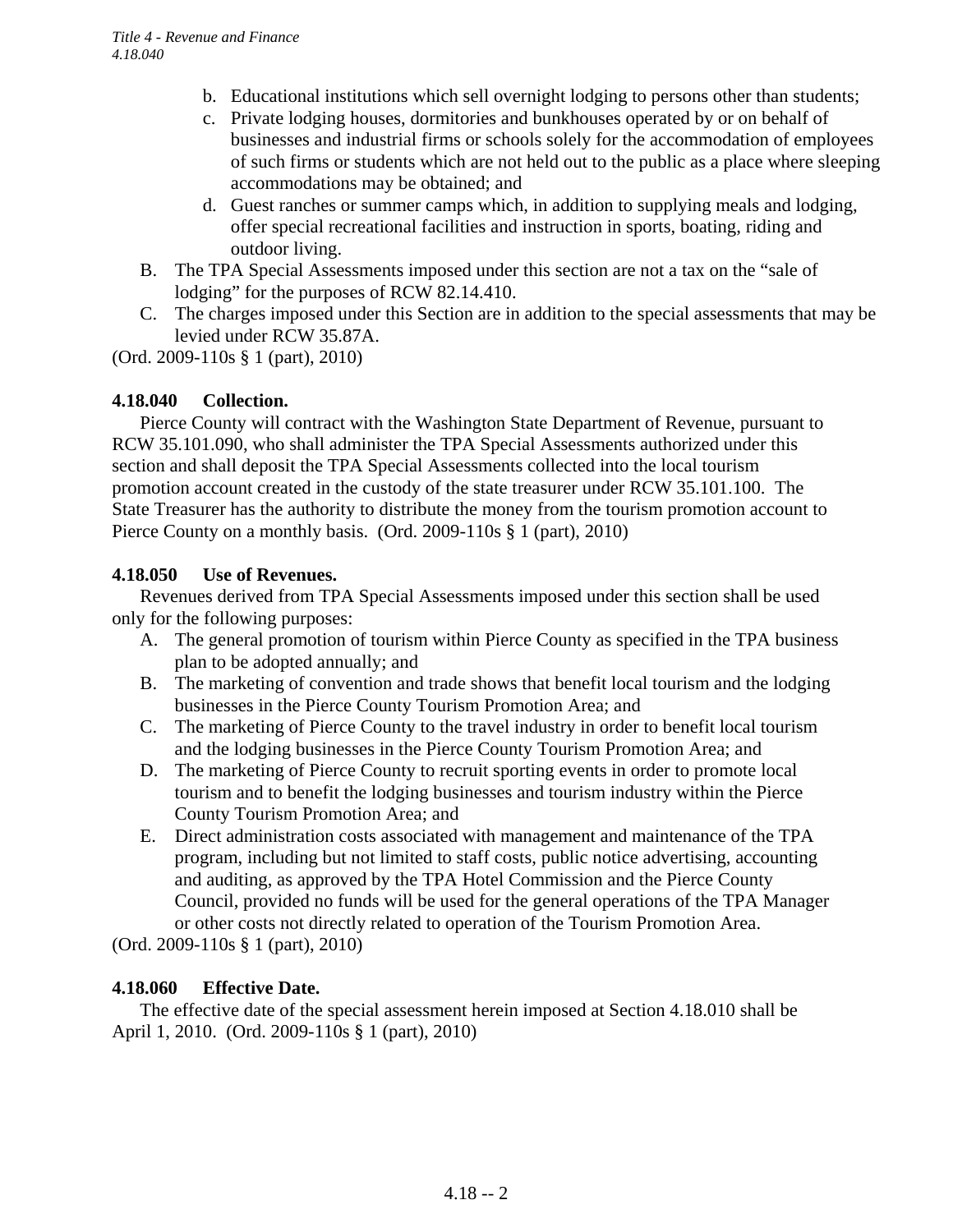b. Educational institutions which sell overnight lodging to persons other than students;
c. Private lodging houses, dormitories and bunkhouses operated by or on behalf of businesses and industrial firms or schools solely for the accommodation of employees of such firms or students which are not held out to the public as a place where sleeping accommodations may be obtained; and
d. Guest ranches or summer camps which, in addition to supplying meals and lodging, offer special recreational facilities and instruction in sports, boating, riding and outdoor living.

B. The TPA Special Assessments imposed under this section are not a tax on the "sale of lodging" for the purposes of RCW 82.14.410.

C. The charges imposed under this Section are in addition to the special assessments that may be levied under RCW 35.87A.

(Ord. 2009-110s § 1 (part), 2010)

**4.18.040 Collection.**

Pierce County will contract with the Washington State Department of Revenue, pursuant to RCW 35.101.090, who shall administer the TPA Special Assessments authorized under this section and shall deposit the TPA Special Assessments collected into the local tourism promotion account created in the custody of the state treasurer under RCW 35.101.100. The State Treasurer has the authority to distribute the money from the tourism promotion account to Pierce County on a monthly basis. (Ord. 2009-110s § 1 (part), 2010)

**4.18.050 Use of Revenues.**

Revenues derived from TPA Special Assessments imposed under this section shall be used only for the following purposes:

A. The general promotion of tourism within Pierce County as specified in the TPA business plan to be adopted annually; and
B. The marketing of convention and trade shows that benefit local tourism and the lodging businesses in the Pierce County Tourism Promotion Area; and
C. The marketing of Pierce County to the travel industry in order to benefit local tourism and the lodging businesses in the Pierce County Tourism Promotion Area; and
D. The marketing of Pierce County to recruit sporting events in order to promote local tourism and to benefit the lodging businesses and tourism industry within the Pierce County Tourism Promotion Area; and
E. Direct administration costs associated with management and maintenance of the TPA program, including but not limited to staff costs, public notice advertising, accounting and auditing, as approved by the TPA Hotel Commission and the Pierce County Council, provided no funds will be used for the general operations of the TPA Manager or other costs not directly related to operation of the Tourism Promotion Area.

(Ord. 2009-110s § 1 (part), 2010)

**4.18.060 Effective Date.**

The effective date of the special assessment herein imposed at Section 4.18.010 shall be April 1, 2010. (Ord. 2009-110s § 1 (part), 2010)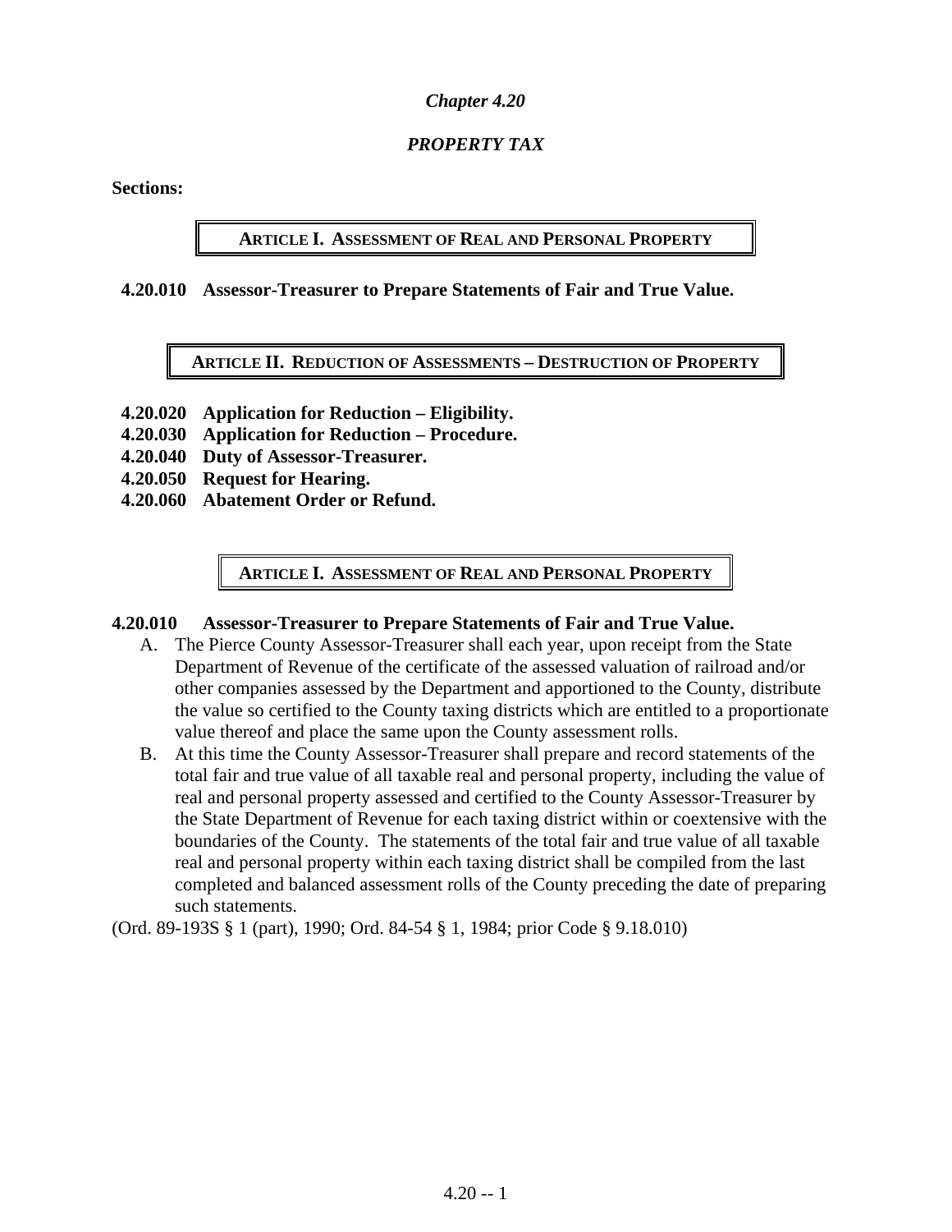# *Chapter 4.20*

## *PROPERTY TAX*

**Sections:**

**ARTICLE I. ASSESSMENT OF REAL AND PERSONAL PROPERTY**

**4.20.010 Assessor-Treasurer to Prepare Statements of Fair and True Value.**

**ARTICLE II. REDUCTION OF ASSESSMENTS – DESTRUCTION OF PROPERTY**

**4.20.020 Application for Reduction – Eligibility.**
**4.20.030 Application for Reduction – Procedure.**
**4.20.040 Duty of Assessor-Treasurer.**
**4.20.050 Request for Hearing.**
**4.20.060 Abatement Order or Refund.**

### ARTICLE I. ASSESSMENT OF REAL AND PERSONAL PROPERTY

**4.20.010 Assessor-Treasurer to Prepare Statements of Fair and True Value.**

A. The Pierce County Assessor-Treasurer shall each year, upon receipt from the State Department of Revenue of the certificate of the assessed valuation of railroad and/or other companies assessed by the Department and apportioned to the County, distribute the value so certified to the County taxing districts which are entitled to a proportionate value thereof and place the same upon the County assessment rolls.

B. At this time the County Assessor-Treasurer shall prepare and record statements of the total fair and true value of all taxable real and personal property, including the value of real and personal property assessed and certified to the County Assessor-Treasurer by the State Department of Revenue for each taxing district within or coextensive with the boundaries of the County. The statements of the total fair and true value of all taxable real and personal property within each taxing district shall be compiled from the last completed and balanced assessment rolls of the County preceding the date of preparing such statements.

(Ord. 89-193S § 1 (part), 1990; Ord. 84-54 § 1, 1984; prior Code § 9.18.010)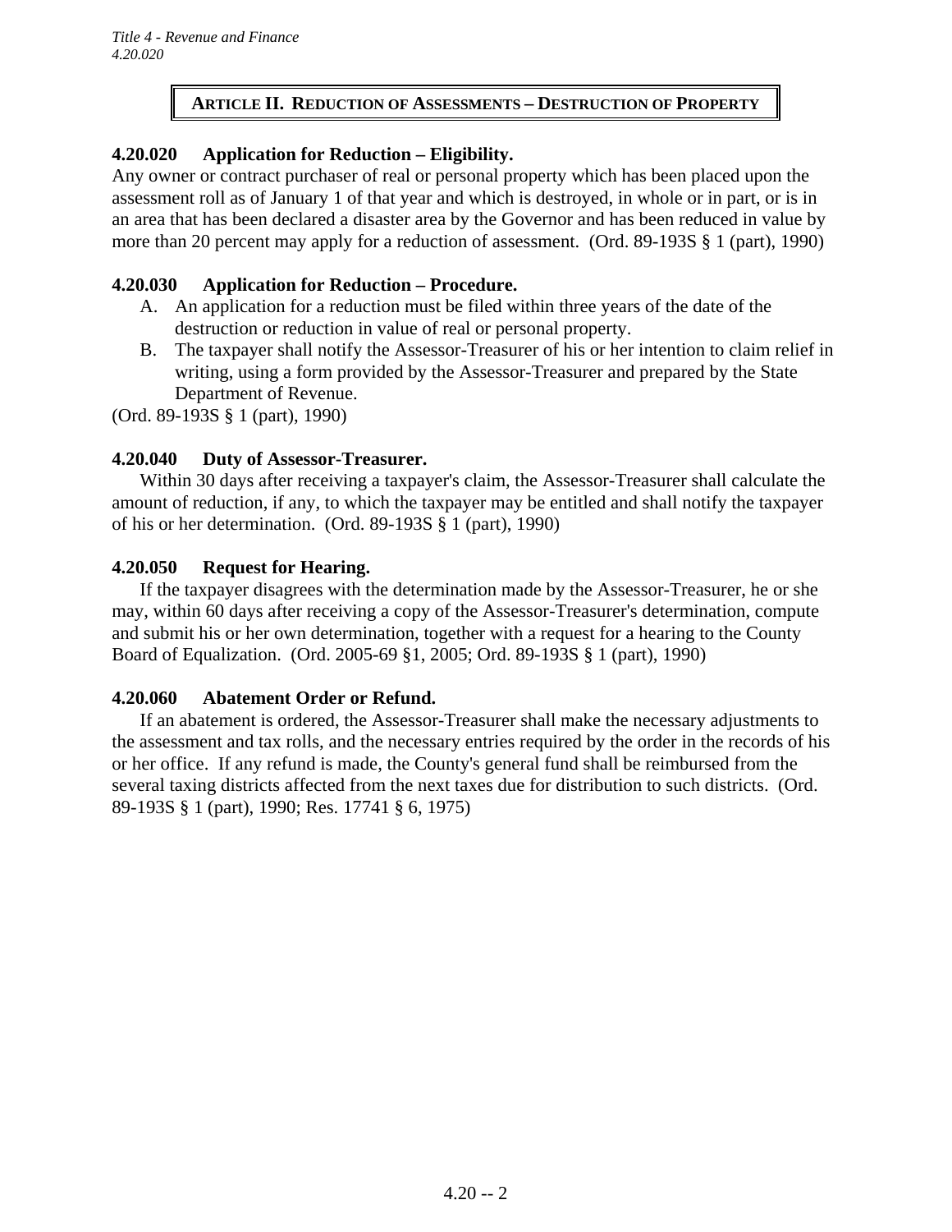## ARTICLE II. REDUCTION OF ASSESSMENTS – DESTRUCTION OF PROPERTY

### 4.20.020 Application for Reduction – Eligibility.

Any owner or contract purchaser of real or personal property which has been placed upon the assessment roll as of January 1 of that year and which is destroyed, in whole or in part, or is in an area that has been declared a disaster area by the Governor and has been reduced in value by more than 20 percent may apply for a reduction of assessment. (Ord. 89-193S § 1 (part), 1990)

### 4.20.030 Application for Reduction – Procedure.

A. An application for a reduction must be filed within three years of the date of the destruction or reduction in value of real or personal property.

B. The taxpayer shall notify the Assessor-Treasurer of his or her intention to claim relief in writing, using a form provided by the Assessor-Treasurer and prepared by the State Department of Revenue.

(Ord. 89-193S § 1 (part), 1990)

### 4.20.040 Duty of Assessor-Treasurer.

Within 30 days after receiving a taxpayer's claim, the Assessor-Treasurer shall calculate the amount of reduction, if any, to which the taxpayer may be entitled and shall notify the taxpayer of his or her determination. (Ord. 89-193S § 1 (part), 1990)

### 4.20.050 Request for Hearing.

If the taxpayer disagrees with the determination made by the Assessor-Treasurer, he or she may, within 60 days after receiving a copy of the Assessor-Treasurer's determination, compute and submit his or her own determination, together with a request for a hearing to the County Board of Equalization. (Ord. 2005-69 §1, 2005; Ord. 89-193S § 1 (part), 1990)

### 4.20.060 Abatement Order or Refund.

If an abatement is ordered, the Assessor-Treasurer shall make the necessary adjustments to the assessment and tax rolls, and the necessary entries required by the order in the records of his or her office. If any refund is made, the County's general fund shall be reimbursed from the several taxing districts affected from the next taxes due for distribution to such districts. (Ord. 89-193S § 1 (part), 1990; Res. 17741 § 6, 1975)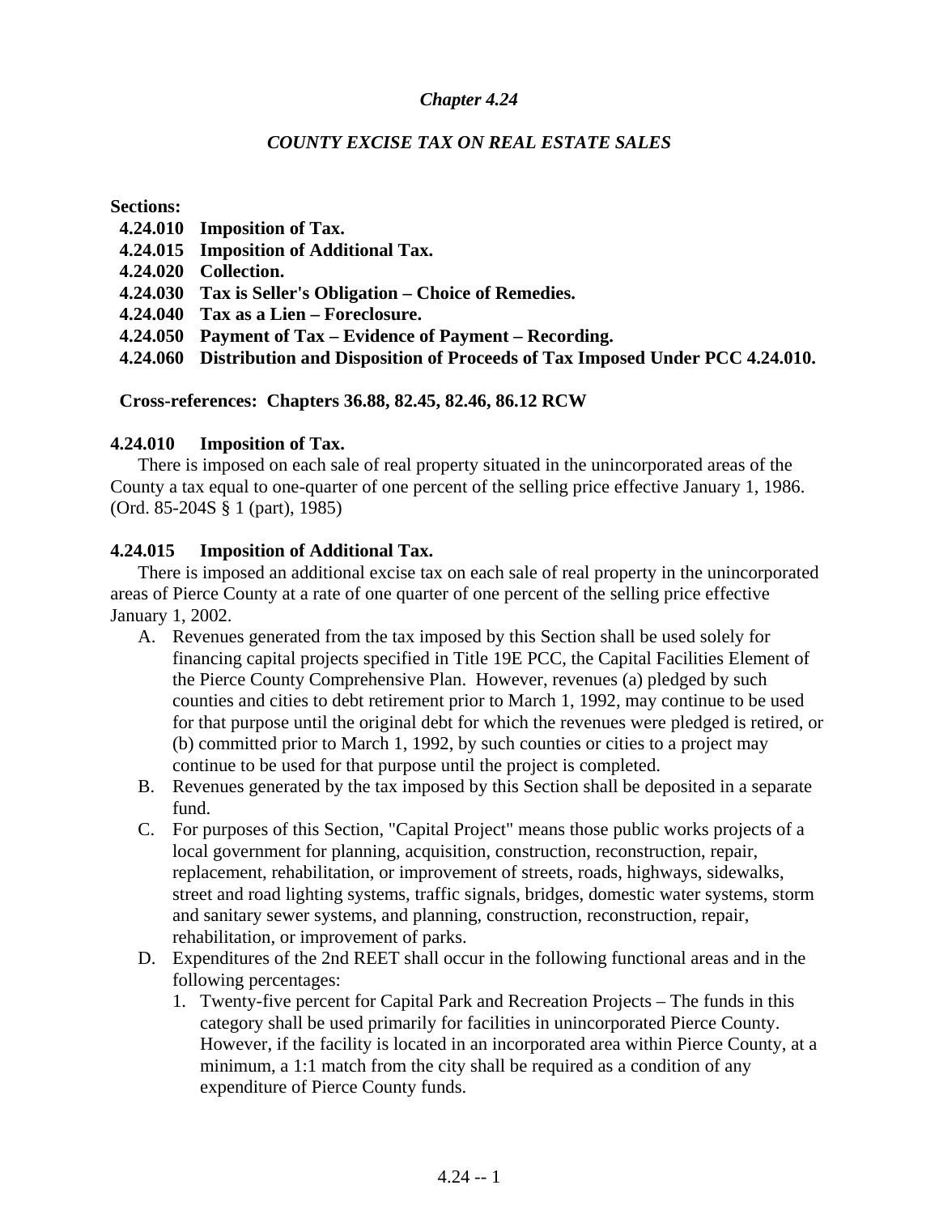# *Chapter 4.24*

## *COUNTY EXCISE TAX ON REAL ESTATE SALES*

**Sections:**

- **4.24.010 Imposition of Tax.**
- **4.24.015 Imposition of Additional Tax.**
- **4.24.020 Collection.**
- **4.24.030 Tax is Seller's Obligation – Choice of Remedies.**
- **4.24.040 Tax as a Lien – Foreclosure.**
- **4.24.050 Payment of Tax – Evidence of Payment – Recording.**
- **4.24.060 Distribution and Disposition of Proceeds of Tax Imposed Under PCC 4.24.010.**

**Cross-references: Chapters 36.88, 82.45, 82.46, 86.12 RCW**

### 4.24.010 Imposition of Tax.

There is imposed on each sale of real property situated in the unincorporated areas of the County a tax equal to one-quarter of one percent of the selling price effective January 1, 1986. (Ord. 85-204S § 1 (part), 1985)

### 4.24.015 Imposition of Additional Tax.

There is imposed an additional excise tax on each sale of real property in the unincorporated areas of Pierce County at a rate of one quarter of one percent of the selling price effective January 1, 2002.

A. Revenues generated from the tax imposed by this Section shall be used solely for financing capital projects specified in Title 19E PCC, the Capital Facilities Element of the Pierce County Comprehensive Plan. However, revenues (a) pledged by such counties and cities to debt retirement prior to March 1, 1992, may continue to be used for that purpose until the original debt for which the revenues were pledged is retired, or (b) committed prior to March 1, 1992, by such counties or cities to a project may continue to be used for that purpose until the project is completed.

B. Revenues generated by the tax imposed by this Section shall be deposited in a separate fund.

C. For purposes of this Section, "Capital Project" means those public works projects of a local government for planning, acquisition, construction, reconstruction, repair, replacement, rehabilitation, or improvement of streets, roads, highways, sidewalks, street and road lighting systems, traffic signals, bridges, domestic water systems, storm and sanitary sewer systems, and planning, construction, reconstruction, repair, rehabilitation, or improvement of parks.

D. Expenditures of the 2nd REET shall occur in the following functional areas and in the following percentages:

   1. Twenty-five percent for Capital Park and Recreation Projects – The funds in this category shall be used primarily for facilities in unincorporated Pierce County. However, if the facility is located in an incorporated area within Pierce County, at a minimum, a 1:1 match from the city shall be required as a condition of any expenditure of Pierce County funds.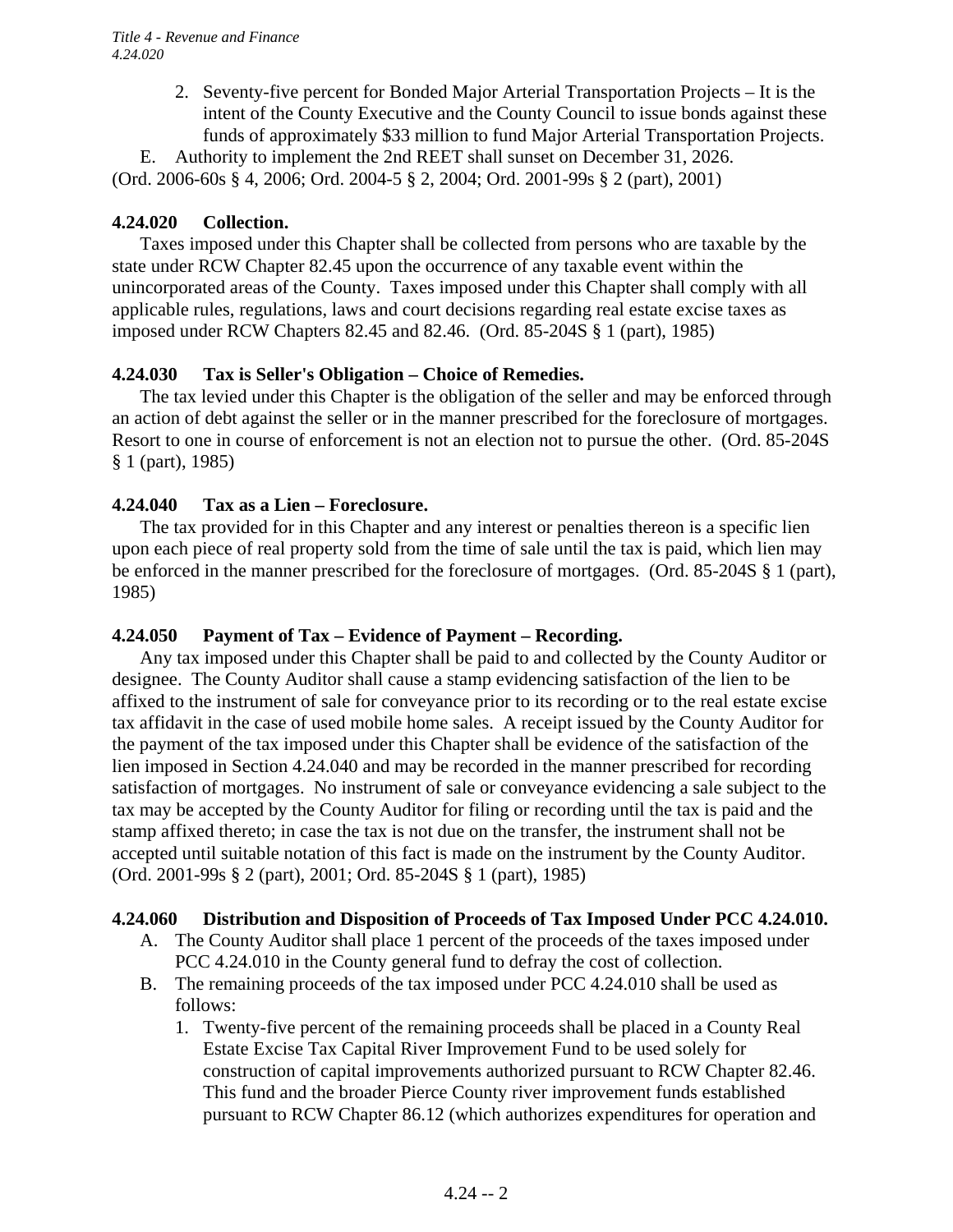2. Seventy-five percent for Bonded Major Arterial Transportation Projects – It is the intent of the County Executive and the County Council to issue bonds against these funds of approximately $33 million to fund Major Arterial Transportation Projects.

E. Authority to implement the 2nd REET shall sunset on December 31, 2026.

(Ord. 2006-60s § 4, 2006; Ord. 2004-5 § 2, 2004; Ord. 2001-99s § 2 (part), 2001)

**4.24.020 Collection.**

Taxes imposed under this Chapter shall be collected from persons who are taxable by the state under RCW Chapter 82.45 upon the occurrence of any taxable event within the unincorporated areas of the County. Taxes imposed under this Chapter shall comply with all applicable rules, regulations, laws and court decisions regarding real estate excise taxes as imposed under RCW Chapters 82.45 and 82.46. (Ord. 85-204S § 1 (part), 1985)

**4.24.030 Tax is Seller's Obligation – Choice of Remedies.**

The tax levied under this Chapter is the obligation of the seller and may be enforced through an action of debt against the seller or in the manner prescribed for the foreclosure of mortgages. Resort to one in course of enforcement is not an election not to pursue the other. (Ord. 85-204S § 1 (part), 1985)

**4.24.040 Tax as a Lien – Foreclosure.**

The tax provided for in this Chapter and any interest or penalties thereon is a specific lien upon each piece of real property sold from the time of sale until the tax is paid, which lien may be enforced in the manner prescribed for the foreclosure of mortgages. (Ord. 85-204S § 1 (part), 1985)

**4.24.050 Payment of Tax – Evidence of Payment – Recording.**

Any tax imposed under this Chapter shall be paid to and collected by the County Auditor or designee. The County Auditor shall cause a stamp evidencing satisfaction of the lien to be affixed to the instrument of sale for conveyance prior to its recording or to the real estate excise tax affidavit in the case of used mobile home sales. A receipt issued by the County Auditor for the payment of the tax imposed under this Chapter shall be evidence of the satisfaction of the lien imposed in Section 4.24.040 and may be recorded in the manner prescribed for recording satisfaction of mortgages. No instrument of sale or conveyance evidencing a sale subject to the tax may be accepted by the County Auditor for filing or recording until the tax is paid and the stamp affixed thereto; in case the tax is not due on the transfer, the instrument shall not be accepted until suitable notation of this fact is made on the instrument by the County Auditor. (Ord. 2001-99s § 2 (part), 2001; Ord. 85-204S § 1 (part), 1985)

**4.24.060 Distribution and Disposition of Proceeds of Tax Imposed Under PCC 4.24.010.**

A. The County Auditor shall place 1 percent of the proceeds of the taxes imposed under PCC 4.24.010 in the County general fund to defray the cost of collection.

B. The remaining proceeds of the tax imposed under PCC 4.24.010 shall be used as follows:

1. Twenty-five percent of the remaining proceeds shall be placed in a County Real Estate Excise Tax Capital River Improvement Fund to be used solely for construction of capital improvements authorized pursuant to RCW Chapter 82.46. This fund and the broader Pierce County river improvement funds established pursuant to RCW Chapter 86.12 (which authorizes expenditures for operation and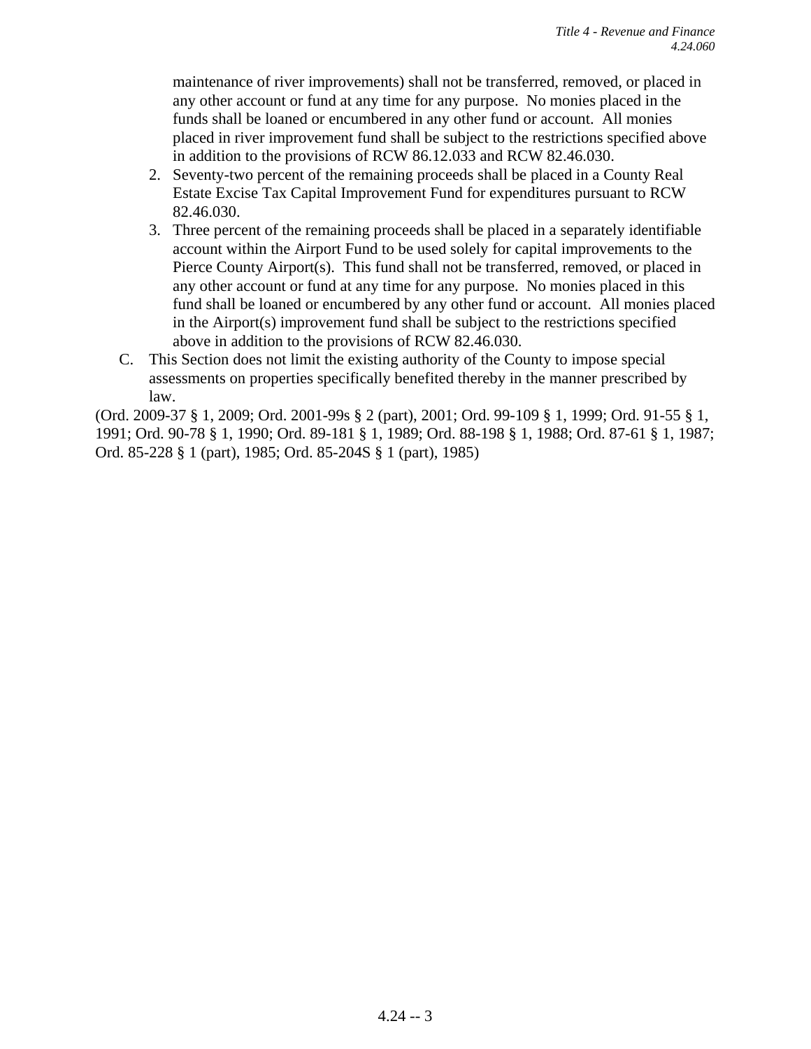maintenance of river improvements) shall not be transferred, removed, or placed in any other account or fund at any time for any purpose. No monies placed in the funds shall be loaned or encumbered in any other fund or account. All monies placed in river improvement fund shall be subject to the restrictions specified above in addition to the provisions of RCW 86.12.033 and RCW 82.46.030.

2. Seventy-two percent of the remaining proceeds shall be placed in a County Real Estate Excise Tax Capital Improvement Fund for expenditures pursuant to RCW 82.46.030.
3. Three percent of the remaining proceeds shall be placed in a separately identifiable account within the Airport Fund to be used solely for capital improvements to the Pierce County Airport(s). This fund shall not be transferred, removed, or placed in any other account or fund at any time for any purpose. No monies placed in this fund shall be loaned or encumbered by any other fund or account. All monies placed in the Airport(s) improvement fund shall be subject to the restrictions specified above in addition to the provisions of RCW 82.46.030.

C. This Section does not limit the existing authority of the County to impose special assessments on properties specifically benefited thereby in the manner prescribed by law.

(Ord. 2009-37 § 1, 2009; Ord. 2001-99s § 2 (part), 2001; Ord. 99-109 § 1, 1999; Ord. 91-55 § 1, 1991; Ord. 90-78 § 1, 1990; Ord. 89-181 § 1, 1989; Ord. 88-198 § 1, 1988; Ord. 87-61 § 1, 1987; Ord. 85-228 § 1 (part), 1985; Ord. 85-204S § 1 (part), 1985)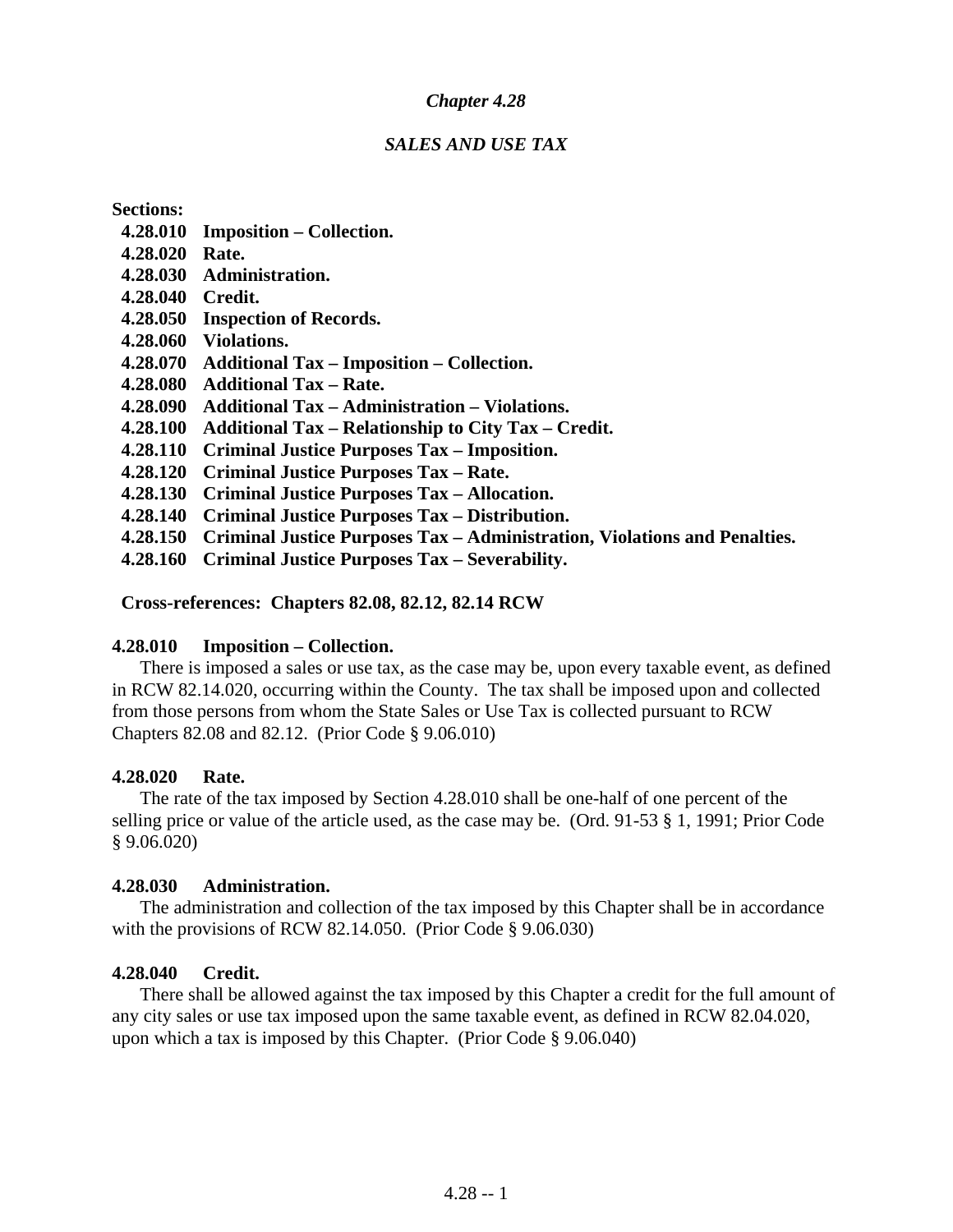# *Chapter 4.28*

## *SALES AND USE TAX*

**Sections:**

- **4.28.010 Imposition – Collection.**
- **4.28.020 Rate.**
- **4.28.030 Administration.**
- **4.28.040 Credit.**
- **4.28.050 Inspection of Records.**
- **4.28.060 Violations.**
- **4.28.070 Additional Tax – Imposition – Collection.**
- **4.28.080 Additional Tax – Rate.**
- **4.28.090 Additional Tax – Administration – Violations.**
- **4.28.100 Additional Tax – Relationship to City Tax – Credit.**
- **4.28.110 Criminal Justice Purposes Tax – Imposition.**
- **4.28.120 Criminal Justice Purposes Tax – Rate.**
- **4.28.130 Criminal Justice Purposes Tax – Allocation.**
- **4.28.140 Criminal Justice Purposes Tax – Distribution.**
- **4.28.150 Criminal Justice Purposes Tax – Administration, Violations and Penalties.**
- **4.28.160 Criminal Justice Purposes Tax – Severability.**

**Cross-references: Chapters 82.08, 82.12, 82.14 RCW**

### 4.28.010 Imposition – Collection.

There is imposed a sales or use tax, as the case may be, upon every taxable event, as defined in RCW 82.14.020, occurring within the County. The tax shall be imposed upon and collected from those persons from whom the State Sales or Use Tax is collected pursuant to RCW Chapters 82.08 and 82.12. (Prior Code § 9.06.010)

### 4.28.020 Rate.

The rate of the tax imposed by Section 4.28.010 shall be one-half of one percent of the selling price or value of the article used, as the case may be. (Ord. 91-53 § 1, 1991; Prior Code § 9.06.020)

### 4.28.030 Administration.

The administration and collection of the tax imposed by this Chapter shall be in accordance with the provisions of RCW 82.14.050. (Prior Code § 9.06.030)

### 4.28.040 Credit.

There shall be allowed against the tax imposed by this Chapter a credit for the full amount of any city sales or use tax imposed upon the same taxable event, as defined in RCW 82.04.020, upon which a tax is imposed by this Chapter. (Prior Code § 9.06.040)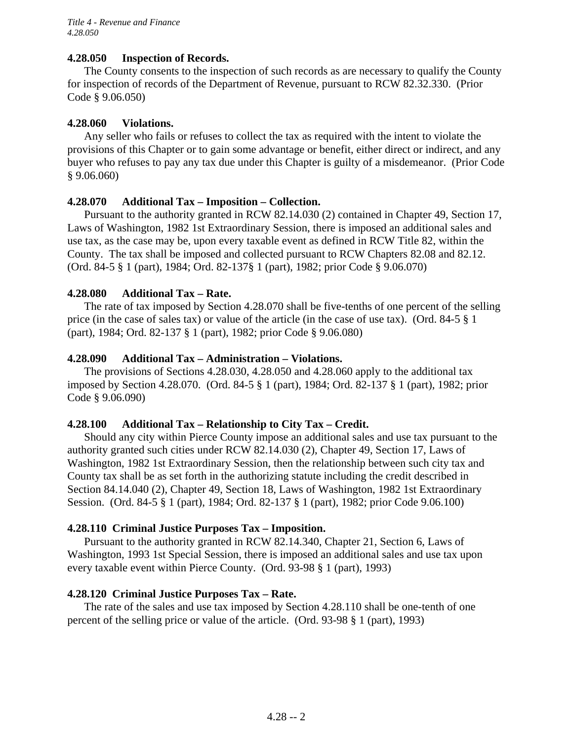#### 4.28.050 Inspection of Records.

The County consents to the inspection of such records as are necessary to qualify the County for inspection of records of the Department of Revenue, pursuant to RCW 82.32.330. (Prior Code § 9.06.050)

#### 4.28.060 Violations.

Any seller who fails or refuses to collect the tax as required with the intent to violate the provisions of this Chapter or to gain some advantage or benefit, either direct or indirect, and any buyer who refuses to pay any tax due under this Chapter is guilty of a misdemeanor. (Prior Code § 9.06.060)

#### 4.28.070 Additional Tax – Imposition – Collection.

Pursuant to the authority granted in RCW 82.14.030 (2) contained in Chapter 49, Section 17, Laws of Washington, 1982 1st Extraordinary Session, there is imposed an additional sales and use tax, as the case may be, upon every taxable event as defined in RCW Title 82, within the County. The tax shall be imposed and collected pursuant to RCW Chapters 82.08 and 82.12. (Ord. 84-5 § 1 (part), 1984; Ord. 82-137§ 1 (part), 1982; prior Code § 9.06.070)

#### 4.28.080 Additional Tax – Rate.

The rate of tax imposed by Section 4.28.070 shall be five-tenths of one percent of the selling price (in the case of sales tax) or value of the article (in the case of use tax). (Ord. 84-5 § 1 (part), 1984; Ord. 82-137 § 1 (part), 1982; prior Code § 9.06.080)

#### 4.28.090 Additional Tax – Administration – Violations.

The provisions of Sections 4.28.030, 4.28.050 and 4.28.060 apply to the additional tax imposed by Section 4.28.070. (Ord. 84-5 § 1 (part), 1984; Ord. 82-137 § 1 (part), 1982; prior Code § 9.06.090)

#### 4.28.100 Additional Tax – Relationship to City Tax – Credit.

Should any city within Pierce County impose an additional sales and use tax pursuant to the authority granted such cities under RCW 82.14.030 (2), Chapter 49, Section 17, Laws of Washington, 1982 1st Extraordinary Session, then the relationship between such city tax and County tax shall be as set forth in the authorizing statute including the credit described in Section 84.14.040 (2), Chapter 49, Section 18, Laws of Washington, 1982 1st Extraordinary Session. (Ord. 84-5 § 1 (part), 1984; Ord. 82-137 § 1 (part), 1982; prior Code 9.06.100)

#### 4.28.110 Criminal Justice Purposes Tax – Imposition.

Pursuant to the authority granted in RCW 82.14.340, Chapter 21, Section 6, Laws of Washington, 1993 1st Special Session, there is imposed an additional sales and use tax upon every taxable event within Pierce County. (Ord. 93-98 § 1 (part), 1993)

#### 4.28.120 Criminal Justice Purposes Tax – Rate.

The rate of the sales and use tax imposed by Section 4.28.110 shall be one-tenth of one percent of the selling price or value of the article. (Ord. 93-98 § 1 (part), 1993)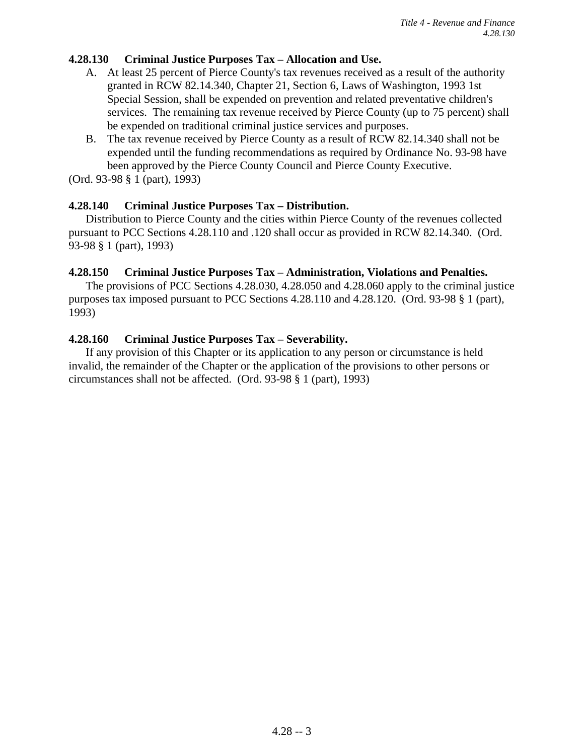**4.28.130 Criminal Justice Purposes Tax – Allocation and Use.**

A. At least 25 percent of Pierce County's tax revenues received as a result of the authority granted in RCW 82.14.340, Chapter 21, Section 6, Laws of Washington, 1993 1st Special Session, shall be expended on prevention and related preventative children's services. The remaining tax revenue received by Pierce County (up to 75 percent) shall be expended on traditional criminal justice services and purposes.

B. The tax revenue received by Pierce County as a result of RCW 82.14.340 shall not be expended until the funding recommendations as required by Ordinance No. 93-98 have been approved by the Pierce County Council and Pierce County Executive.

(Ord. 93-98 § 1 (part), 1993)

**4.28.140 Criminal Justice Purposes Tax – Distribution.**

Distribution to Pierce County and the cities within Pierce County of the revenues collected pursuant to PCC Sections 4.28.110 and .120 shall occur as provided in RCW 82.14.340. (Ord. 93-98 § 1 (part), 1993)

**4.28.150 Criminal Justice Purposes Tax – Administration, Violations and Penalties.**

The provisions of PCC Sections 4.28.030, 4.28.050 and 4.28.060 apply to the criminal justice purposes tax imposed pursuant to PCC Sections 4.28.110 and 4.28.120. (Ord. 93-98 § 1 (part), 1993)

**4.28.160 Criminal Justice Purposes Tax – Severability.**

If any provision of this Chapter or its application to any person or circumstance is held invalid, the remainder of the Chapter or the application of the provisions to other persons or circumstances shall not be affected. (Ord. 93-98 § 1 (part), 1993)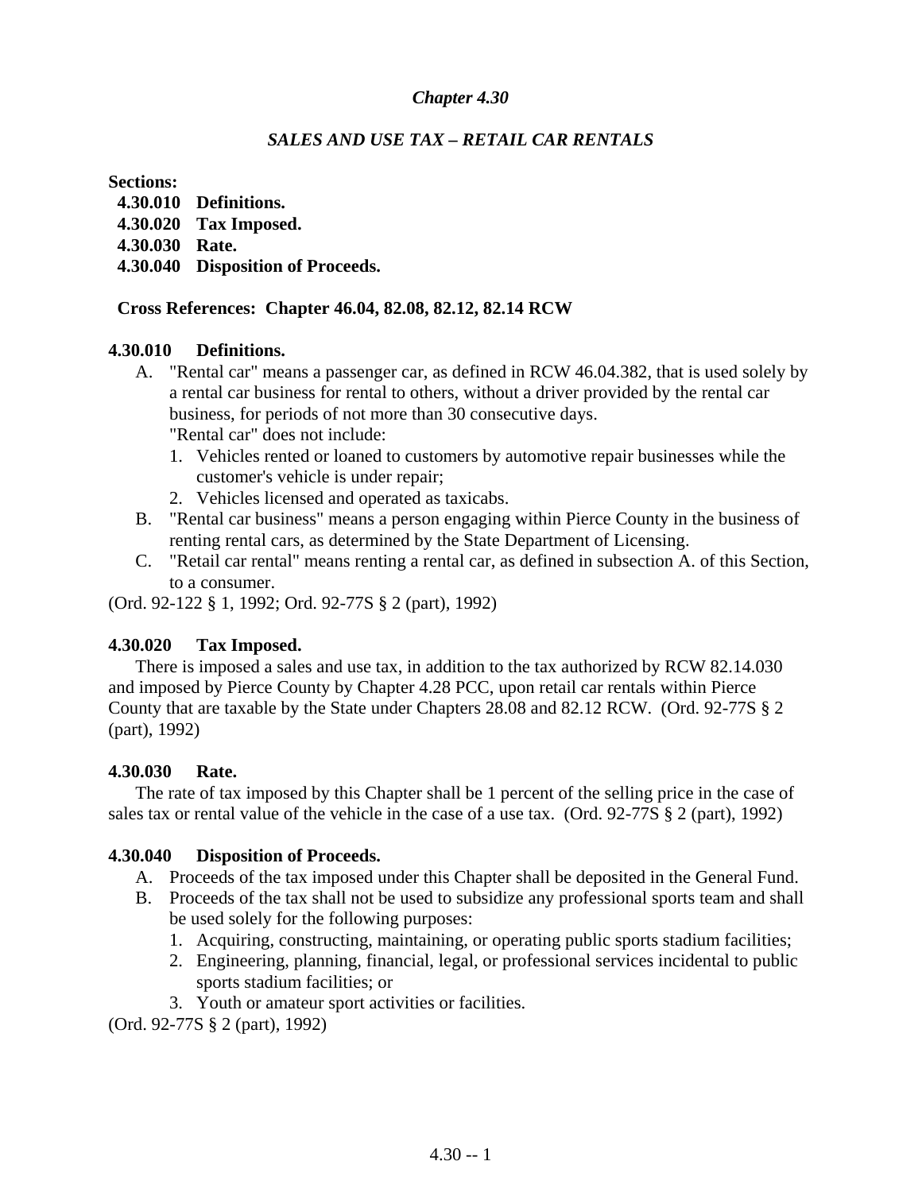## *Chapter 4.30*

## *SALES AND USE TAX – RETAIL CAR RENTALS*

**Sections:**

**4.30.010 Definitions.**
**4.30.020 Tax Imposed.**
**4.30.030 Rate.**
**4.30.040 Disposition of Proceeds.**

**Cross References: Chapter 46.04, 82.08, 82.12, 82.14 RCW**

### 4.30.010 Definitions.

A. "Rental car" means a passenger car, as defined in RCW 46.04.382, that is used solely by a rental car business for rental to others, without a driver provided by the rental car business, for periods of not more than 30 consecutive days.
"Rental car" does not include:
   1. Vehicles rented or loaned to customers by automotive repair businesses while the customer's vehicle is under repair;
   2. Vehicles licensed and operated as taxicabs.

B. "Rental car business" means a person engaging within Pierce County in the business of renting rental cars, as determined by the State Department of Licensing.

C. "Retail car rental" means renting a rental car, as defined in subsection A. of this Section, to a consumer.

(Ord. 92-122 § 1, 1992; Ord. 92-77S § 2 (part), 1992)

### 4.30.020 Tax Imposed.

There is imposed a sales and use tax, in addition to the tax authorized by RCW 82.14.030 and imposed by Pierce County by Chapter 4.28 PCC, upon retail car rentals within Pierce County that are taxable by the State under Chapters 28.08 and 82.12 RCW. (Ord. 92-77S § 2 (part), 1992)

### 4.30.030 Rate.

The rate of tax imposed by this Chapter shall be 1 percent of the selling price in the case of sales tax or rental value of the vehicle in the case of a use tax. (Ord. 92-77S § 2 (part), 1992)

### 4.30.040 Disposition of Proceeds.

A. Proceeds of the tax imposed under this Chapter shall be deposited in the General Fund.

B. Proceeds of the tax shall not be used to subsidize any professional sports team and shall be used solely for the following purposes:
   1. Acquiring, constructing, maintaining, or operating public sports stadium facilities;
   2. Engineering, planning, financial, legal, or professional services incidental to public sports stadium facilities; or
   3. Youth or amateur sport activities or facilities.

(Ord. 92-77S § 2 (part), 1992)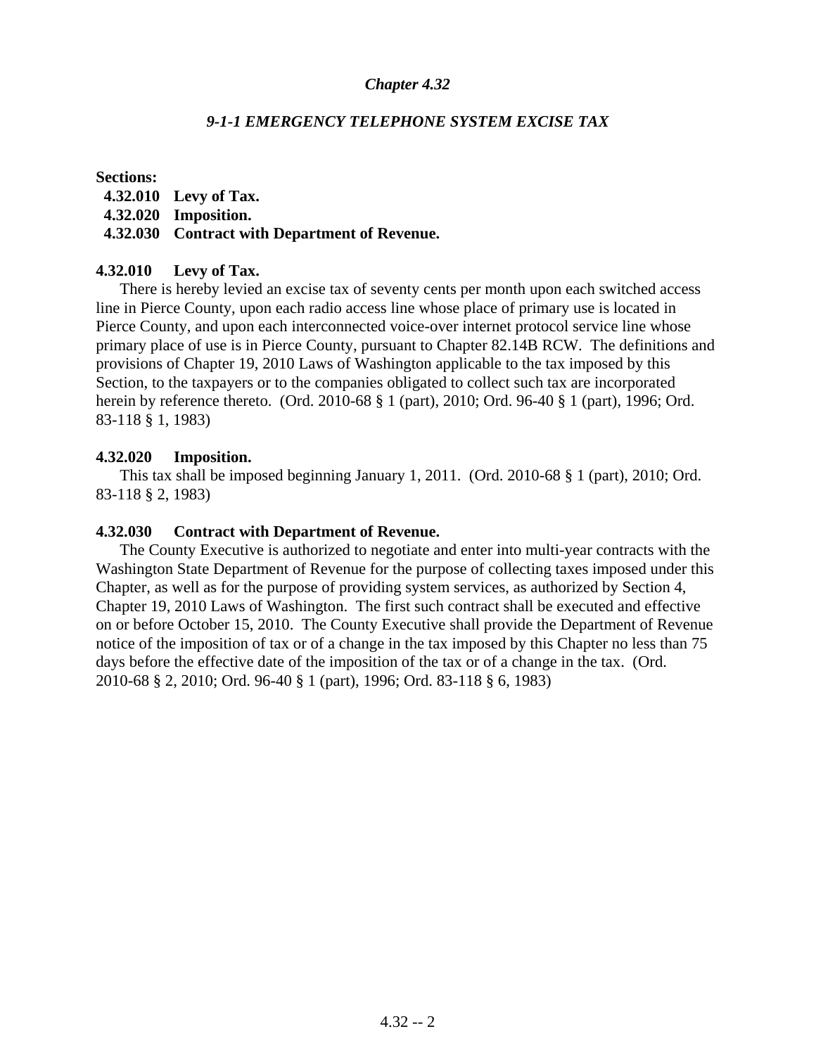# *Chapter 4.32*

## *9-1-1 EMERGENCY TELEPHONE SYSTEM EXCISE TAX*

**Sections:**

**4.32.010 Levy of Tax.**
**4.32.020 Imposition.**
**4.32.030 Contract with Department of Revenue.**

### 4.32.010 Levy of Tax.

There is hereby levied an excise tax of seventy cents per month upon each switched access line in Pierce County, upon each radio access line whose place of primary use is located in Pierce County, and upon each interconnected voice-over internet protocol service line whose primary place of use is in Pierce County, pursuant to Chapter 82.14B RCW. The definitions and provisions of Chapter 19, 2010 Laws of Washington applicable to the tax imposed by this Section, to the taxpayers or to the companies obligated to collect such tax are incorporated herein by reference thereto. (Ord. 2010-68 § 1 (part), 2010; Ord. 96-40 § 1 (part), 1996; Ord. 83-118 § 1, 1983)

### 4.32.020 Imposition.

This tax shall be imposed beginning January 1, 2011. (Ord. 2010-68 § 1 (part), 2010; Ord. 83-118 § 2, 1983)

### 4.32.030 Contract with Department of Revenue.

The County Executive is authorized to negotiate and enter into multi-year contracts with the Washington State Department of Revenue for the purpose of collecting taxes imposed under this Chapter, as well as for the purpose of providing system services, as authorized by Section 4, Chapter 19, 2010 Laws of Washington. The first such contract shall be executed and effective on or before October 15, 2010. The County Executive shall provide the Department of Revenue notice of the imposition of tax or of a change in the tax imposed by this Chapter no less than 75 days before the effective date of the imposition of the tax or of a change in the tax. (Ord. 2010-68 § 2, 2010; Ord. 96-40 § 1 (part), 1996; Ord. 83-118 § 6, 1983)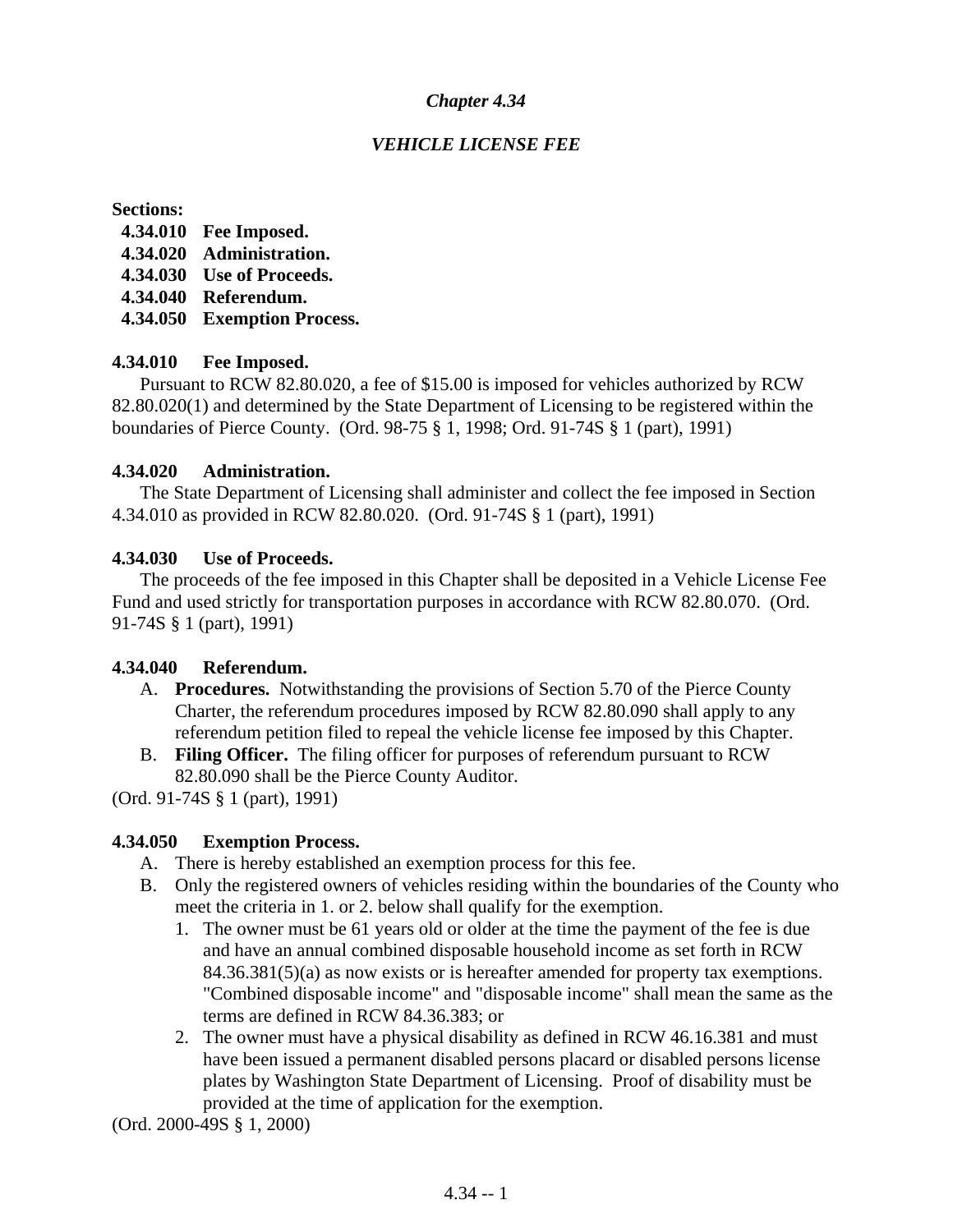# *Chapter 4.34*

## *VEHICLE LICENSE FEE*

**Sections:**

- **4.34.010 Fee Imposed.**
- **4.34.020 Administration.**
- **4.34.030 Use of Proceeds.**
- **4.34.040 Referendum.**
- **4.34.050 Exemption Process.**

### 4.34.010 Fee Imposed.

Pursuant to RCW 82.80.020, a fee of $15.00 is imposed for vehicles authorized by RCW 82.80.020(1) and determined by the State Department of Licensing to be registered within the boundaries of Pierce County. (Ord. 98-75 § 1, 1998; Ord. 91-74S § 1 (part), 1991)

### 4.34.020 Administration.

The State Department of Licensing shall administer and collect the fee imposed in Section 4.34.010 as provided in RCW 82.80.020. (Ord. 91-74S § 1 (part), 1991)

### 4.34.030 Use of Proceeds.

The proceeds of the fee imposed in this Chapter shall be deposited in a Vehicle License Fee Fund and used strictly for transportation purposes in accordance with RCW 82.80.070. (Ord. 91-74S § 1 (part), 1991)

### 4.34.040 Referendum.

A. **Procedures.** Notwithstanding the provisions of Section 5.70 of the Pierce County Charter, the referendum procedures imposed by RCW 82.80.090 shall apply to any referendum petition filed to repeal the vehicle license fee imposed by this Chapter.

B. **Filing Officer.** The filing officer for purposes of referendum pursuant to RCW 82.80.090 shall be the Pierce County Auditor.

(Ord. 91-74S § 1 (part), 1991)

### 4.34.050 Exemption Process.

A. There is hereby established an exemption process for this fee.

B. Only the registered owners of vehicles residing within the boundaries of the County who meet the criteria in 1. or 2. below shall qualify for the exemption.

1. The owner must be 61 years old or older at the time the payment of the fee is due and have an annual combined disposable household income as set forth in RCW 84.36.381(5)(a) as now exists or is hereafter amended for property tax exemptions. "Combined disposable income" and "disposable income" shall mean the same as the terms are defined in RCW 84.36.383; or
2. The owner must have a physical disability as defined in RCW 46.16.381 and must have been issued a permanent disabled persons placard or disabled persons license plates by Washington State Department of Licensing. Proof of disability must be provided at the time of application for the exemption.

(Ord. 2000-49S § 1, 2000)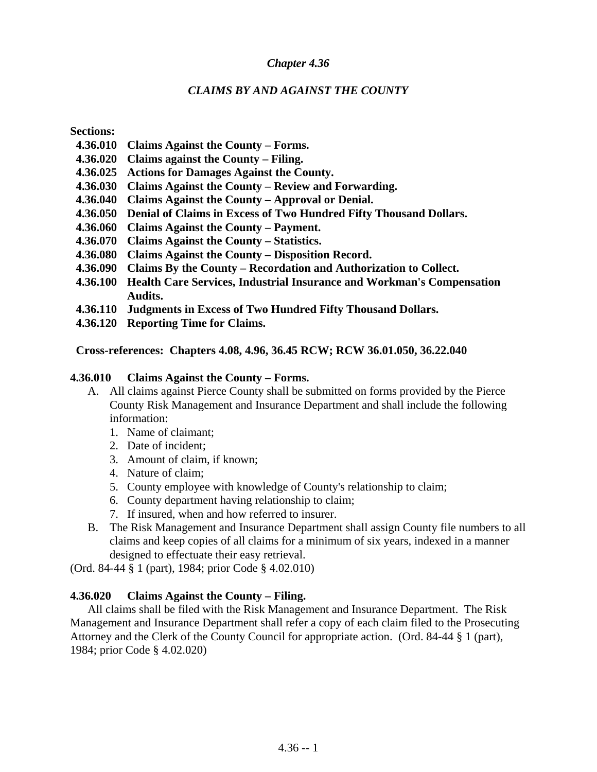## *Chapter 4.36*

## *CLAIMS BY AND AGAINST THE COUNTY*

**Sections:**

- **4.36.010 Claims Against the County – Forms.**
- **4.36.020 Claims against the County – Filing.**
- **4.36.025 Actions for Damages Against the County.**
- **4.36.030 Claims Against the County – Review and Forwarding.**
- **4.36.040 Claims Against the County – Approval or Denial.**
- **4.36.050 Denial of Claims in Excess of Two Hundred Fifty Thousand Dollars.**
- **4.36.060 Claims Against the County – Payment.**
- **4.36.070 Claims Against the County – Statistics.**
- **4.36.080 Claims Against the County – Disposition Record.**
- **4.36.090 Claims By the County – Recordation and Authorization to Collect.**
- **4.36.100 Health Care Services, Industrial Insurance and Workman's Compensation Audits.**
- **4.36.110 Judgments in Excess of Two Hundred Fifty Thousand Dollars.**
- **4.36.120 Reporting Time for Claims.**

**Cross-references: Chapters 4.08, 4.96, 36.45 RCW; RCW 36.01.050, 36.22.040**

### 4.36.010 Claims Against the County – Forms.

A. All claims against Pierce County shall be submitted on forms provided by the Pierce County Risk Management and Insurance Department and shall include the following information:
   1. Name of claimant;
   2. Date of incident;
   3. Amount of claim, if known;
   4. Nature of claim;
   5. County employee with knowledge of County's relationship to claim;
   6. County department having relationship to claim;
   7. If insured, when and how referred to insurer.

B. The Risk Management and Insurance Department shall assign County file numbers to all claims and keep copies of all claims for a minimum of six years, indexed in a manner designed to effectuate their easy retrieval.

(Ord. 84-44 § 1 (part), 1984; prior Code § 4.02.010)

### 4.36.020 Claims Against the County – Filing.

All claims shall be filed with the Risk Management and Insurance Department. The Risk Management and Insurance Department shall refer a copy of each claim filed to the Prosecuting Attorney and the Clerk of the County Council for appropriate action. (Ord. 84-44 § 1 (part), 1984; prior Code § 4.02.020)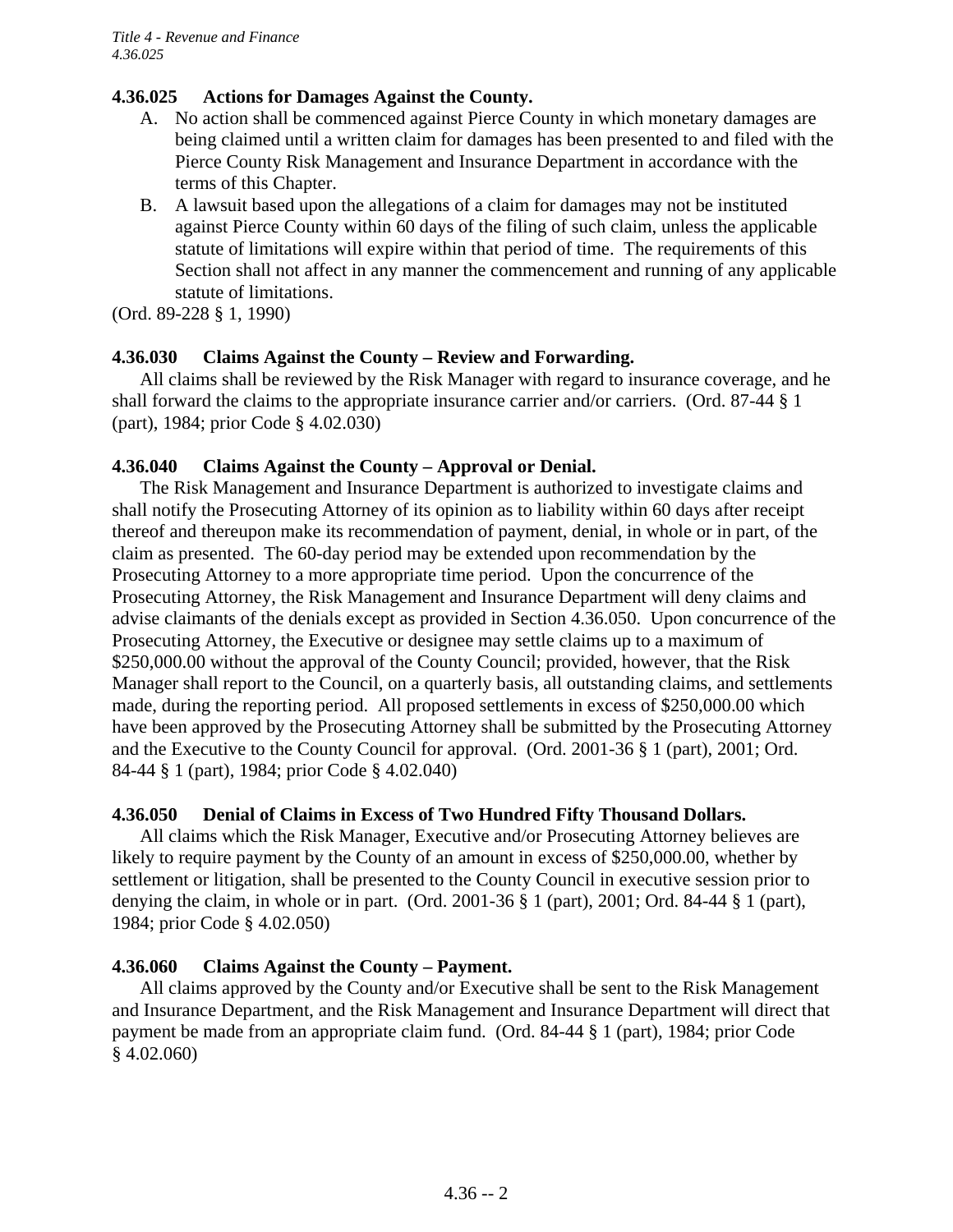### 4.36.025 Actions for Damages Against the County.

A. No action shall be commenced against Pierce County in which monetary damages are being claimed until a written claim for damages has been presented to and filed with the Pierce County Risk Management and Insurance Department in accordance with the terms of this Chapter.

B. A lawsuit based upon the allegations of a claim for damages may not be instituted against Pierce County within 60 days of the filing of such claim, unless the applicable statute of limitations will expire within that period of time. The requirements of this Section shall not affect in any manner the commencement and running of any applicable statute of limitations.

(Ord. 89-228 § 1, 1990)

### 4.36.030 Claims Against the County – Review and Forwarding.

All claims shall be reviewed by the Risk Manager with regard to insurance coverage, and he shall forward the claims to the appropriate insurance carrier and/or carriers. (Ord. 87-44 § 1 (part), 1984; prior Code § 4.02.030)

### 4.36.040 Claims Against the County – Approval or Denial.

The Risk Management and Insurance Department is authorized to investigate claims and shall notify the Prosecuting Attorney of its opinion as to liability within 60 days after receipt thereof and thereupon make its recommendation of payment, denial, in whole or in part, of the claim as presented. The 60-day period may be extended upon recommendation by the Prosecuting Attorney to a more appropriate time period. Upon the concurrence of the Prosecuting Attorney, the Risk Management and Insurance Department will deny claims and advise claimants of the denials except as provided in Section 4.36.050. Upon concurrence of the Prosecuting Attorney, the Executive or designee may settle claims up to a maximum of $250,000.00 without the approval of the County Council; provided, however, that the Risk Manager shall report to the Council, on a quarterly basis, all outstanding claims, and settlements made, during the reporting period. All proposed settlements in excess of $250,000.00 which have been approved by the Prosecuting Attorney shall be submitted by the Prosecuting Attorney and the Executive to the County Council for approval. (Ord. 2001-36 § 1 (part), 2001; Ord. 84-44 § 1 (part), 1984; prior Code § 4.02.040)

### 4.36.050 Denial of Claims in Excess of Two Hundred Fifty Thousand Dollars.

All claims which the Risk Manager, Executive and/or Prosecuting Attorney believes are likely to require payment by the County of an amount in excess of $250,000.00, whether by settlement or litigation, shall be presented to the County Council in executive session prior to denying the claim, in whole or in part. (Ord. 2001-36 § 1 (part), 2001; Ord. 84-44 § 1 (part), 1984; prior Code § 4.02.050)

### 4.36.060 Claims Against the County – Payment.

All claims approved by the County and/or Executive shall be sent to the Risk Management and Insurance Department, and the Risk Management and Insurance Department will direct that payment be made from an appropriate claim fund. (Ord. 84-44 § 1 (part), 1984; prior Code § 4.02.060)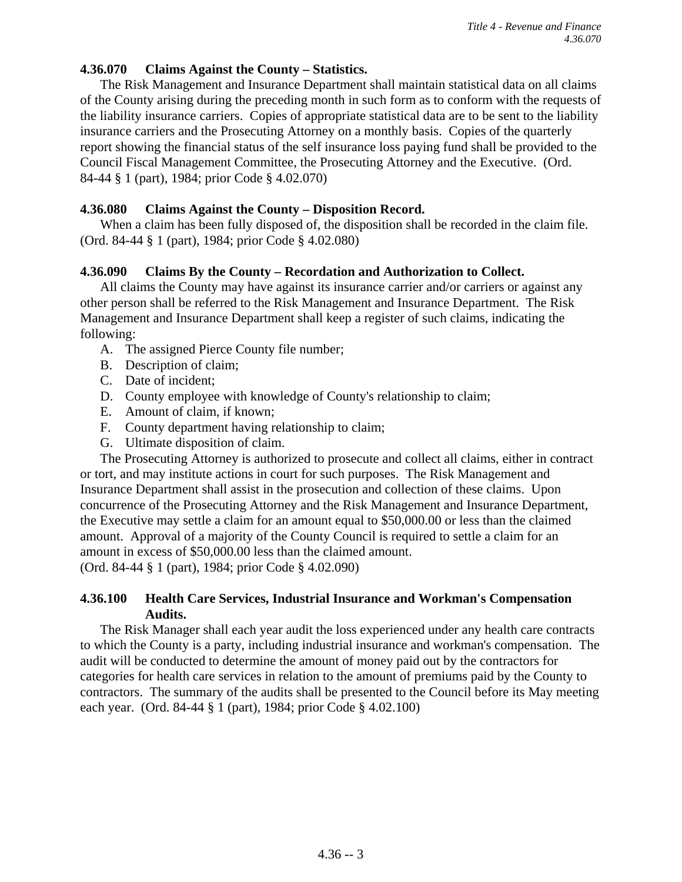### 4.36.070 Claims Against the County – Statistics.

The Risk Management and Insurance Department shall maintain statistical data on all claims of the County arising during the preceding month in such form as to conform with the requests of the liability insurance carriers. Copies of appropriate statistical data are to be sent to the liability insurance carriers and the Prosecuting Attorney on a monthly basis. Copies of the quarterly report showing the financial status of the self insurance loss paying fund shall be provided to the Council Fiscal Management Committee, the Prosecuting Attorney and the Executive. (Ord. 84-44 § 1 (part), 1984; prior Code § 4.02.070)

### 4.36.080 Claims Against the County – Disposition Record.

When a claim has been fully disposed of, the disposition shall be recorded in the claim file. (Ord. 84-44 § 1 (part), 1984; prior Code § 4.02.080)

### 4.36.090 Claims By the County – Recordation and Authorization to Collect.

All claims the County may have against its insurance carrier and/or carriers or against any other person shall be referred to the Risk Management and Insurance Department. The Risk Management and Insurance Department shall keep a register of such claims, indicating the following:

A. The assigned Pierce County file number;
B. Description of claim;
C. Date of incident;
D. County employee with knowledge of County's relationship to claim;
E. Amount of claim, if known;
F. County department having relationship to claim;
G. Ultimate disposition of claim.

The Prosecuting Attorney is authorized to prosecute and collect all claims, either in contract or tort, and may institute actions in court for such purposes. The Risk Management and Insurance Department shall assist in the prosecution and collection of these claims. Upon concurrence of the Prosecuting Attorney and the Risk Management and Insurance Department, the Executive may settle a claim for an amount equal to $50,000.00 or less than the claimed amount. Approval of a majority of the County Council is required to settle a claim for an amount in excess of $50,000.00 less than the claimed amount.
(Ord. 84-44 § 1 (part), 1984; prior Code § 4.02.090)

### 4.36.100 Health Care Services, Industrial Insurance and Workman's Compensation Audits.

The Risk Manager shall each year audit the loss experienced under any health care contracts to which the County is a party, including industrial insurance and workman's compensation. The audit will be conducted to determine the amount of money paid out by the contractors for categories for health care services in relation to the amount of premiums paid by the County to contractors. The summary of the audits shall be presented to the Council before its May meeting each year. (Ord. 84-44 § 1 (part), 1984; prior Code § 4.02.100)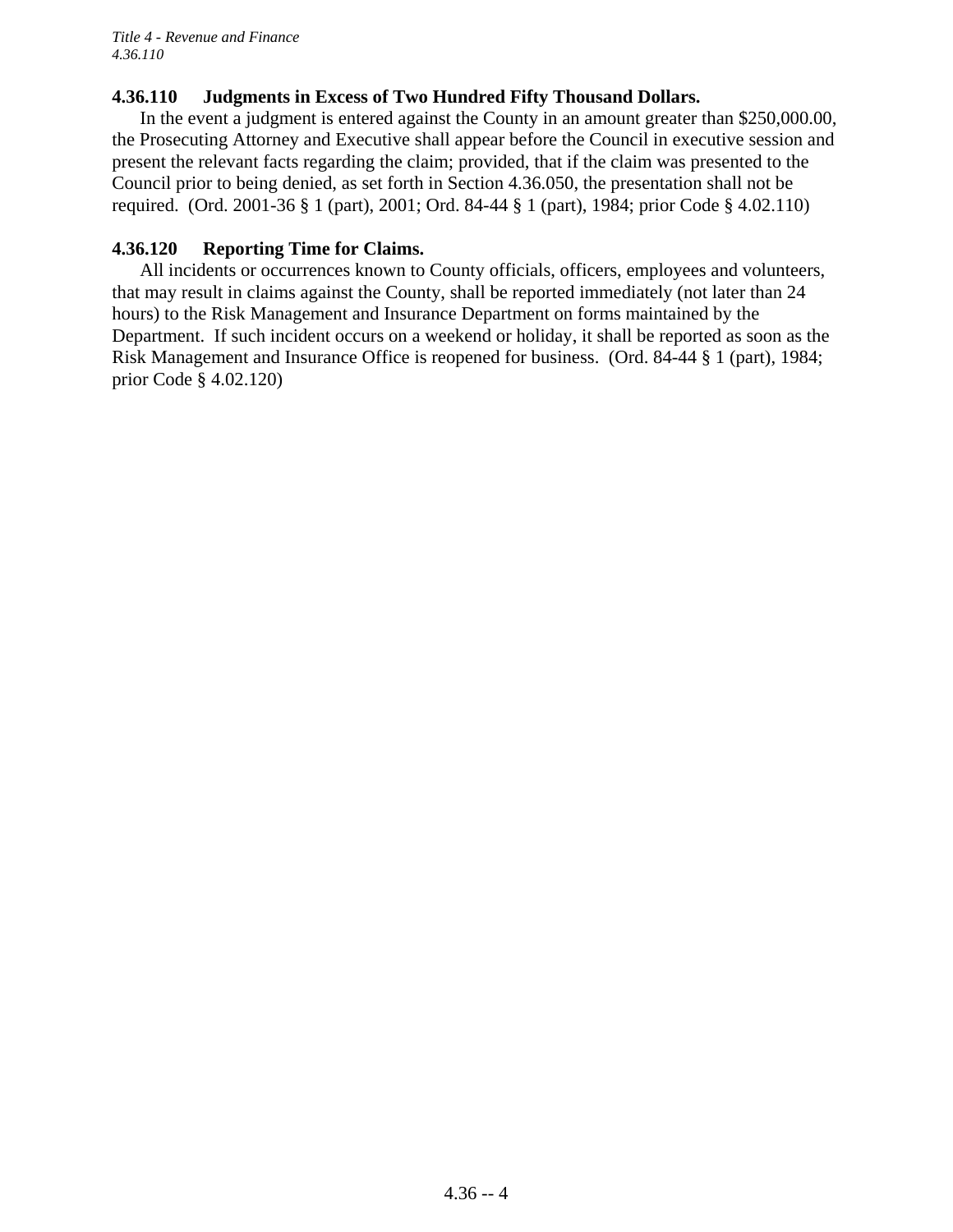### 4.36.110 Judgments in Excess of Two Hundred Fifty Thousand Dollars.

In the event a judgment is entered against the County in an amount greater than $250,000.00, the Prosecuting Attorney and Executive shall appear before the Council in executive session and present the relevant facts regarding the claim; provided, that if the claim was presented to the Council prior to being denied, as set forth in Section 4.36.050, the presentation shall not be required. (Ord. 2001-36 § 1 (part), 2001; Ord. 84-44 § 1 (part), 1984; prior Code § 4.02.110)

### 4.36.120 Reporting Time for Claims.

All incidents or occurrences known to County officials, officers, employees and volunteers, that may result in claims against the County, shall be reported immediately (not later than 24 hours) to the Risk Management and Insurance Department on forms maintained by the Department. If such incident occurs on a weekend or holiday, it shall be reported as soon as the Risk Management and Insurance Office is reopened for business. (Ord. 84-44 § 1 (part), 1984; prior Code § 4.02.120)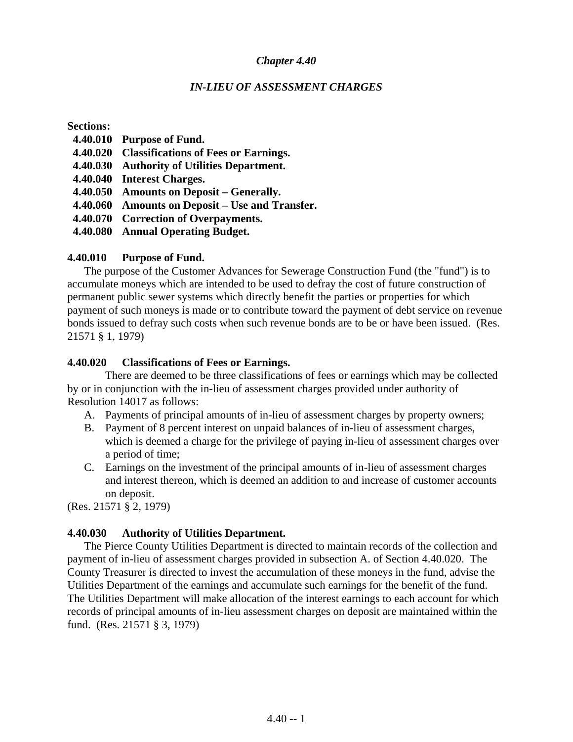# *Chapter 4.40*

## *IN-LIEU OF ASSESSMENT CHARGES*

**Sections:**

- **4.40.010 Purpose of Fund.**
- **4.40.020 Classifications of Fees or Earnings.**
- **4.40.030 Authority of Utilities Department.**
- **4.40.040 Interest Charges.**
- **4.40.050 Amounts on Deposit – Generally.**
- **4.40.060 Amounts on Deposit – Use and Transfer.**
- **4.40.070 Correction of Overpayments.**
- **4.40.080 Annual Operating Budget.**

### 4.40.010 Purpose of Fund.

The purpose of the Customer Advances for Sewerage Construction Fund (the "fund") is to accumulate moneys which are intended to be used to defray the cost of future construction of permanent public sewer systems which directly benefit the parties or properties for which payment of such moneys is made or to contribute toward the payment of debt service on revenue bonds issued to defray such costs when such revenue bonds are to be or have been issued. (Res. 21571 § 1, 1979)

### 4.40.020 Classifications of Fees or Earnings.

There are deemed to be three classifications of fees or earnings which may be collected by or in conjunction with the in-lieu of assessment charges provided under authority of Resolution 14017 as follows:

A. Payments of principal amounts of in-lieu of assessment charges by property owners;

B. Payment of 8 percent interest on unpaid balances of in-lieu of assessment charges, which is deemed a charge for the privilege of paying in-lieu of assessment charges over a period of time;

C. Earnings on the investment of the principal amounts of in-lieu of assessment charges and interest thereon, which is deemed an addition to and increase of customer accounts on deposit.

(Res. 21571 § 2, 1979)

### 4.40.030 Authority of Utilities Department.

The Pierce County Utilities Department is directed to maintain records of the collection and payment of in-lieu of assessment charges provided in subsection A. of Section 4.40.020. The County Treasurer is directed to invest the accumulation of these moneys in the fund, advise the Utilities Department of the earnings and accumulate such earnings for the benefit of the fund. The Utilities Department will make allocation of the interest earnings to each account for which records of principal amounts of in-lieu assessment charges on deposit are maintained within the fund. (Res. 21571 § 3, 1979)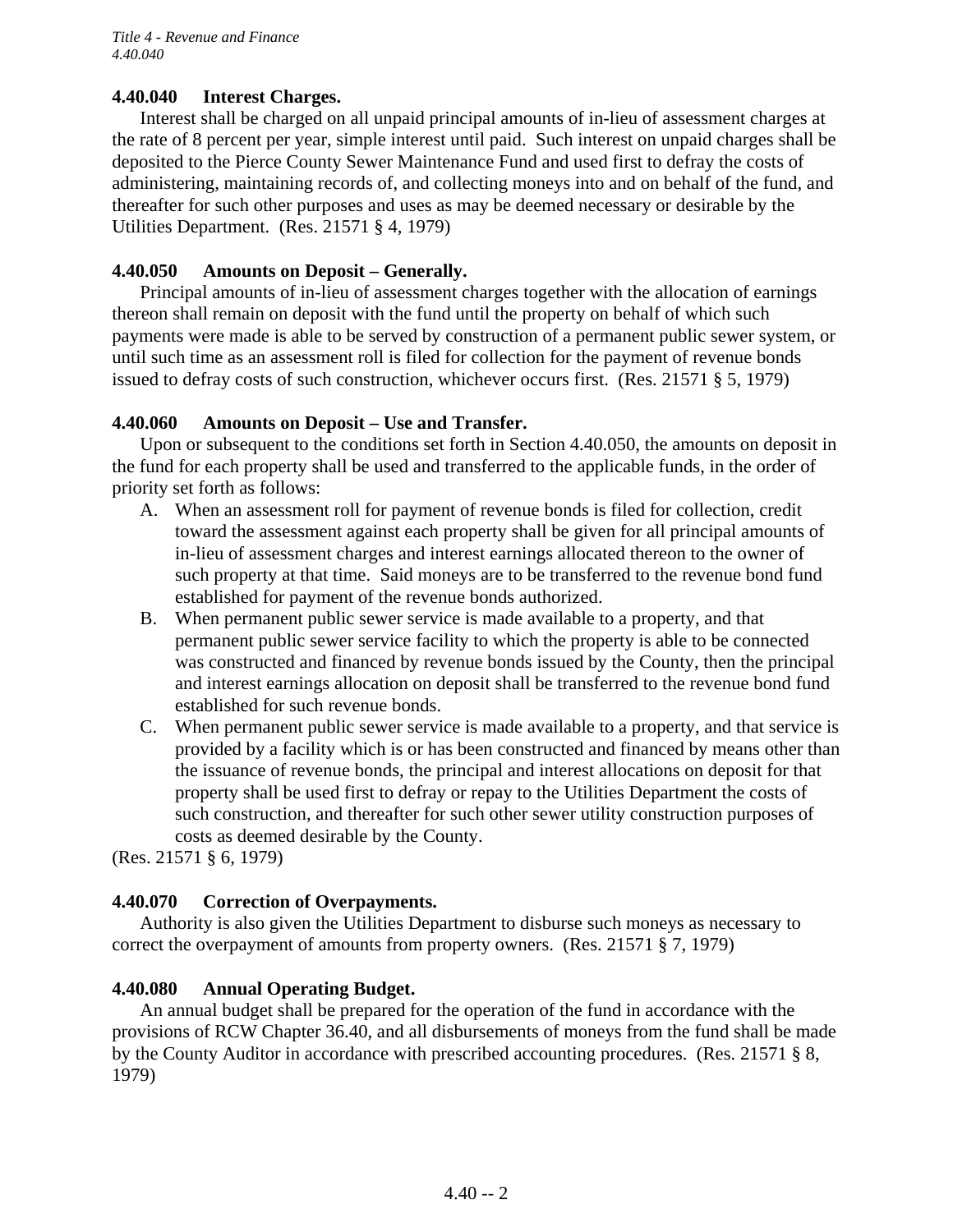### 4.40.040 Interest Charges.

Interest shall be charged on all unpaid principal amounts of in-lieu of assessment charges at the rate of 8 percent per year, simple interest until paid. Such interest on unpaid charges shall be deposited to the Pierce County Sewer Maintenance Fund and used first to defray the costs of administering, maintaining records of, and collecting moneys into and on behalf of the fund, and thereafter for such other purposes and uses as may be deemed necessary or desirable by the Utilities Department. (Res. 21571 § 4, 1979)

### 4.40.050 Amounts on Deposit – Generally.

Principal amounts of in-lieu of assessment charges together with the allocation of earnings thereon shall remain on deposit with the fund until the property on behalf of which such payments were made is able to be served by construction of a permanent public sewer system, or until such time as an assessment roll is filed for collection for the payment of revenue bonds issued to defray costs of such construction, whichever occurs first. (Res. 21571 § 5, 1979)

### 4.40.060 Amounts on Deposit – Use and Transfer.

Upon or subsequent to the conditions set forth in Section 4.40.050, the amounts on deposit in the fund for each property shall be used and transferred to the applicable funds, in the order of priority set forth as follows:

A. When an assessment roll for payment of revenue bonds is filed for collection, credit toward the assessment against each property shall be given for all principal amounts of in-lieu of assessment charges and interest earnings allocated thereon to the owner of such property at that time. Said moneys are to be transferred to the revenue bond fund established for payment of the revenue bonds authorized.

B. When permanent public sewer service is made available to a property, and that permanent public sewer service facility to which the property is able to be connected was constructed and financed by revenue bonds issued by the County, then the principal and interest earnings allocation on deposit shall be transferred to the revenue bond fund established for such revenue bonds.

C. When permanent public sewer service is made available to a property, and that service is provided by a facility which is or has been constructed and financed by means other than the issuance of revenue bonds, the principal and interest allocations on deposit for that property shall be used first to defray or repay to the Utilities Department the costs of such construction, and thereafter for such other sewer utility construction purposes of costs as deemed desirable by the County.

(Res. 21571 § 6, 1979)

### 4.40.070 Correction of Overpayments.

Authority is also given the Utilities Department to disburse such moneys as necessary to correct the overpayment of amounts from property owners. (Res. 21571 § 7, 1979)

### 4.40.080 Annual Operating Budget.

An annual budget shall be prepared for the operation of the fund in accordance with the provisions of RCW Chapter 36.40, and all disbursements of moneys from the fund shall be made by the County Auditor in accordance with prescribed accounting procedures. (Res. 21571 § 8, 1979)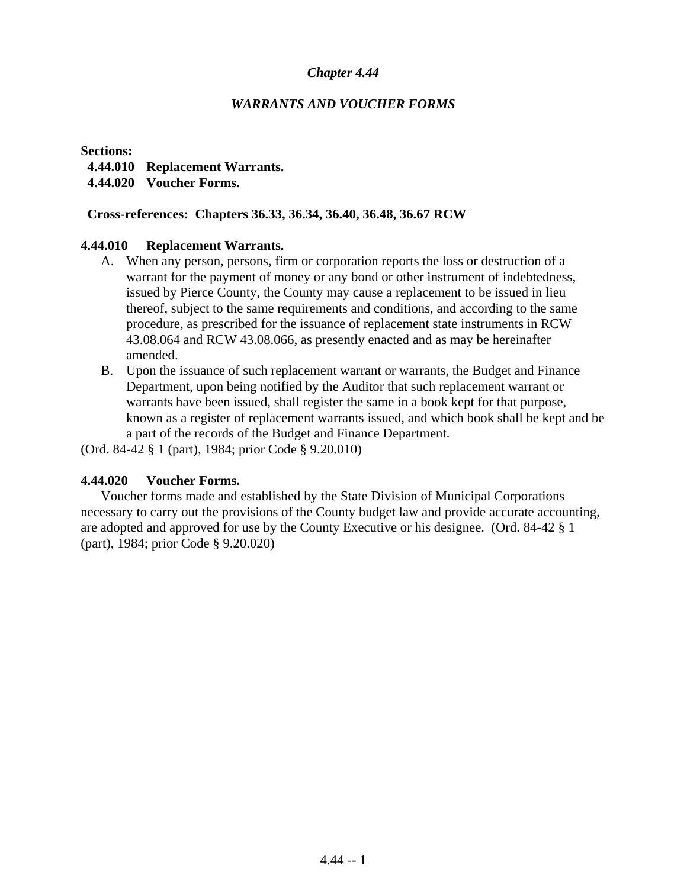# *Chapter 4.44*

## *WARRANTS AND VOUCHER FORMS*

**Sections:**

**4.44.010 Replacement Warrants.**
**4.44.020 Voucher Forms.**

**Cross-references: Chapters 36.33, 36.34, 36.40, 36.48, 36.67 RCW**

### 4.44.010 Replacement Warrants.

A. When any person, persons, firm or corporation reports the loss or destruction of a warrant for the payment of money or any bond or other instrument of indebtedness, issued by Pierce County, the County may cause a replacement to be issued in lieu thereof, subject to the same requirements and conditions, and according to the same procedure, as prescribed for the issuance of replacement state instruments in RCW 43.08.064 and RCW 43.08.066, as presently enacted and as may be hereinafter amended.

B. Upon the issuance of such replacement warrant or warrants, the Budget and Finance Department, upon being notified by the Auditor that such replacement warrant or warrants have been issued, shall register the same in a book kept for that purpose, known as a register of replacement warrants issued, and which book shall be kept and be a part of the records of the Budget and Finance Department.

(Ord. 84-42 § 1 (part), 1984; prior Code § 9.20.010)

### 4.44.020 Voucher Forms.

Voucher forms made and established by the State Division of Municipal Corporations necessary to carry out the provisions of the County budget law and provide accurate accounting, are adopted and approved for use by the County Executive or his designee. (Ord. 84-42 § 1 (part), 1984; prior Code § 9.20.020)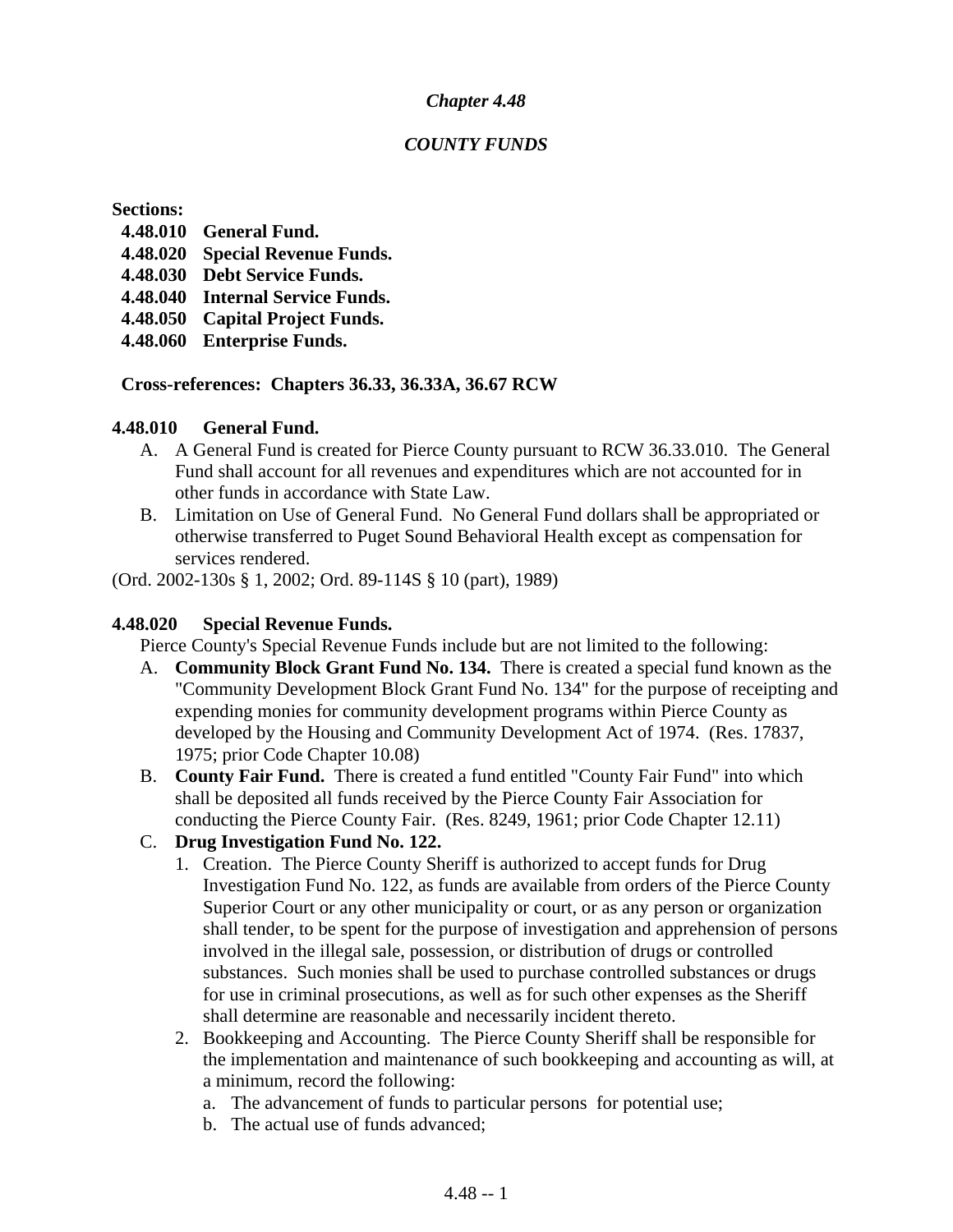## *Chapter 4.48*

## *COUNTY FUNDS*

**Sections:**

- **4.48.010 General Fund.**
- **4.48.020 Special Revenue Funds.**
- **4.48.030 Debt Service Funds.**
- **4.48.040 Internal Service Funds.**
- **4.48.050 Capital Project Funds.**
- **4.48.060 Enterprise Funds.**

**Cross-references: Chapters 36.33, 36.33A, 36.67 RCW**

### 4.48.010 General Fund.

A. A General Fund is created for Pierce County pursuant to RCW 36.33.010. The General Fund shall account for all revenues and expenditures which are not accounted for in other funds in accordance with State Law.

B. Limitation on Use of General Fund. No General Fund dollars shall be appropriated or otherwise transferred to Puget Sound Behavioral Health except as compensation for services rendered.

(Ord. 2002-130s § 1, 2002; Ord. 89-114S § 10 (part), 1989)

### 4.48.020 Special Revenue Funds.

Pierce County's Special Revenue Funds include but are not limited to the following:

A. **Community Block Grant Fund No. 134.** There is created a special fund known as the "Community Development Block Grant Fund No. 134" for the purpose of receipting and expending monies for community development programs within Pierce County as developed by the Housing and Community Development Act of 1974. (Res. 17837, 1975; prior Code Chapter 10.08)

B. **County Fair Fund.** There is created a fund entitled "County Fair Fund" into which shall be deposited all funds received by the Pierce County Fair Association for conducting the Pierce County Fair. (Res. 8249, 1961; prior Code Chapter 12.11)

C. **Drug Investigation Fund No. 122.**

1. Creation. The Pierce County Sheriff is authorized to accept funds for Drug Investigation Fund No. 122, as funds are available from orders of the Pierce County Superior Court or any other municipality or court, or as any person or organization shall tender, to be spent for the purpose of investigation and apprehension of persons involved in the illegal sale, possession, or distribution of drugs or controlled substances. Such monies shall be used to purchase controlled substances or drugs for use in criminal prosecutions, as well as for such other expenses as the Sheriff shall determine are reasonable and necessarily incident thereto.

2. Bookkeeping and Accounting. The Pierce County Sheriff shall be responsible for the implementation and maintenance of such bookkeeping and accounting as will, at a minimum, record the following:

   a. The advancement of funds to particular persons for potential use;

   b. The actual use of funds advanced;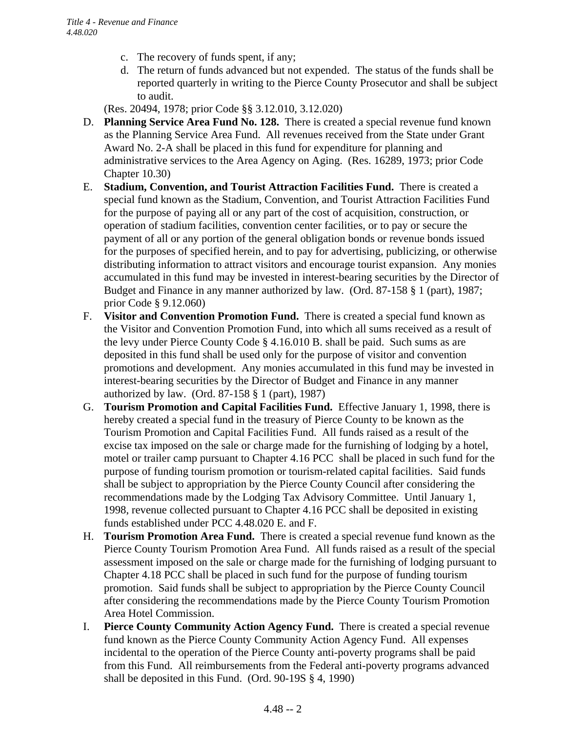c. The recovery of funds spent, if any;
   d. The return of funds advanced but not expended. The status of the funds shall be reported quarterly in writing to the Pierce County Prosecutor and shall be subject to audit.

   (Res. 20494, 1978; prior Code §§ 3.12.010, 3.12.020)

D. **Planning Service Area Fund No. 128.** There is created a special revenue fund known as the Planning Service Area Fund. All revenues received from the State under Grant Award No. 2-A shall be placed in this fund for expenditure for planning and administrative services to the Area Agency on Aging. (Res. 16289, 1973; prior Code Chapter 10.30)

E. **Stadium, Convention, and Tourist Attraction Facilities Fund.** There is created a special fund known as the Stadium, Convention, and Tourist Attraction Facilities Fund for the purpose of paying all or any part of the cost of acquisition, construction, or operation of stadium facilities, convention center facilities, or to pay or secure the payment of all or any portion of the general obligation bonds or revenue bonds issued for the purposes of specified herein, and to pay for advertising, publicizing, or otherwise distributing information to attract visitors and encourage tourist expansion. Any monies accumulated in this fund may be invested in interest-bearing securities by the Director of Budget and Finance in any manner authorized by law. (Ord. 87-158 § 1 (part), 1987; prior Code § 9.12.060)

F. **Visitor and Convention Promotion Fund.** There is created a special fund known as the Visitor and Convention Promotion Fund, into which all sums received as a result of the levy under Pierce County Code § 4.16.010 B. shall be paid. Such sums as are deposited in this fund shall be used only for the purpose of visitor and convention promotions and development. Any monies accumulated in this fund may be invested in interest-bearing securities by the Director of Budget and Finance in any manner authorized by law. (Ord. 87-158 § 1 (part), 1987)

G. **Tourism Promotion and Capital Facilities Fund.** Effective January 1, 1998, there is hereby created a special fund in the treasury of Pierce County to be known as the Tourism Promotion and Capital Facilities Fund. All funds raised as a result of the excise tax imposed on the sale or charge made for the furnishing of lodging by a hotel, motel or trailer camp pursuant to Chapter 4.16 PCC shall be placed in such fund for the purpose of funding tourism promotion or tourism-related capital facilities. Said funds shall be subject to appropriation by the Pierce County Council after considering the recommendations made by the Lodging Tax Advisory Committee. Until January 1, 1998, revenue collected pursuant to Chapter 4.16 PCC shall be deposited in existing funds established under PCC 4.48.020 E. and F.

H. **Tourism Promotion Area Fund.** There is created a special revenue fund known as the Pierce County Tourism Promotion Area Fund. All funds raised as a result of the special assessment imposed on the sale or charge made for the furnishing of lodging pursuant to Chapter 4.18 PCC shall be placed in such fund for the purpose of funding tourism promotion. Said funds shall be subject to appropriation by the Pierce County Council after considering the recommendations made by the Pierce County Tourism Promotion Area Hotel Commission.

I. **Pierce County Community Action Agency Fund.** There is created a special revenue fund known as the Pierce County Community Action Agency Fund. All expenses incidental to the operation of the Pierce County anti-poverty programs shall be paid from this Fund. All reimbursements from the Federal anti-poverty programs advanced shall be deposited in this Fund. (Ord. 90-19S § 4, 1990)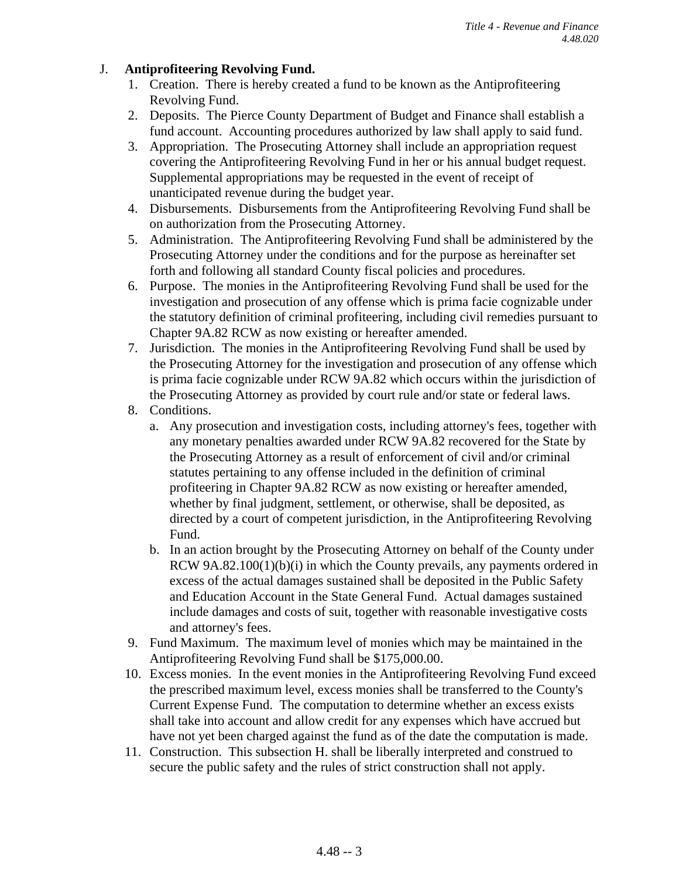J. **Antiprofiteering Revolving Fund.**

1. Creation. There is hereby created a fund to be known as the Antiprofiteering Revolving Fund.
2. Deposits. The Pierce County Department of Budget and Finance shall establish a fund account. Accounting procedures authorized by law shall apply to said fund.
3. Appropriation. The Prosecuting Attorney shall include an appropriation request covering the Antiprofiteering Revolving Fund in her or his annual budget request. Supplemental appropriations may be requested in the event of receipt of unanticipated revenue during the budget year.
4. Disbursements. Disbursements from the Antiprofiteering Revolving Fund shall be on authorization from the Prosecuting Attorney.
5. Administration. The Antiprofiteering Revolving Fund shall be administered by the Prosecuting Attorney under the conditions and for the purpose as hereinafter set forth and following all standard County fiscal policies and procedures.
6. Purpose. The monies in the Antiprofiteering Revolving Fund shall be used for the investigation and prosecution of any offense which is prima facie cognizable under the statutory definition of criminal profiteering, including civil remedies pursuant to Chapter 9A.82 RCW as now existing or hereafter amended.
7. Jurisdiction. The monies in the Antiprofiteering Revolving Fund shall be used by the Prosecuting Attorney for the investigation and prosecution of any offense which is prima facie cognizable under RCW 9A.82 which occurs within the jurisdiction of the Prosecuting Attorney as provided by court rule and/or state or federal laws.
8. Conditions.
   a. Any prosecution and investigation costs, including attorney's fees, together with any monetary penalties awarded under RCW 9A.82 recovered for the State by the Prosecuting Attorney as a result of enforcement of civil and/or criminal statutes pertaining to any offense included in the definition of criminal profiteering in Chapter 9A.82 RCW as now existing or hereafter amended, whether by final judgment, settlement, or otherwise, shall be deposited, as directed by a court of competent jurisdiction, in the Antiprofiteering Revolving Fund.
   b. In an action brought by the Prosecuting Attorney on behalf of the County under RCW 9A.82.100(1)(b)(i) in which the County prevails, any payments ordered in excess of the actual damages sustained shall be deposited in the Public Safety and Education Account in the State General Fund. Actual damages sustained include damages and costs of suit, together with reasonable investigative costs and attorney's fees.
9. Fund Maximum. The maximum level of monies which may be maintained in the Antiprofiteering Revolving Fund shall be $175,000.00.
10. Excess monies. In the event monies in the Antiprofiteering Revolving Fund exceed the prescribed maximum level, excess monies shall be transferred to the County's Current Expense Fund. The computation to determine whether an excess exists shall take into account and allow credit for any expenses which have accrued but have not yet been charged against the fund as of the date the computation is made.
11. Construction. This subsection H. shall be liberally interpreted and construed to secure the public safety and the rules of strict construction shall not apply.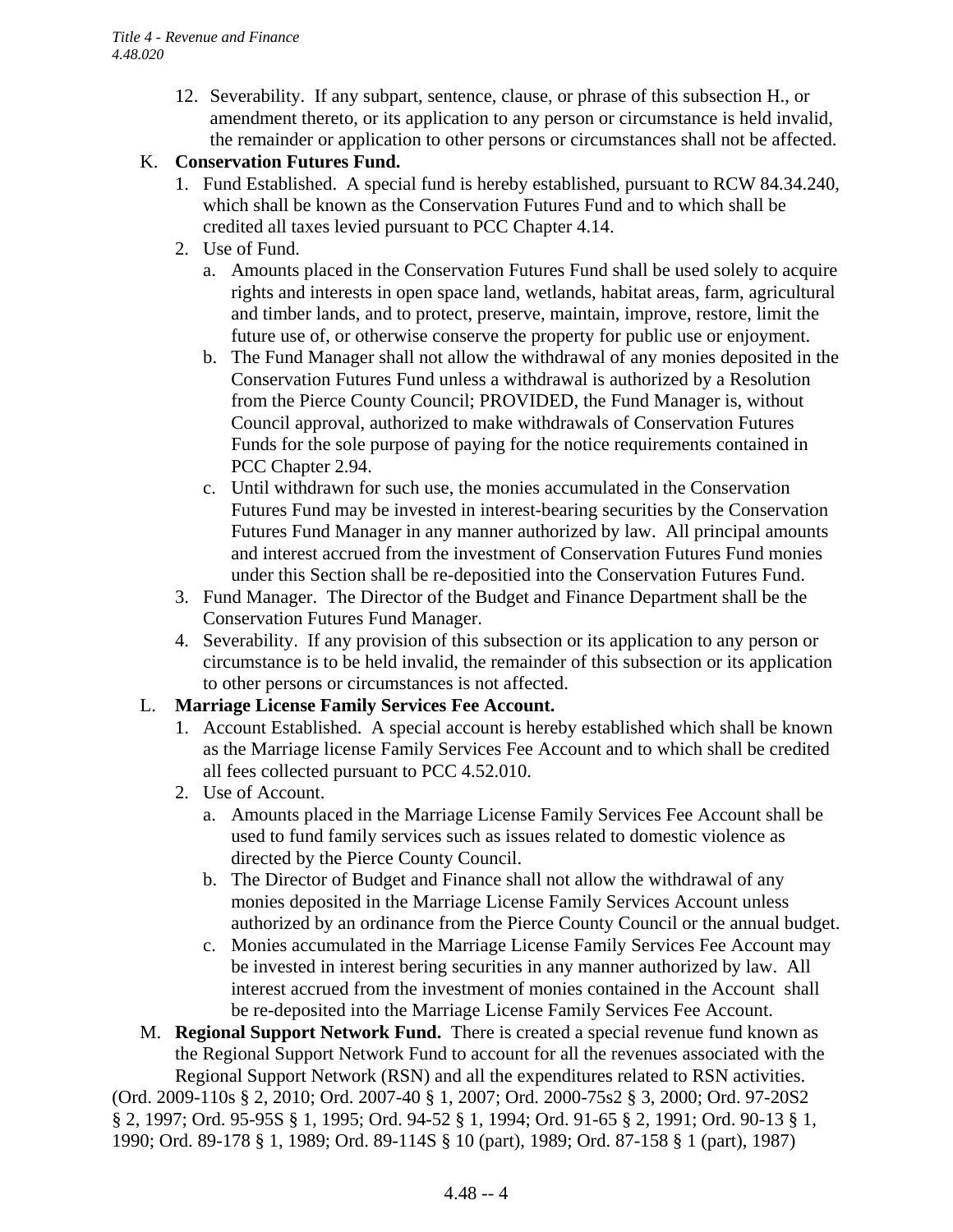12. Severability. If any subpart, sentence, clause, or phrase of this subsection H., or amendment thereto, or its application to any person or circumstance is held invalid, the remainder or application to other persons or circumstances shall not be affected.

K. **Conservation Futures Fund.**
   1. Fund Established. A special fund is hereby established, pursuant to RCW 84.34.240, which shall be known as the Conservation Futures Fund and to which shall be credited all taxes levied pursuant to PCC Chapter 4.14.
   2. Use of Fund.
      a. Amounts placed in the Conservation Futures Fund shall be used solely to acquire rights and interests in open space land, wetlands, habitat areas, farm, agricultural and timber lands, and to protect, preserve, maintain, improve, restore, limit the future use of, or otherwise conserve the property for public use or enjoyment.
      b. The Fund Manager shall not allow the withdrawal of any monies deposited in the Conservation Futures Fund unless a withdrawal is authorized by a Resolution from the Pierce County Council; PROVIDED, the Fund Manager is, without Council approval, authorized to make withdrawals of Conservation Futures Funds for the sole purpose of paying for the notice requirements contained in PCC Chapter 2.94.
      c. Until withdrawn for such use, the monies accumulated in the Conservation Futures Fund may be invested in interest-bearing securities by the Conservation Futures Fund Manager in any manner authorized by law. All principal amounts and interest accrued from the investment of Conservation Futures Fund monies under this Section shall be re-depositied into the Conservation Futures Fund.
   3. Fund Manager. The Director of the Budget and Finance Department shall be the Conservation Futures Fund Manager.
   4. Severability. If any provision of this subsection or its application to any person or circumstance is to be held invalid, the remainder of this subsection or its application to other persons or circumstances is not affected.

L. **Marriage License Family Services Fee Account.**
   1. Account Established. A special account is hereby established which shall be known as the Marriage license Family Services Fee Account and to which shall be credited all fees collected pursuant to PCC 4.52.010.
   2. Use of Account.
      a. Amounts placed in the Marriage License Family Services Fee Account shall be used to fund family services such as issues related to domestic violence as directed by the Pierce County Council.
      b. The Director of Budget and Finance shall not allow the withdrawal of any monies deposited in the Marriage License Family Services Account unless authorized by an ordinance from the Pierce County Council or the annual budget.
      c. Monies accumulated in the Marriage License Family Services Fee Account may be invested in interest bering securities in any manner authorized by law. All interest accrued from the investment of monies contained in the Account shall be re-deposited into the Marriage License Family Services Fee Account.

M. **Regional Support Network Fund.** There is created a special revenue fund known as the Regional Support Network Fund to account for all the revenues associated with the Regional Support Network (RSN) and all the expenditures related to RSN activities.

(Ord. 2009-110s § 2, 2010; Ord. 2007-40 § 1, 2007; Ord. 2000-75s2 § 3, 2000; Ord. 97-20S2 § 2, 1997; Ord. 95-95S § 1, 1995; Ord. 94-52 § 1, 1994; Ord. 91-65 § 2, 1991; Ord. 90-13 § 1, 1990; Ord. 89-178 § 1, 1989; Ord. 89-114S § 10 (part), 1989; Ord. 87-158 § 1 (part), 1987)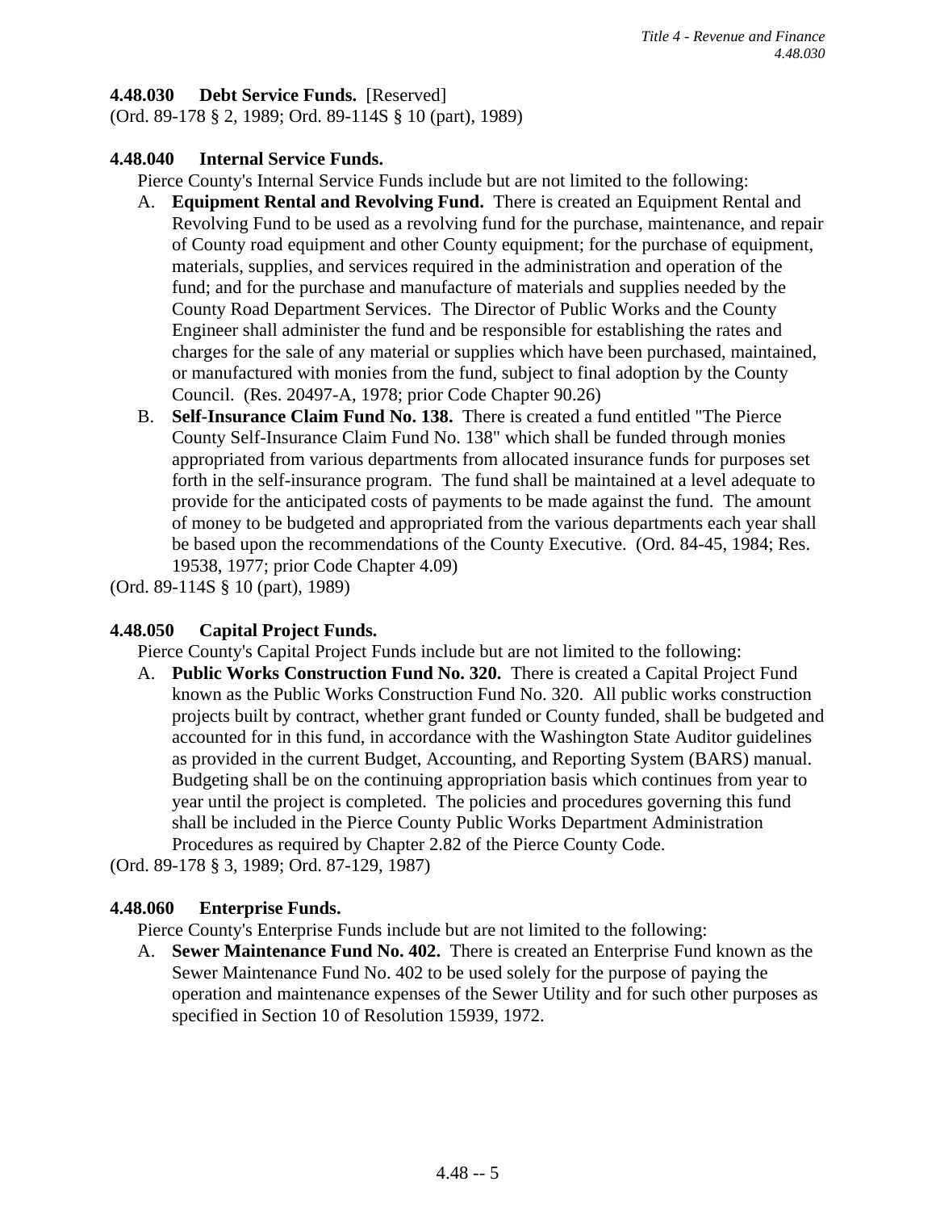**4.48.030 Debt Service Funds.** [Reserved]
(Ord. 89-178 § 2, 1989; Ord. 89-114S § 10 (part), 1989)

**4.48.040 Internal Service Funds.**

Pierce County's Internal Service Funds include but are not limited to the following:

A. **Equipment Rental and Revolving Fund.** There is created an Equipment Rental and Revolving Fund to be used as a revolving fund for the purchase, maintenance, and repair of County road equipment and other County equipment; for the purchase of equipment, materials, supplies, and services required in the administration and operation of the fund; and for the purchase and manufacture of materials and supplies needed by the County Road Department Services. The Director of Public Works and the County Engineer shall administer the fund and be responsible for establishing the rates and charges for the sale of any material or supplies which have been purchased, maintained, or manufactured with monies from the fund, subject to final adoption by the County Council. (Res. 20497-A, 1978; prior Code Chapter 90.26)

B. **Self-Insurance Claim Fund No. 138.** There is created a fund entitled "The Pierce County Self-Insurance Claim Fund No. 138" which shall be funded through monies appropriated from various departments from allocated insurance funds for purposes set forth in the self-insurance program. The fund shall be maintained at a level adequate to provide for the anticipated costs of payments to be made against the fund. The amount of money to be budgeted and appropriated from the various departments each year shall be based upon the recommendations of the County Executive. (Ord. 84-45, 1984; Res. 19538, 1977; prior Code Chapter 4.09)

(Ord. 89-114S § 10 (part), 1989)

**4.48.050 Capital Project Funds.**

Pierce County's Capital Project Funds include but are not limited to the following:

A. **Public Works Construction Fund No. 320.** There is created a Capital Project Fund known as the Public Works Construction Fund No. 320. All public works construction projects built by contract, whether grant funded or County funded, shall be budgeted and accounted for in this fund, in accordance with the Washington State Auditor guidelines as provided in the current Budget, Accounting, and Reporting System (BARS) manual. Budgeting shall be on the continuing appropriation basis which continues from year to year until the project is completed. The policies and procedures governing this fund shall be included in the Pierce County Public Works Department Administration Procedures as required by Chapter 2.82 of the Pierce County Code.

(Ord. 89-178 § 3, 1989; Ord. 87-129, 1987)

**4.48.060 Enterprise Funds.**

Pierce County's Enterprise Funds include but are not limited to the following:

A. **Sewer Maintenance Fund No. 402.** There is created an Enterprise Fund known as the Sewer Maintenance Fund No. 402 to be used solely for the purpose of paying the operation and maintenance expenses of the Sewer Utility and for such other purposes as specified in Section 10 of Resolution 15939, 1972.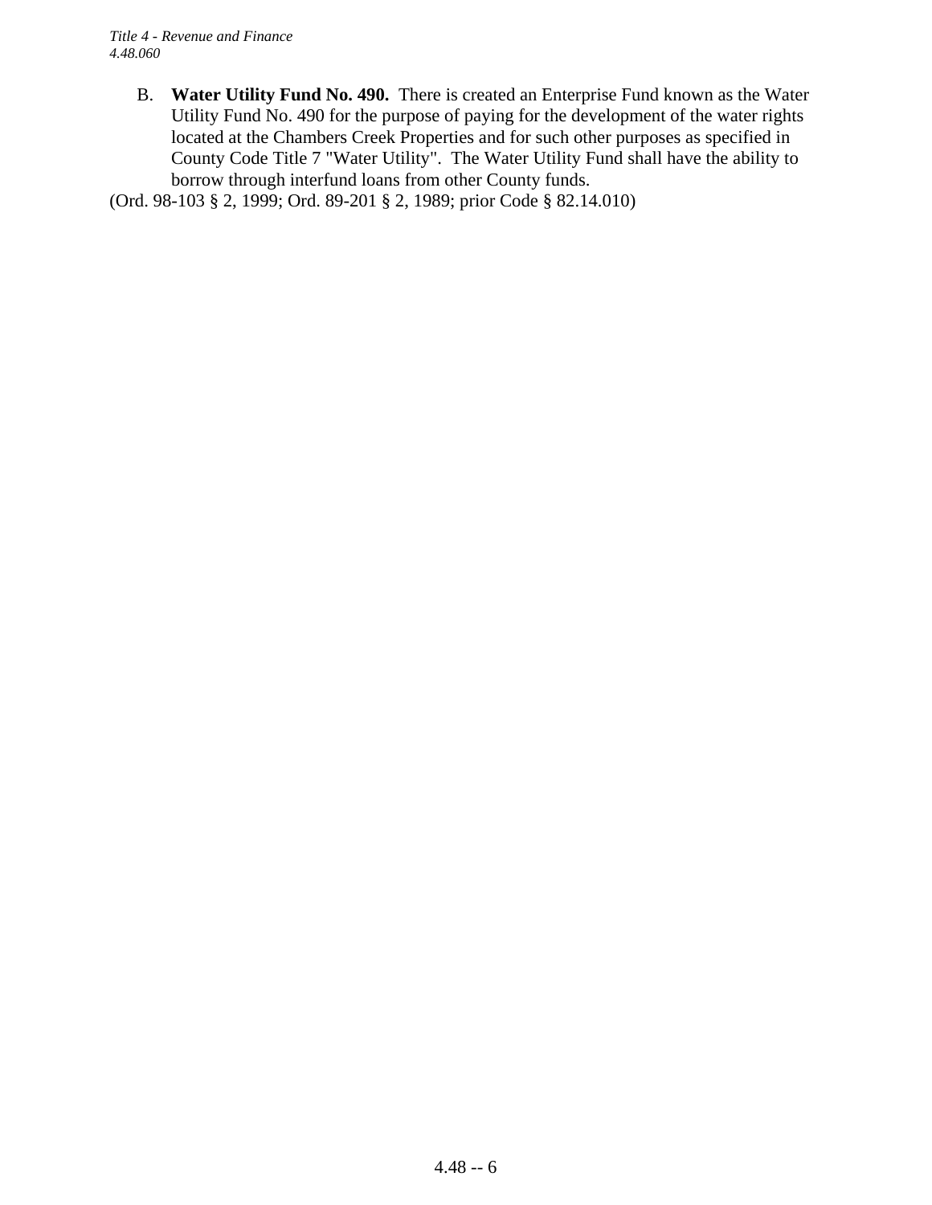B. **Water Utility Fund No. 490.** There is created an Enterprise Fund known as the Water Utility Fund No. 490 for the purpose of paying for the development of the water rights located at the Chambers Creek Properties and for such other purposes as specified in County Code Title 7 "Water Utility". The Water Utility Fund shall have the ability to borrow through interfund loans from other County funds.

(Ord. 98-103 § 2, 1999; Ord. 89-201 § 2, 1989; prior Code § 82.14.010)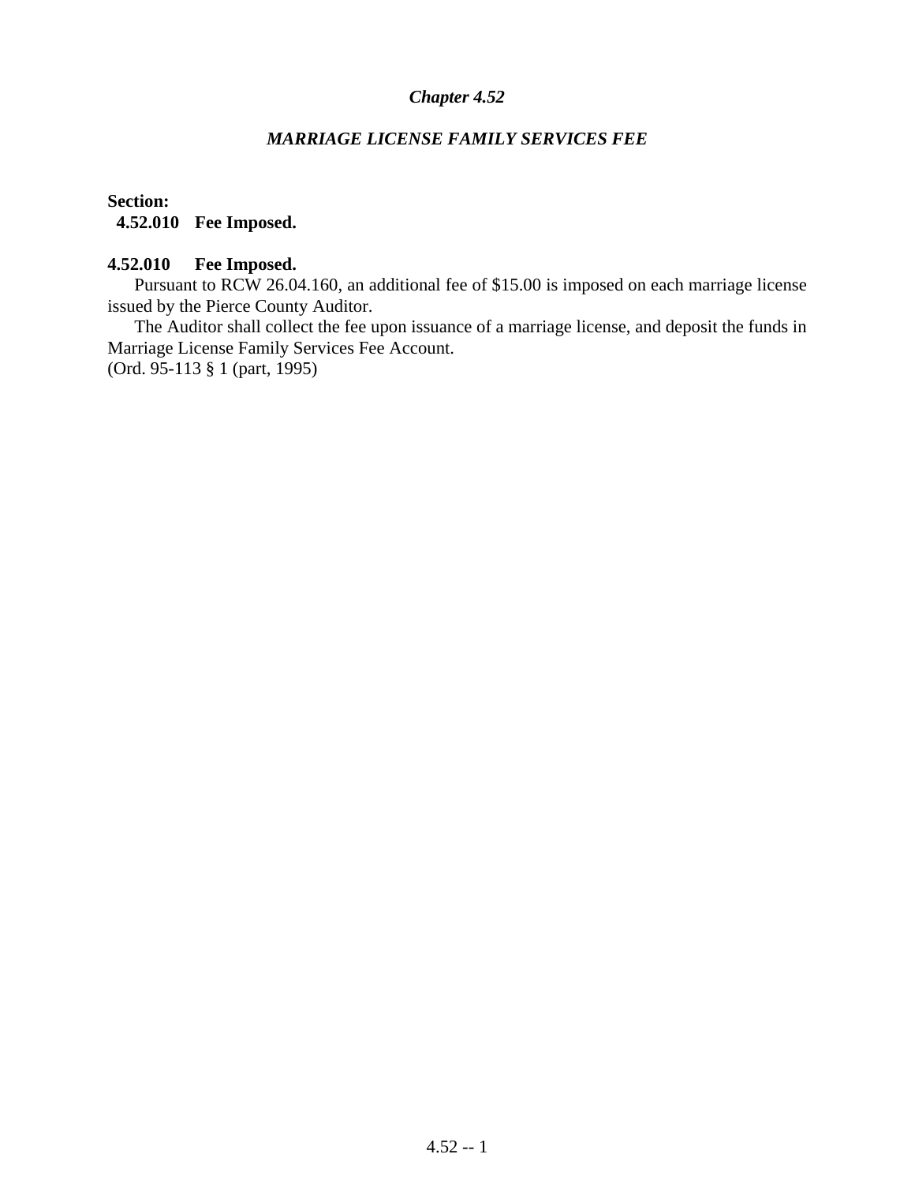## *Chapter 4.52*

## *MARRIAGE LICENSE FAMILY SERVICES FEE*

**Section:**
**4.52.010 Fee Imposed.**

**4.52.010 Fee Imposed.**

Pursuant to RCW 26.04.160, an additional fee of $15.00 is imposed on each marriage license issued by the Pierce County Auditor.

The Auditor shall collect the fee upon issuance of a marriage license, and deposit the funds in Marriage License Family Services Fee Account.

(Ord. 95-113 § 1 (part, 1995)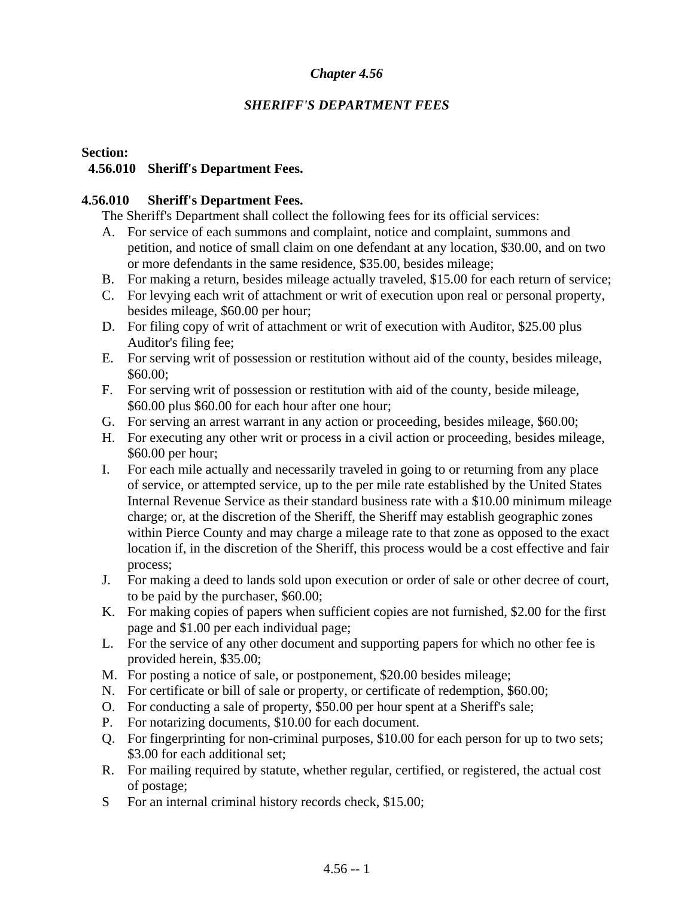## *Chapter 4.56*

### *SHERIFF'S DEPARTMENT FEES*

**Section:**
**4.56.010 Sheriff's Department Fees.**

**4.56.010 Sheriff's Department Fees.**

The Sheriff's Department shall collect the following fees for its official services:

A. For service of each summons and complaint, notice and complaint, summons and petition, and notice of small claim on one defendant at any location, $30.00, and on two or more defendants in the same residence, $35.00, besides mileage;

B. For making a return, besides mileage actually traveled, $15.00 for each return of service;

C. For levying each writ of attachment or writ of execution upon real or personal property, besides mileage, $60.00 per hour;

D. For filing copy of writ of attachment or writ of execution with Auditor, $25.00 plus Auditor's filing fee;

E. For serving writ of possession or restitution without aid of the county, besides mileage, $60.00;

F. For serving writ of possession or restitution with aid of the county, beside mileage, $60.00 plus $60.00 for each hour after one hour;

G. For serving an arrest warrant in any action or proceeding, besides mileage, $60.00;

H. For executing any other writ or process in a civil action or proceeding, besides mileage, $60.00 per hour;

I. For each mile actually and necessarily traveled in going to or returning from any place of service, or attempted service, up to the per mile rate established by the United States Internal Revenue Service as their standard business rate with a $10.00 minimum mileage charge; or, at the discretion of the Sheriff, the Sheriff may establish geographic zones within Pierce County and may charge a mileage rate to that zone as opposed to the exact location if, in the discretion of the Sheriff, this process would be a cost effective and fair process;

J. For making a deed to lands sold upon execution or order of sale or other decree of court, to be paid by the purchaser, $60.00;

K. For making copies of papers when sufficient copies are not furnished, $2.00 for the first page and $1.00 per each individual page;

L. For the service of any other document and supporting papers for which no other fee is provided herein, $35.00;

M. For posting a notice of sale, or postponement, $20.00 besides mileage;

N. For certificate or bill of sale or property, or certificate of redemption, $60.00;

O. For conducting a sale of property, $50.00 per hour spent at a Sheriff's sale;

P. For notarizing documents, $10.00 for each document.

Q. For fingerprinting for non-criminal purposes, $10.00 for each person for up to two sets; $3.00 for each additional set;

R. For mailing required by statute, whether regular, certified, or registered, the actual cost of postage;

S For an internal criminal history records check, $15.00;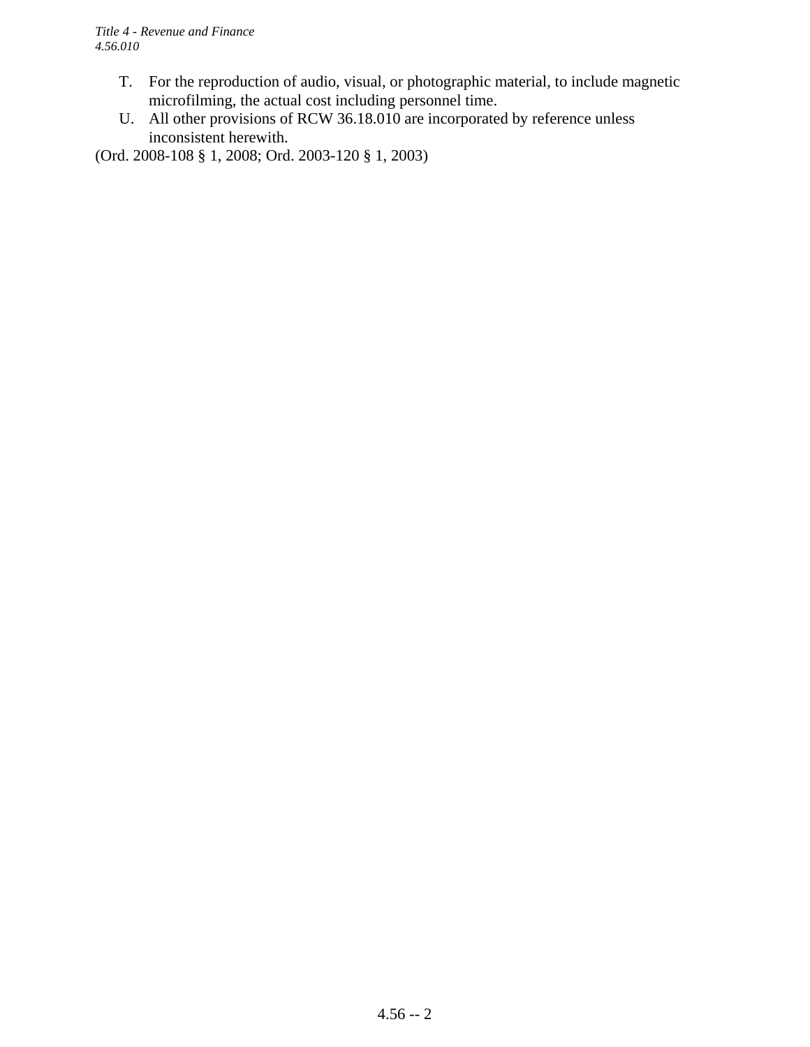T. For the reproduction of audio, visual, or photographic material, to include magnetic microfilming, the actual cost including personnel time.

U. All other provisions of RCW 36.18.010 are incorporated by reference unless inconsistent herewith.

(Ord. 2008-108 § 1, 2008; Ord. 2003-120 § 1, 2003)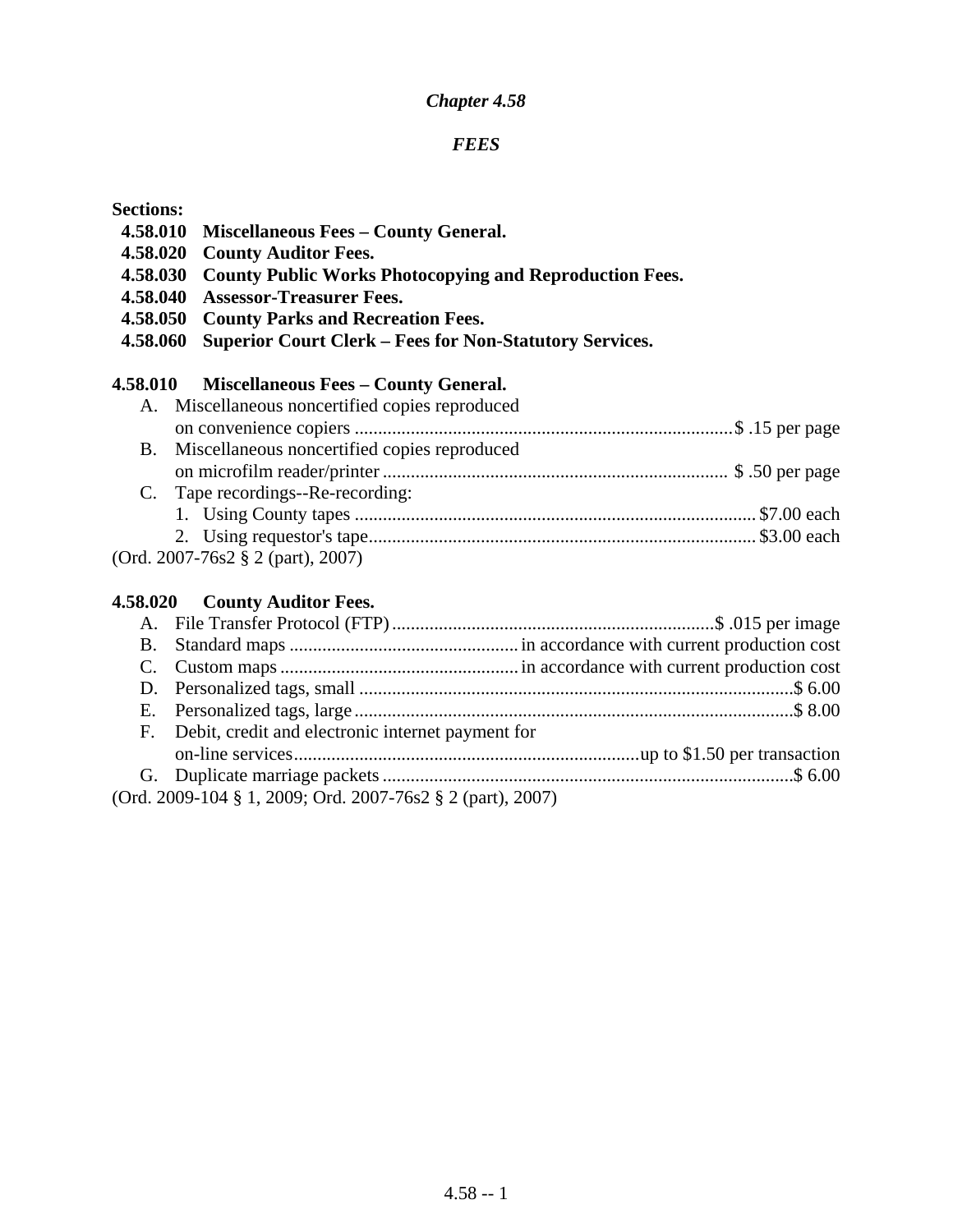# *Chapter 4.58*

## *FEES*

**Sections:**

- **4.58.010 Miscellaneous Fees – County General.**
- **4.58.020 County Auditor Fees.**
- **4.58.030 County Public Works Photocopying and Reproduction Fees.**
- **4.58.040 Assessor-Treasurer Fees.**
- **4.58.050 County Parks and Recreation Fees.**
- **4.58.060 Superior Court Clerk – Fees for Non-Statutory Services.**

### 4.58.010 Miscellaneous Fees – County General.

A. Miscellaneous noncertified copies reproduced on convenience copiers ........ $ .15 per page

B. Miscellaneous noncertified copies reproduced on microfilm reader/printer ........ $ .50 per page

C. Tape recordings--Re-recording:

1. Using County tapes ........ $7.00 each
2. Using requestor's tape........ $3.00 each

(Ord. 2007-76s2 § 2 (part), 2007)

### 4.58.020 County Auditor Fees.

A. File Transfer Protocol (FTP) ........ $ .015 per image

B. Standard maps ........ in accordance with current production cost

C. Custom maps ........ in accordance with current production cost

D. Personalized tags, small ........ $ 6.00

E. Personalized tags, large ........ $ 8.00

F. Debit, credit and electronic internet payment for on-line services........ up to $1.50 per transaction

G. Duplicate marriage packets ........ $ 6.00

(Ord. 2009-104 § 1, 2009; Ord. 2007-76s2 § 2 (part), 2007)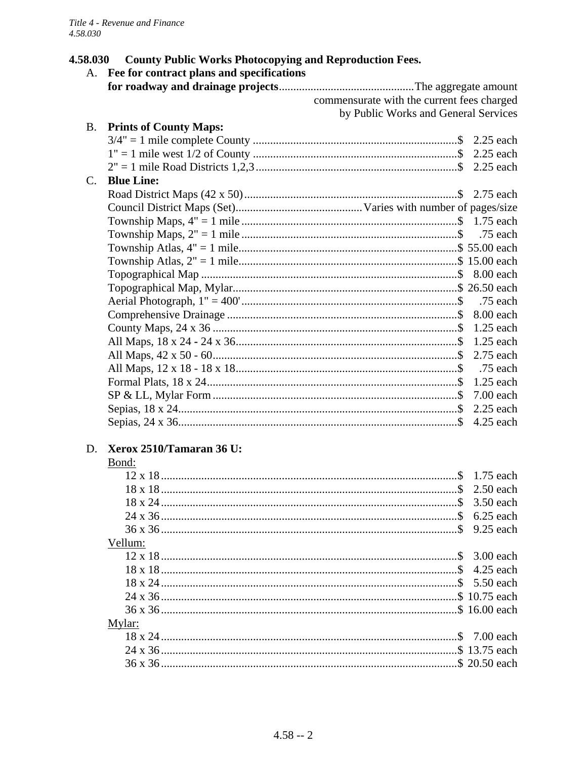## 4.58.030 County Public Works Photocopying and Reproduction Fees.

A. **Fee for contract plans and specifications for roadway and drainage projects** .............................................. The aggregate amount commensurate with the current fees charged by Public Works and General Services

B. **Prints of County Maps:**

| Item | Fee |
|---|---|
| 3/4" = 1 mile complete County | $ 2.25 each |
| 1" = 1 mile west 1/2 of County | $ 2.25 each |
| 2" = 1 mile Road Districts 1,2,3 | $ 2.25 each |

C. **Blue Line:**

| Item | Fee |
|---|---|
| Road District Maps (42 x 50) | $ 2.75 each |
| Council District Maps (Set) | Varies with number of pages/size |
| Township Maps, 4" = 1 mile | $ 1.75 each |
| Township Maps, 2" = 1 mile | $ .75 each |
| Township Atlas, 4" = 1 mile | $ 55.00 each |
| Township Atlas, 2" = 1 mile | $ 15.00 each |
| Topographical Map | $ 8.00 each |
| Topographical Map, Mylar | $ 26.50 each |
| Aerial Photograph, 1" = 400' | $ .75 each |
| Comprehensive Drainage | $ 8.00 each |
| County Maps, 24 x 36 | $ 1.25 each |
| All Maps, 18 x 24 - 24 x 36 | $ 1.25 each |
| All Maps, 42 x 50 - 60 | $ 2.75 each |
| All Maps, 12 x 18 - 18 x 18 | $ .75 each |
| Formal Plats, 18 x 24 | $ 1.25 each |
| SP & LL, Mylar Form | $ 7.00 each |
| Sepias, 18 x 24 | $ 2.25 each |
| Sepias, 24 x 36 | $ 4.25 each |

D. **Xerox 2510/Tamaran 36 U:**

Bond:

| Size | Fee |
|---|---|
| 12 x 18 | $ 1.75 each |
| 18 x 18 | $ 2.50 each |
| 18 x 24 | $ 3.50 each |
| 24 x 36 | $ 6.25 each |
| 36 x 36 | $ 9.25 each |

Vellum:

| Size | Fee |
|---|---|
| 12 x 18 | $ 3.00 each |
| 18 x 18 | $ 4.25 each |
| 18 x 24 | $ 5.50 each |
| 24 x 36 | $ 10.75 each |
| 36 x 36 | $ 16.00 each |

Mylar:

| Size | Fee |
|---|---|
| 18 x 24 | $ 7.00 each |
| 24 x 36 | $ 13.75 each |
| 36 x 36 | $ 20.50 each |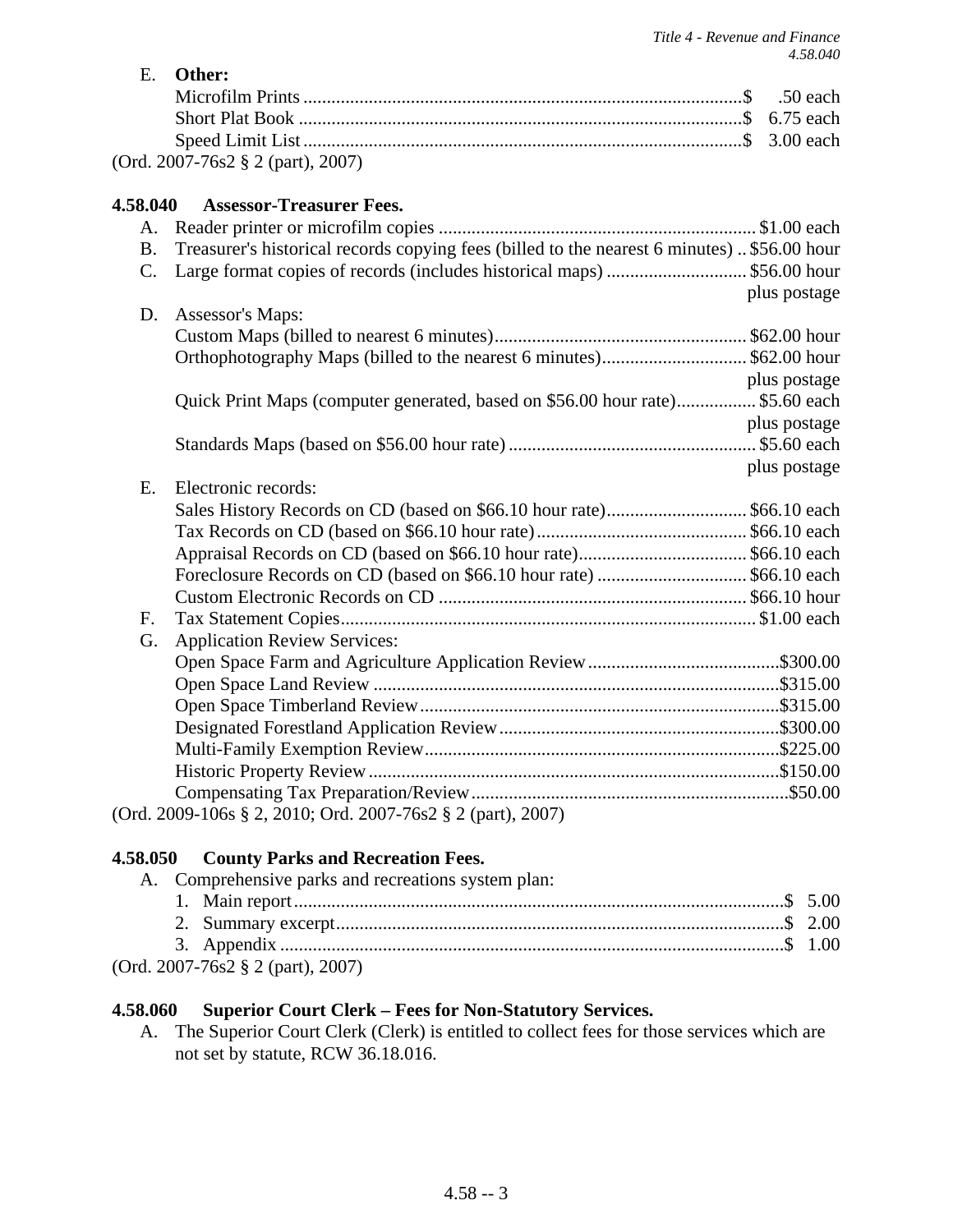E. **Other:**

Microfilm Prints .............................................................................................$ .50 each
Short Plat Book ..............................................................................................$ 6.75 each
Speed Limit List.............................................................................................$ 3.00 each

(Ord. 2007-76s2 § 2 (part), 2007)

**4.58.040 Assessor-Treasurer Fees.**

A. Reader printer or microfilm copies ................................................................... $1.00 each

B. Treasurer's historical records copying fees (billed to the nearest 6 minutes) .. $56.00 hour

C. Large format copies of records (includes historical maps) ............................. $56.00 hour plus postage

D. Assessor's Maps:

Custom Maps (billed to nearest 6 minutes)..................................................... $62.00 hour
Orthophotography Maps (billed to the nearest 6 minutes)............................... $62.00 hour plus postage
Quick Print Maps (computer generated, based on $56.00 hour rate)................. $5.60 each plus postage
Standards Maps (based on $56.00 hour rate) ..................................................... $5.60 each plus postage

E. Electronic records:

Sales History Records on CD (based on $66.10 hour rate).............................. $66.10 each
Tax Records on CD (based on $66.10 hour rate)............................................. $66.10 each
Appraisal Records on CD (based on $66.10 hour rate).................................... $66.10 each
Foreclosure Records on CD (based on $66.10 hour rate) ................................ $66.10 each
Custom Electronic Records on CD .................................................................. $66.10 hour

F. Tax Statement Copies......................................................................................... $1.00 each

G. Application Review Services:

Open Space Farm and Agriculture Application Review.........................................$300.00
Open Space Land Review ......................................................................................$315.00
Open Space Timberland Review............................................................................$315.00
Designated Forestland Application Review...........................................................$300.00
Multi-Family Exemption Review...........................................................................$225.00
Historic Property Review .......................................................................................$150.00
Compensating Tax Preparation/Review...................................................................$50.00

(Ord. 2009-106s § 2, 2010; Ord. 2007-76s2 § 2 (part), 2007)

**4.58.050 County Parks and Recreation Fees.**

A. Comprehensive parks and recreations system plan:

1. Main report........................................................................................................$ 5.00
2. Summary excerpt...............................................................................................$ 2.00
3. Appendix ..........................................................................................................$ 1.00

(Ord. 2007-76s2 § 2 (part), 2007)

**4.58.060 Superior Court Clerk – Fees for Non-Statutory Services.**

A. The Superior Court Clerk (Clerk) is entitled to collect fees for those services which are not set by statute, RCW 36.18.016.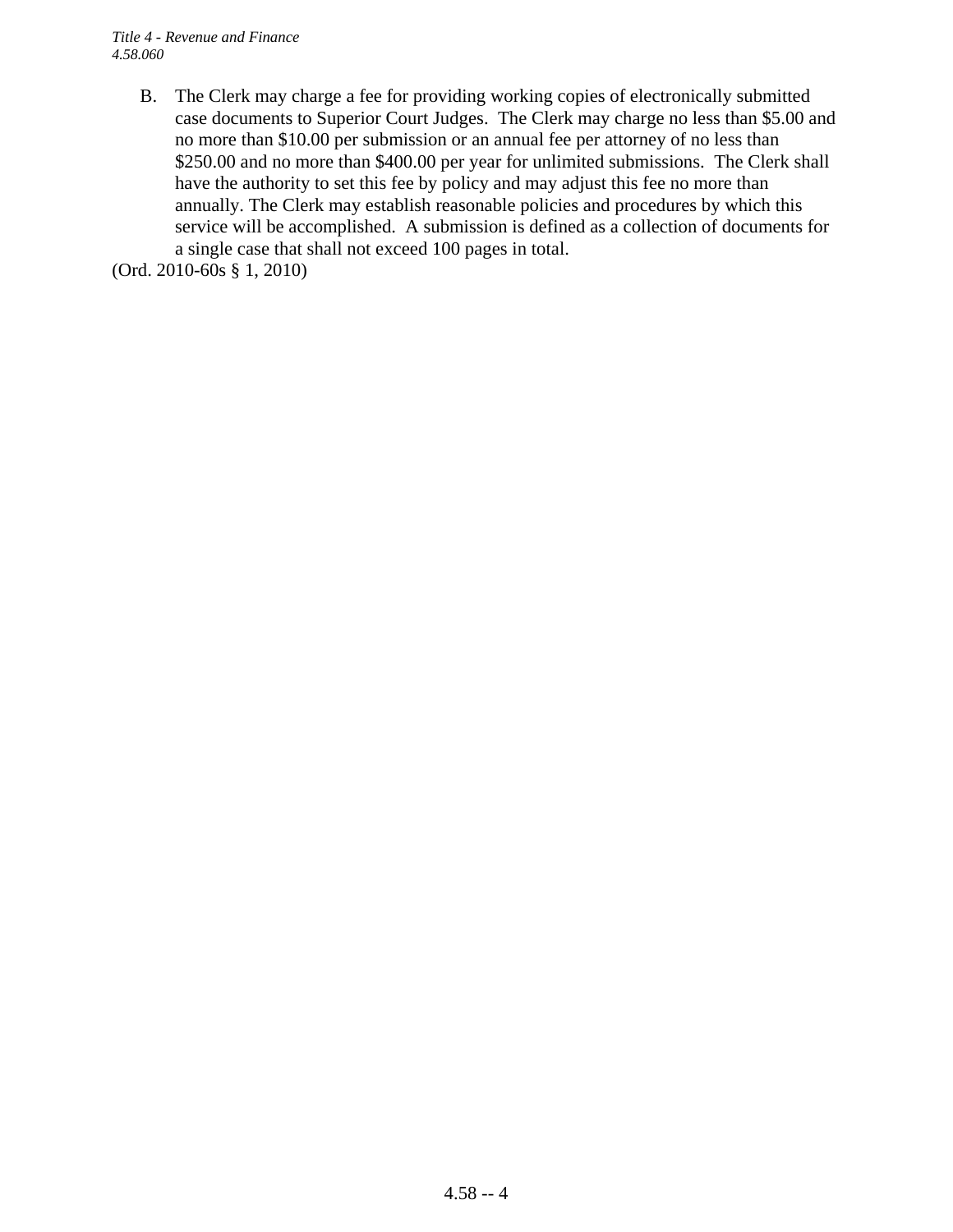B. The Clerk may charge a fee for providing working copies of electronically submitted case documents to Superior Court Judges. The Clerk may charge no less than $5.00 and no more than $10.00 per submission or an annual fee per attorney of no less than $250.00 and no more than $400.00 per year for unlimited submissions. The Clerk shall have the authority to set this fee by policy and may adjust this fee no more than annually. The Clerk may establish reasonable policies and procedures by which this service will be accomplished. A submission is defined as a collection of documents for a single case that shall not exceed 100 pages in total.

(Ord. 2010-60s § 1, 2010)